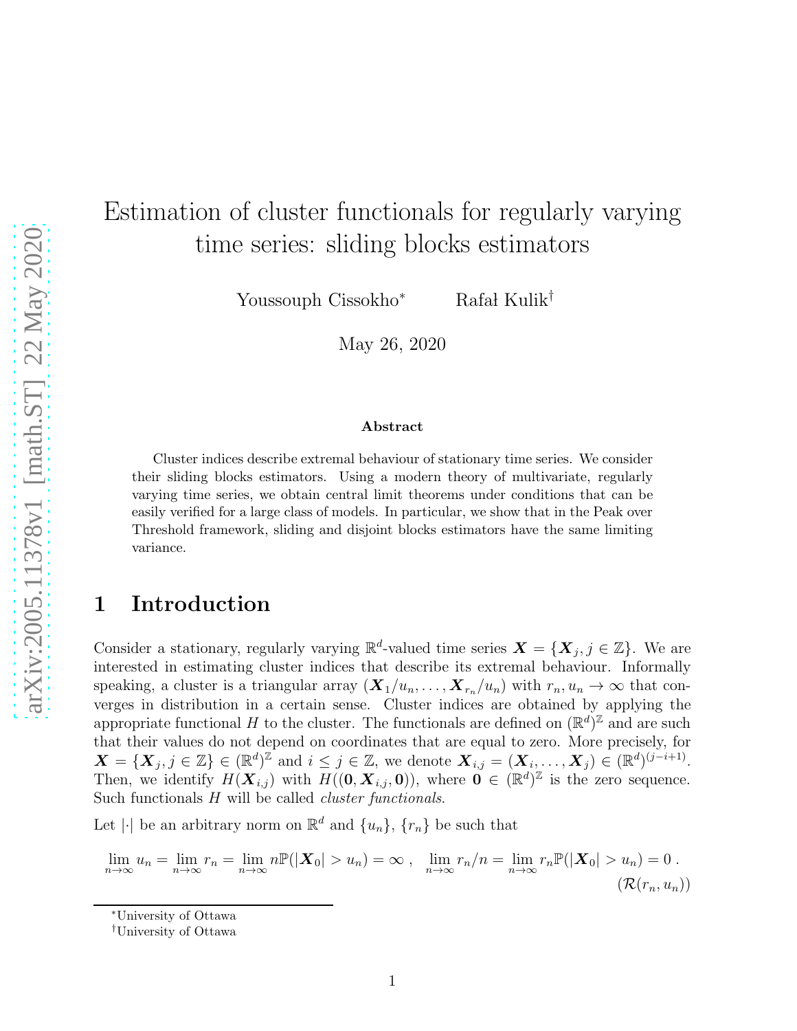# Estimation of cluster functionals for regularly varying time series: sliding blocks estimators

Youssouph Cissokho[*] Rafał Kulik[†]

May 26, 2020

### Abstract

Cluster indices describe extremal behaviour of stationary time series. We consider their sliding blocks estimators. Using a modern theory of multivariate, regularly varying time series, we obtain central limit theorems under conditions that can be easily verified for a large class of models. In particular, we show that in the Peak over Threshold framework, sliding and disjoint blocks estimators have the same limiting variance.

## 1 Introduction

Consider a stationary, regularly varying $\mathbb{R}^d$-valued time series $\boldsymbol{X} = \{\boldsymbol{X}_j, j \in \mathbb{Z}\}$. We are interested in estimating cluster indices that describe its extremal behaviour. Informally speaking, a cluster is a triangular array $(\boldsymbol{X}_1/u_n, \dots, \boldsymbol{X}_{r_n}/u_n)$ with $r_n, u_n \to \infty$ that converges in distribution in a certain sense. Cluster indices are obtained by applying the appropriate functional $H$ to the cluster. The functionals are defined on $(\mathbb{R}^d)^{\mathbb{Z}}$ and are such that their values do not depend on coordinates that are equal to zero. More precisely, for $\boldsymbol{X} = \{\boldsymbol{X}_j, j \in \mathbb{Z}\} \in (\mathbb{R}^d)^{\mathbb{Z}}$ and $i \le j \in \mathbb{Z}$, we denote $\boldsymbol{X}_{i,j} = (\boldsymbol{X}_i, \dots, \boldsymbol{X}_j) \in (\mathbb{R}^d)^{(j-i+1)}$. Then, we identify $H(\boldsymbol{X}_{i,j})$ with $H((\boldsymbol{0}, \boldsymbol{X}_{i,j}, \boldsymbol{0}))$, where $\boldsymbol{0} \in (\mathbb{R}^d)^{\mathbb{Z}}$ is the zero sequence. Such functionals $H$ will be called *cluster functionals*.

Let $|\cdot|$ be an arbitrary norm on $\mathbb{R}^d$ and $\{u_n\}$, $\{r_n\}$ be such that

$$\lim_{n\to\infty} u_n = \lim_{n\to\infty} r_n = \lim_{n\to\infty} n\mathbb{P}(|\boldsymbol{X}_0| > u_n) = \infty \; , \quad \lim_{n\to\infty} r_n/n = \lim_{n\to\infty} r_n\mathbb{P}(|\boldsymbol{X}_0| > u_n) = 0 \; . \tag{$\mathcal{R}(r_n,u_n)$}$$

---

[*] University of Ottawa

[†] University of Ottawa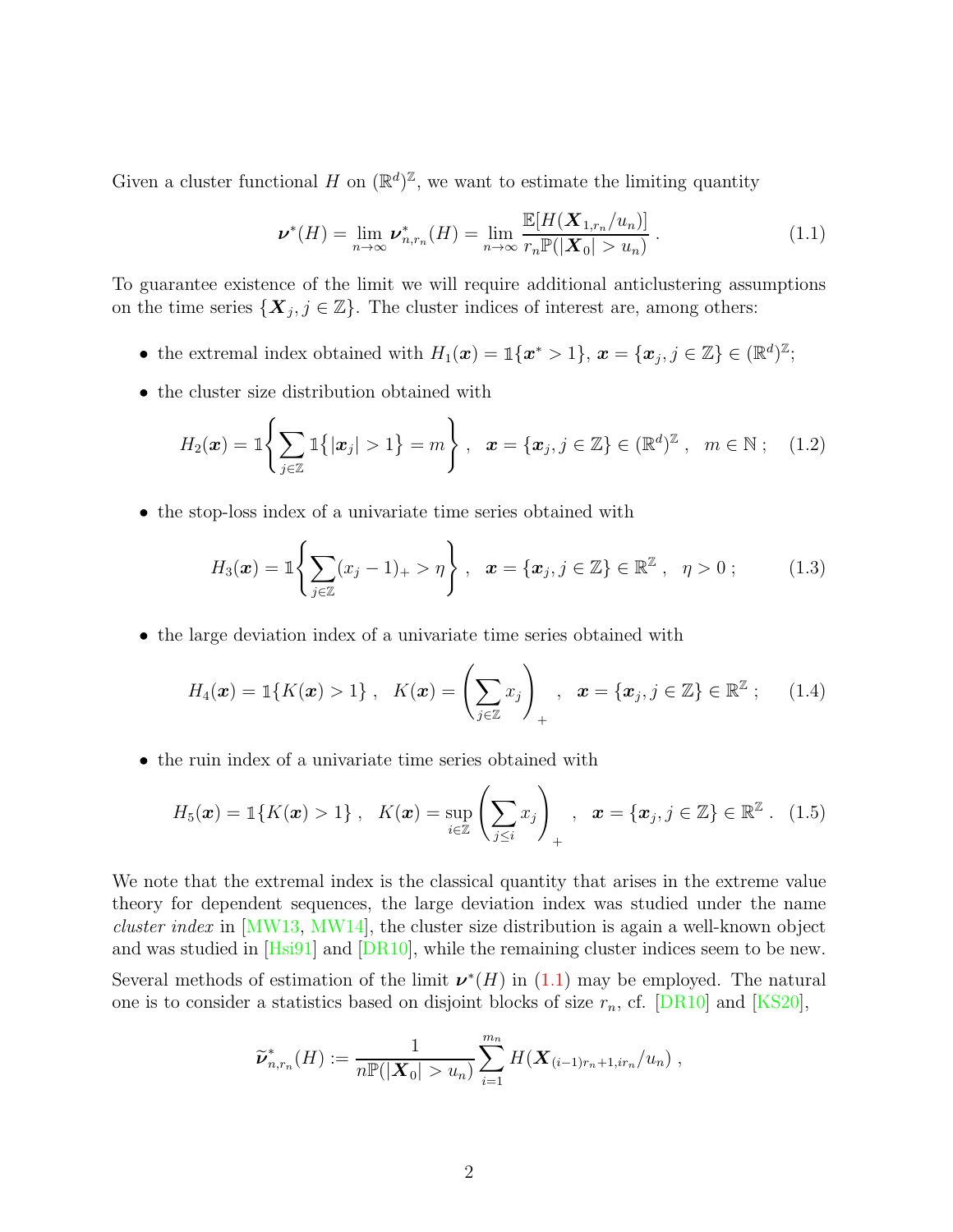Given a cluster functional $H$ on $(\mathbb{R}^d)^{\mathbb{Z}}$, we want to estimate the limiting quantity

$$
\boldsymbol{\nu}^*(H) = \lim_{n\to\infty} \boldsymbol{\nu}^*_{n,r_n}(H) = \lim_{n\to\infty} \frac{\mathbb{E}[H(\boldsymbol{X}_{1,r_n}/u_n)]}{r_n \mathbb{P}(|\boldsymbol{X}_0| > u_n)} \,. \tag{1.1}
$$

To guarantee existence of the limit we will require additional anticlustering assumptions on the time series $\{\boldsymbol{X}_j, j \in \mathbb{Z}\}$. The cluster indices of interest are, among others:

- the extremal index obtained with $H_1(\boldsymbol{x}) = \mathbb{1}\{\boldsymbol{x}^* > 1\}$, $\boldsymbol{x} = \{\boldsymbol{x}_j, j \in \mathbb{Z}\} \in (\mathbb{R}^d)^{\mathbb{Z}}$;
- the cluster size distribution obtained with

$$
H_2(\boldsymbol{x}) = \mathbb{1}\left\{ \sum_{j\in\mathbb{Z}} \mathbb{1}\{|\boldsymbol{x}_j| > 1\} = m \right\} \,, \quad \boldsymbol{x} = \{\boldsymbol{x}_j, j \in \mathbb{Z}\} \in (\mathbb{R}^d)^{\mathbb{Z}} \,, \quad m \in \mathbb{N} \,; \tag{1.2}
$$

- the stop-loss index of a univariate time series obtained with

$$
H_3(\boldsymbol{x}) = \mathbb{1}\left\{ \sum_{j\in\mathbb{Z}} (x_j - 1)_+ > \eta \right\} \,, \quad \boldsymbol{x} = \{\boldsymbol{x}_j, j \in \mathbb{Z}\} \in \mathbb{R}^{\mathbb{Z}} \,, \quad \eta > 0 \,; \tag{1.3}
$$

- the large deviation index of a univariate time series obtained with

$$
H_4(\boldsymbol{x}) = \mathbb{1}\{K(\boldsymbol{x}) > 1\} \,, \quad K(\boldsymbol{x}) = \left( \sum_{j\in\mathbb{Z}} x_j \right)_+ \,, \quad \boldsymbol{x} = \{\boldsymbol{x}_j, j \in \mathbb{Z}\} \in \mathbb{R}^{\mathbb{Z}} \,; \tag{1.4}
$$

- the ruin index of a univariate time series obtained with

$$
H_5(\boldsymbol{x}) = \mathbb{1}\{K(\boldsymbol{x}) > 1\} \,, \quad K(\boldsymbol{x}) = \sup_{i\in\mathbb{Z}} \left( \sum_{j\le i} x_j \right)_+ \,, \quad \boldsymbol{x} = \{\boldsymbol{x}_j, j \in \mathbb{Z}\} \in \mathbb{R}^{\mathbb{Z}} \,. \tag{1.5}
$$

We note that the extremal index is the classical quantity that arises in the extreme value theory for dependent sequences, the large deviation index was studied under the name *cluster index* in [MW13, MW14], the cluster size distribution is again a well-known object and was studied in [Hsi91] and [DR10], while the remaining cluster indices seem to be new.

Several methods of estimation of the limit $\boldsymbol{\nu}^*(H)$ in (1.1) may be employed. The natural one is to consider a statistics based on disjoint blocks of size $r_n$, cf. [DR10] and [KS20],

$$
\widetilde{\boldsymbol{\nu}}^*_{n,r_n}(H) := \frac{1}{n\mathbb{P}(|\boldsymbol{X}_0| > u_n)} \sum_{i=1}^{m_n} H(\boldsymbol{X}_{(i-1)r_n+1, ir_n}/u_n) \,,
$$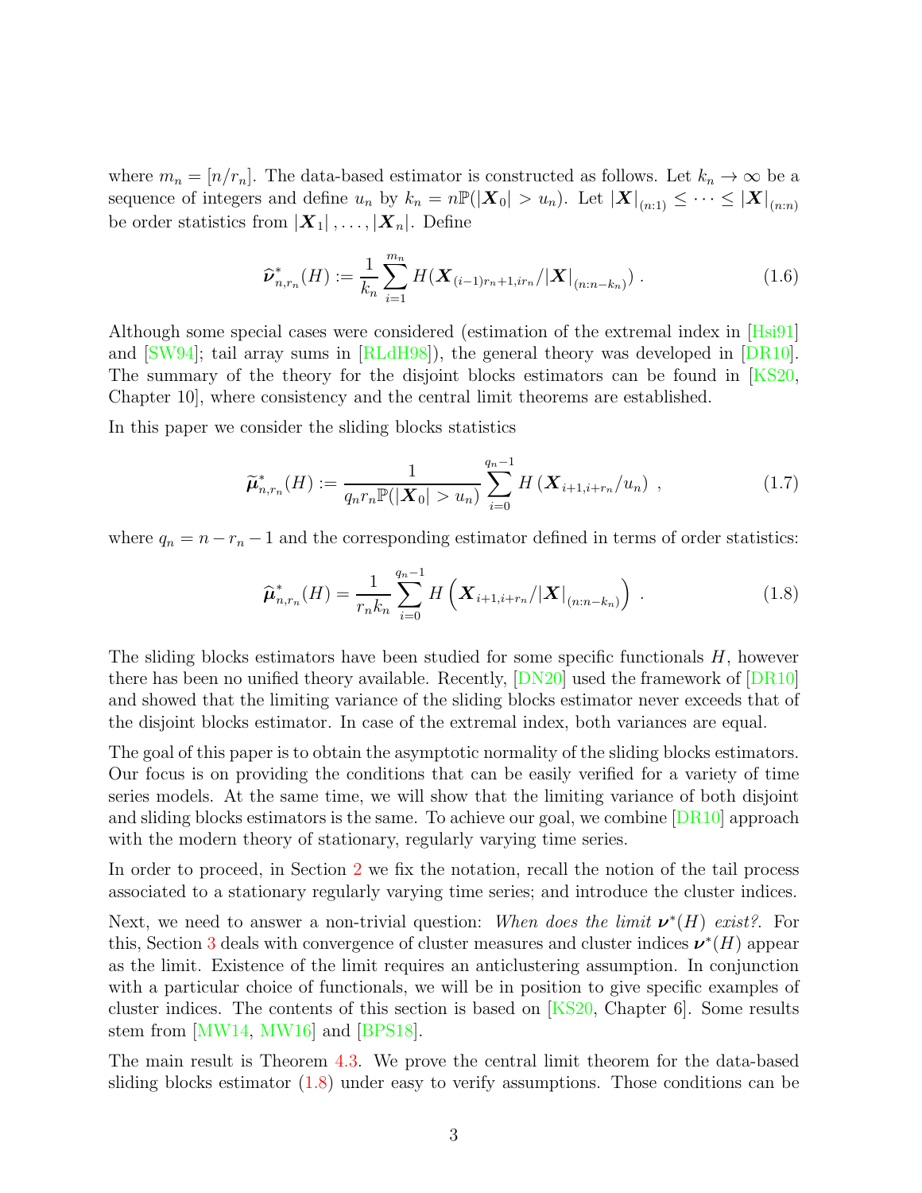where $m_n = [n/r_n]$. The data-based estimator is constructed as follows. Let $k_n \to \infty$ be a sequence of integers and define $u_n$ by $k_n = n\mathbb{P}(|\boldsymbol{X}_0| > u_n)$. Let $|\boldsymbol{X}|_{(n:1)} \le \cdots \le |\boldsymbol{X}|_{(n:n)}$ be order statistics from $|\boldsymbol{X}_1|, \ldots, |\boldsymbol{X}_n|$. Define

$$\widehat{\boldsymbol{\nu}}^*_{n,r_n}(H) := \frac{1}{k_n}\sum_{i=1}^{m_n} H(\boldsymbol{X}_{(i-1)r_n+1,ir_n}/|\boldsymbol{X}|_{(n:n-k_n)}) \; . \tag{1.6}$$

Although some special cases were considered (estimation of the extremal index in [Hsi91] and [SW94]; tail array sums in [RLdH98]), the general theory was developed in [DR10]. The summary of the theory for the disjoint blocks estimators can be found in [KS20, Chapter 10], where consistency and the central limit theorems are established.

In this paper we consider the sliding blocks statistics

$$\widetilde{\boldsymbol{\mu}}^*_{n,r_n}(H) := \frac{1}{q_n r_n \mathbb{P}(|\boldsymbol{X}_0| > u_n)}\sum_{i=0}^{q_n-1} H\left(\boldsymbol{X}_{i+1,i+r_n}/u_n\right) \; , \tag{1.7}$$

where $q_n = n - r_n - 1$ and the corresponding estimator defined in terms of order statistics:

$$\widehat{\boldsymbol{\mu}}^*_{n,r_n}(H) = \frac{1}{r_n k_n}\sum_{i=0}^{q_n-1} H\left(\boldsymbol{X}_{i+1,i+r_n}/|\boldsymbol{X}|_{(n:n-k_n)}\right) \; . \tag{1.8}$$

The sliding blocks estimators have been studied for some specific functionals $H$, however there has been no unified theory available. Recently, [DN20] used the framework of [DR10] and showed that the limiting variance of the sliding blocks estimator never exceeds that of the disjoint blocks estimator. In case of the extremal index, both variances are equal.

The goal of this paper is to obtain the asymptotic normality of the sliding blocks estimators. Our focus is on providing the conditions that can be easily verified for a variety of time series models. At the same time, we will show that the limiting variance of both disjoint and sliding blocks estimators is the same. To achieve our goal, we combine [DR10] approach with the modern theory of stationary, regularly varying time series.

In order to proceed, in Section 2 we fix the notation, recall the notion of the tail process associated to a stationary regularly varying time series; and introduce the cluster indices.

Next, we need to answer a non-trivial question: *When does the limit $\boldsymbol{\nu}^*(H)$ exist?*. For this, Section 3 deals with convergence of cluster measures and cluster indices $\boldsymbol{\nu}^*(H)$ appear as the limit. Existence of the limit requires an anticlustering assumption. In conjunction with a particular choice of functionals, we will be in position to give specific examples of cluster indices. The contents of this section is based on [KS20, Chapter 6]. Some results stem from [MW14, MW16] and [BPS18].

The main result is Theorem 4.3. We prove the central limit theorem for the data-based sliding blocks estimator (1.8) under easy to verify assumptions. Those conditions can be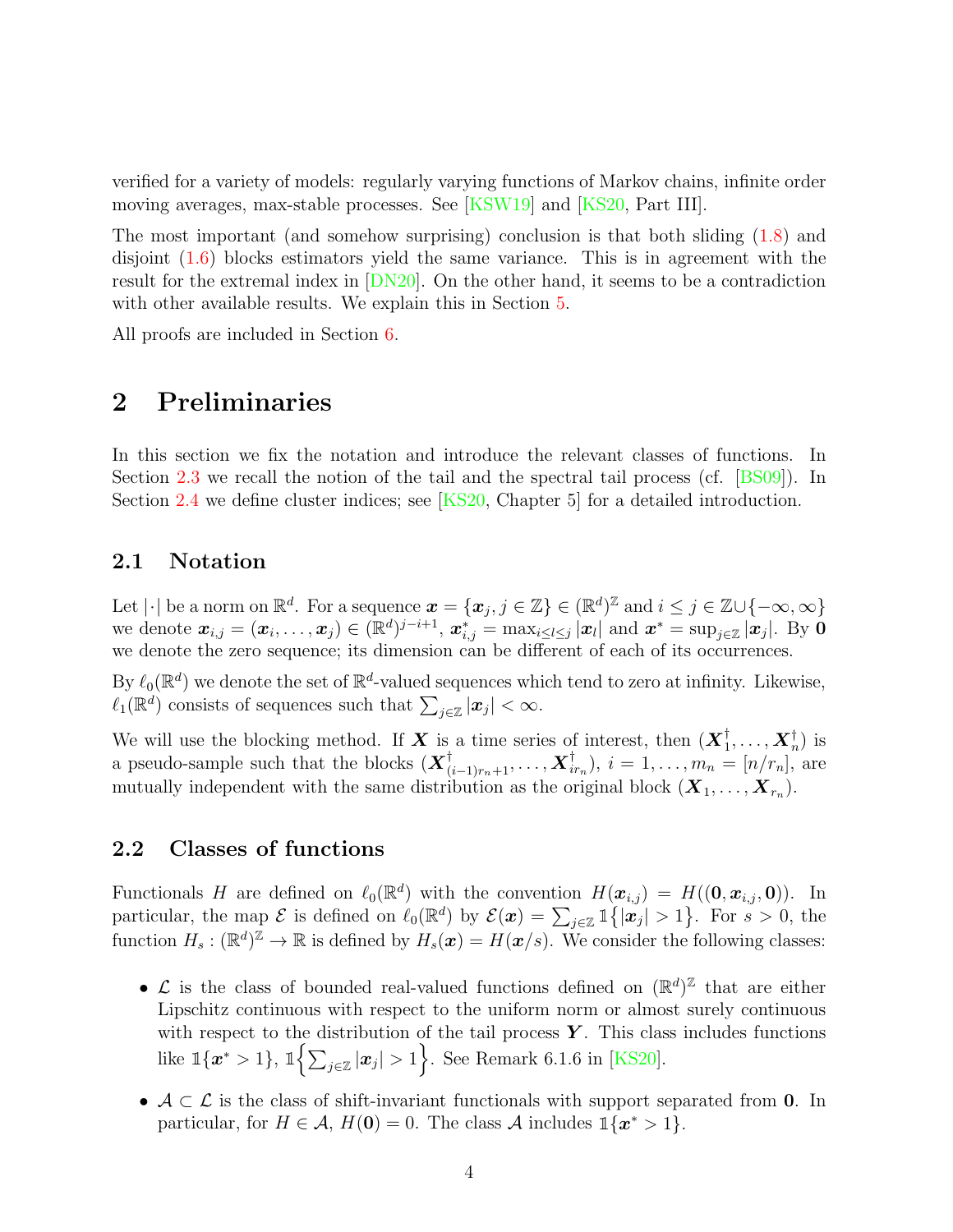verified for a variety of models: regularly varying functions of Markov chains, infinite order moving averages, max-stable processes. See [KSW19] and [KS20, Part III].

The most important (and somehow surprising) conclusion is that both sliding (1.8) and disjoint (1.6) blocks estimators yield the same variance. This is in agreement with the result for the extremal index in [DN20]. On the other hand, it seems to be a contradiction with other available results. We explain this in Section 5.

All proofs are included in Section 6.

# 2 Preliminaries

In this section we fix the notation and introduce the relevant classes of functions. In Section 2.3 we recall the notion of the tail and the spectral tail process (cf. [BS09]). In Section 2.4 we define cluster indices; see [KS20, Chapter 5] for a detailed introduction.

## 2.1 Notation

Let $|\cdot|$ be a norm on $\mathbb{R}^d$. For a sequence $\boldsymbol{x} = \{\boldsymbol{x}_j, j \in \mathbb{Z}\} \in (\mathbb{R}^d)^{\mathbb{Z}}$ and $i \le j \in \mathbb{Z} \cup \{-\infty, \infty\}$ we denote $\boldsymbol{x}_{i,j} = (\boldsymbol{x}_i, \ldots, \boldsymbol{x}_j) \in (\mathbb{R}^d)^{j-i+1}$, $\boldsymbol{x}^*_{i,j} = \max_{i \le l \le j} |\boldsymbol{x}_l|$ and $\boldsymbol{x}^* = \sup_{j \in \mathbb{Z}} |\boldsymbol{x}_j|$. By $\boldsymbol{0}$ we denote the zero sequence; its dimension can be different of each of its occurrences.

By $\ell_0(\mathbb{R}^d)$ we denote the set of $\mathbb{R}^d$-valued sequences which tend to zero at infinity. Likewise, $\ell_1(\mathbb{R}^d)$ consists of sequences such that $\sum_{j \in \mathbb{Z}} |\boldsymbol{x}_j| < \infty$.

We will use the blocking method. If $\boldsymbol{X}$ is a time series of interest, then $(\boldsymbol{X}^\dagger_1, \ldots, \boldsymbol{X}^\dagger_n)$ is a pseudo-sample such that the blocks $(\boldsymbol{X}^\dagger_{(i-1)r_n+1}, \ldots, \boldsymbol{X}^\dagger_{ir_n})$, $i = 1, \ldots, m_n = [n/r_n]$, are mutually independent with the same distribution as the original block $(\boldsymbol{X}_1, \ldots, \boldsymbol{X}_{r_n})$.

## 2.2 Classes of functions

Functionals $H$ are defined on $\ell_0(\mathbb{R}^d)$ with the convention $H(\boldsymbol{x}_{i,j}) = H((\boldsymbol{0}, \boldsymbol{x}_{i,j}, \boldsymbol{0}))$. In particular, the map $\mathcal{E}$ is defined on $\ell_0(\mathbb{R}^d)$ by $\mathcal{E}(\boldsymbol{x}) = \sum_{j \in \mathbb{Z}} \mathbb{1}\{|\boldsymbol{x}_j| > 1\}$. For $s > 0$, the function $H_s : (\mathbb{R}^d)^{\mathbb{Z}} \to \mathbb{R}$ is defined by $H_s(\boldsymbol{x}) = H(\boldsymbol{x}/s)$. We consider the following classes:

- $\mathcal{L}$ is the class of bounded real-valued functions defined on $(\mathbb{R}^d)^{\mathbb{Z}}$ that are either Lipschitz continuous with respect to the uniform norm or almost surely continuous with respect to the distribution of the tail process $\boldsymbol{Y}$. This class includes functions like $\mathbb{1}\{\boldsymbol{x}^* > 1\}$, $\mathbb{1}\Big\{\sum_{j \in \mathbb{Z}} |\boldsymbol{x}_j| > 1\Big\}$. See Remark 6.1.6 in [KS20].
- $\mathcal{A} \subset \mathcal{L}$ is the class of shift-invariant functionals with support separated from $\boldsymbol{0}$. In particular, for $H \in \mathcal{A}$, $H(\boldsymbol{0}) = 0$. The class $\mathcal{A}$ includes $\mathbb{1}\{\boldsymbol{x}^* > 1\}$.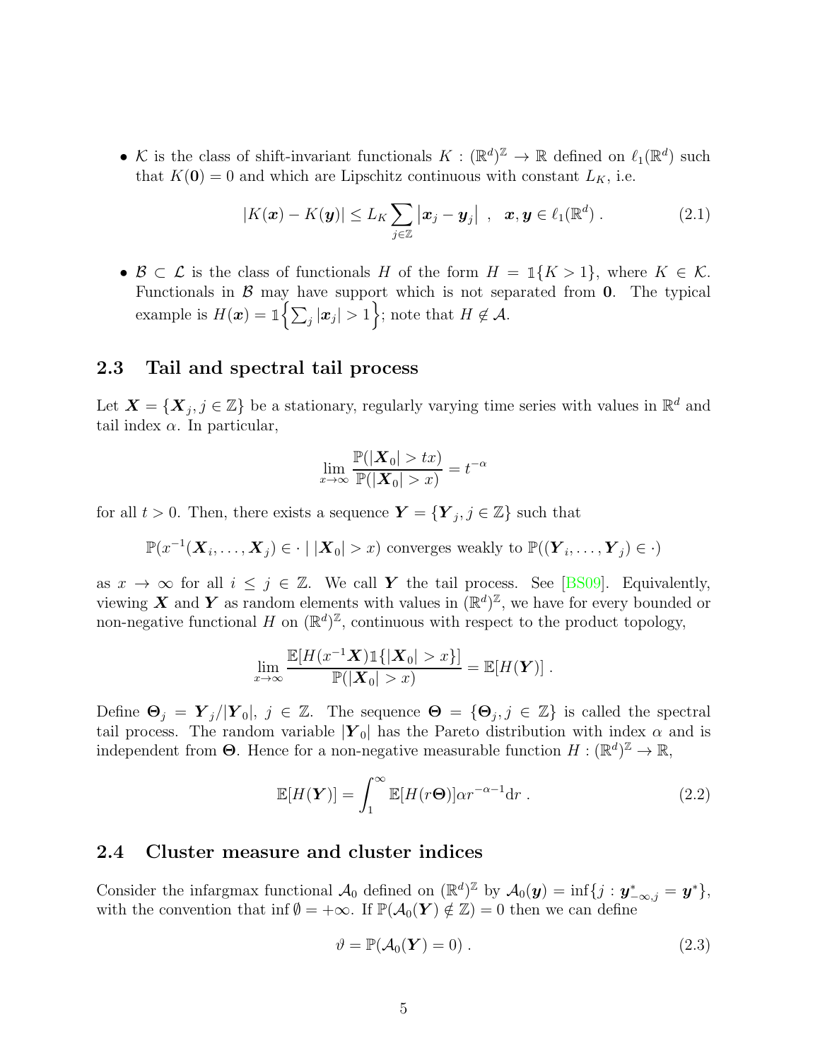- $\mathcal{K}$ is the class of shift-invariant functionals $K : (\mathbb{R}^d)^{\mathbb{Z}} \to \mathbb{R}$ defined on $\ell_1(\mathbb{R}^d)$ such that $K(\mathbf{0}) = 0$ and which are Lipschitz continuous with constant $L_K$, i.e.

$$|K(\boldsymbol{x}) - K(\boldsymbol{y})| \le L_K \sum_{j\in\mathbb{Z}} \left|\boldsymbol{x}_j - \boldsymbol{y}_j\right| \ , \quad \boldsymbol{x}, \boldsymbol{y} \in \ell_1(\mathbb{R}^d) \ . \tag{2.1}$$

- $\mathcal{B} \subset \mathcal{L}$ is the class of functionals $H$ of the form $H = \mathbb{1}\{K > 1\}$, where $K \in \mathcal{K}$. Functionals in $\mathcal{B}$ may have support which is not separated from $\mathbf{0}$. The typical example is $H(\boldsymbol{x}) = \mathbb{1}\left\{\sum_j |\boldsymbol{x}_j| > 1\right\}$; note that $H \notin \mathcal{A}$.

### 2.3 Tail and spectral tail process

Let $\boldsymbol{X} = \{\boldsymbol{X}_j, j \in \mathbb{Z}\}$ be a stationary, regularly varying time series with values in $\mathbb{R}^d$ and tail index $\alpha$. In particular,

$$\lim_{x\to\infty} \frac{\mathbb{P}(|\boldsymbol{X}_0| > tx)}{\mathbb{P}(|\boldsymbol{X}_0| > x)} = t^{-\alpha}$$

for all $t > 0$. Then, there exists a sequence $\boldsymbol{Y} = \{\boldsymbol{Y}_j, j \in \mathbb{Z}\}$ such that

$$\mathbb{P}(x^{-1}(\boldsymbol{X}_i, \ldots, \boldsymbol{X}_j) \in \cdot \mid |\boldsymbol{X}_0| > x) \text{ converges weakly to } \mathbb{P}((\boldsymbol{Y}_i, \ldots, \boldsymbol{Y}_j) \in \cdot)$$

as $x \to \infty$ for all $i \le j \in \mathbb{Z}$. We call $\boldsymbol{Y}$ the tail process. See [BS09]. Equivalently, viewing $\boldsymbol{X}$ and $\boldsymbol{Y}$ as random elements with values in $(\mathbb{R}^d)^{\mathbb{Z}}$, we have for every bounded or non-negative functional $H$ on $(\mathbb{R}^d)^{\mathbb{Z}}$, continuous with respect to the product topology,

$$\lim_{x\to\infty} \frac{\mathbb{E}[H(x^{-1}\boldsymbol{X})\mathbb{1}\{|\boldsymbol{X}_0| > x\}]}{\mathbb{P}(|\boldsymbol{X}_0| > x)} = \mathbb{E}[H(\boldsymbol{Y})] \ .$$

Define $\boldsymbol{\Theta}_j = \boldsymbol{Y}_j/|\boldsymbol{Y}_0|$, $j \in \mathbb{Z}$. The sequence $\boldsymbol{\Theta} = \{\boldsymbol{\Theta}_j, j \in \mathbb{Z}\}$ is called the spectral tail process. The random variable $|\boldsymbol{Y}_0|$ has the Pareto distribution with index $\alpha$ and is independent from $\boldsymbol{\Theta}$. Hence for a non-negative measurable function $H : (\mathbb{R}^d)^{\mathbb{Z}} \to \mathbb{R}$,

$$\mathbb{E}[H(\boldsymbol{Y})] = \int_1^\infty \mathbb{E}[H(r\boldsymbol{\Theta})]\alpha r^{-\alpha-1}\mathrm{d}r \ . \tag{2.2}$$

### 2.4 Cluster measure and cluster indices

Consider the infargmax functional $\mathcal{A}_0$ defined on $(\mathbb{R}^d)^{\mathbb{Z}}$ by $\mathcal{A}_0(\boldsymbol{y}) = \inf\{j : \boldsymbol{y}^*_{-\infty,j} = \boldsymbol{y}^*\}$, with the convention that $\inf\emptyset = +\infty$. If $\mathbb{P}(\mathcal{A}_0(\boldsymbol{Y}) \notin \mathbb{Z}) = 0$ then we can define

$$\vartheta = \mathbb{P}(\mathcal{A}_0(\boldsymbol{Y}) = 0) \ . \tag{2.3}$$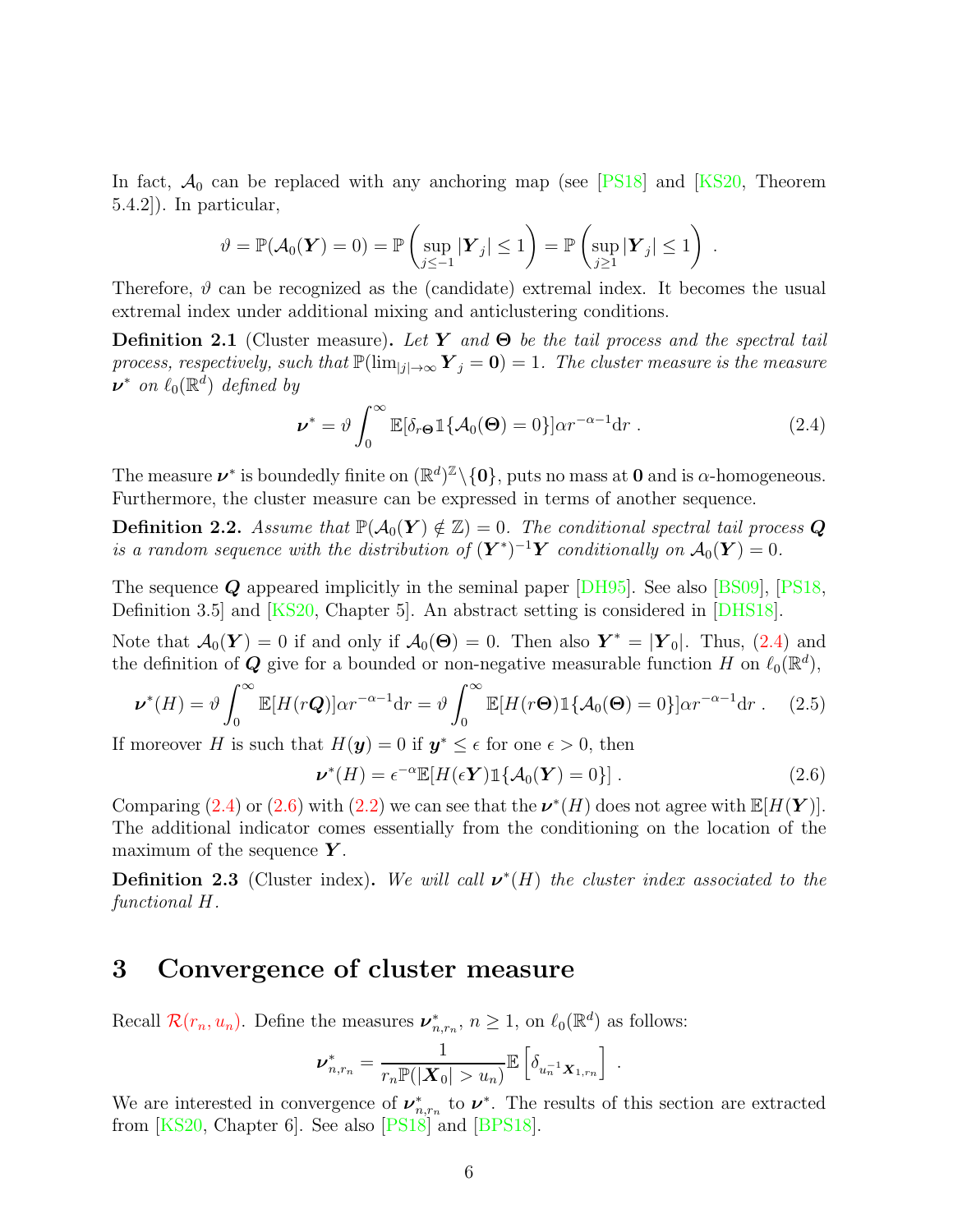In fact, $\mathcal{A}_0$ can be replaced with any anchoring map (see [PS18] and [KS20, Theorem 5.4.2]). In particular,

$$\vartheta = \mathbb{P}(\mathcal{A}_0(\boldsymbol{Y}) = 0) = \mathbb{P}\left(\sup_{j \le -1} |\boldsymbol{Y}_j| \le 1\right) = \mathbb{P}\left(\sup_{j \ge 1} |\boldsymbol{Y}_j| \le 1\right) .$$

Therefore, $\vartheta$ can be recognized as the (candidate) extremal index. It becomes the usual extremal index under additional mixing and anticlustering conditions.

**Definition 2.1** (Cluster measure)**.** *Let $\boldsymbol{Y}$ and $\boldsymbol{\Theta}$ be the tail process and the spectral tail process, respectively, such that $\mathbb{P}(\lim_{|j|\to\infty} \boldsymbol{Y}_j = \boldsymbol{0}) = 1$. The cluster measure is the measure $\boldsymbol{\nu}^*$ on $\ell_0(\mathbb{R}^d)$ defined by*

$$\boldsymbol{\nu}^* = \vartheta \int_0^\infty \mathbb{E}[\delta_{r\boldsymbol{\Theta}} \mathbb{1}\{\mathcal{A}_0(\boldsymbol{\Theta}) = 0\}] \alpha r^{-\alpha-1} \mathrm{d}r . \tag{2.4}$$

The measure $\boldsymbol{\nu}^*$ is boundedly finite on $(\mathbb{R}^d)^{\mathbb{Z}} \setminus \{\boldsymbol{0}\}$, puts no mass at $\boldsymbol{0}$ and is $\alpha$-homogeneous. Furthermore, the cluster measure can be expressed in terms of another sequence.

**Definition 2.2.** *Assume that $\mathbb{P}(\mathcal{A}_0(\boldsymbol{Y}) \notin \mathbb{Z}) = 0$. The conditional spectral tail process $\boldsymbol{Q}$ is a random sequence with the distribution of $(\boldsymbol{Y}^*)^{-1}\boldsymbol{Y}$ conditionally on $\mathcal{A}_0(\boldsymbol{Y}) = 0$.*

The sequence $\boldsymbol{Q}$ appeared implicitly in the seminal paper [DH95]. See also [BS09], [PS18, Definition 3.5] and [KS20, Chapter 5]. An abstract setting is considered in [DHS18].

Note that $\mathcal{A}_0(\boldsymbol{Y}) = 0$ if and only if $\mathcal{A}_0(\boldsymbol{\Theta}) = 0$. Then also $\boldsymbol{Y}^* = |\boldsymbol{Y}_0|$. Thus, (2.4) and the definition of $\boldsymbol{Q}$ give for a bounded or non-negative measurable function $H$ on $\ell_0(\mathbb{R}^d)$,

$$\boldsymbol{\nu}^*(H) = \vartheta \int_0^\infty \mathbb{E}[H(r\boldsymbol{Q})] \alpha r^{-\alpha-1} \mathrm{d}r = \vartheta \int_0^\infty \mathbb{E}[H(r\boldsymbol{\Theta}) \mathbb{1}\{\mathcal{A}_0(\boldsymbol{\Theta}) = 0\}] \alpha r^{-\alpha-1} \mathrm{d}r . \tag{2.5}$$

If moreover $H$ is such that $H(\boldsymbol{y}) = 0$ if $\boldsymbol{y}^* \le \epsilon$ for one $\epsilon > 0$, then

$$\boldsymbol{\nu}^*(H) = \epsilon^{-\alpha} \mathbb{E}[H(\epsilon \boldsymbol{Y}) \mathbb{1}\{\mathcal{A}_0(\boldsymbol{Y}) = 0\}] . \tag{2.6}$$

Comparing (2.4) or (2.6) with (2.2) we can see that the $\boldsymbol{\nu}^*(H)$ does not agree with $\mathbb{E}[H(\boldsymbol{Y})]$. The additional indicator comes essentially from the conditioning on the location of the maximum of the sequence $\boldsymbol{Y}$.

**Definition 2.3** (Cluster index)**.** *We will call $\boldsymbol{\nu}^*(H)$ the cluster index associated to the functional $H$.*

# 3 Convergence of cluster measure

Recall $\mathcal{R}(r_n, u_n)$. Define the measures $\boldsymbol{\nu}^*_{n,r_n}$, $n \ge 1$, on $\ell_0(\mathbb{R}^d)$ as follows:

$$\boldsymbol{\nu}^*_{n,r_n} = \frac{1}{r_n \mathbb{P}(|\boldsymbol{X}_0| > u_n)} \mathbb{E}\left[\delta_{u_n^{-1}\boldsymbol{X}_{1,r_n}}\right] .$$

We are interested in convergence of $\boldsymbol{\nu}^*_{n,r_n}$ to $\boldsymbol{\nu}^*$. The results of this section are extracted from [KS20, Chapter 6]. See also [PS18] and [BPS18].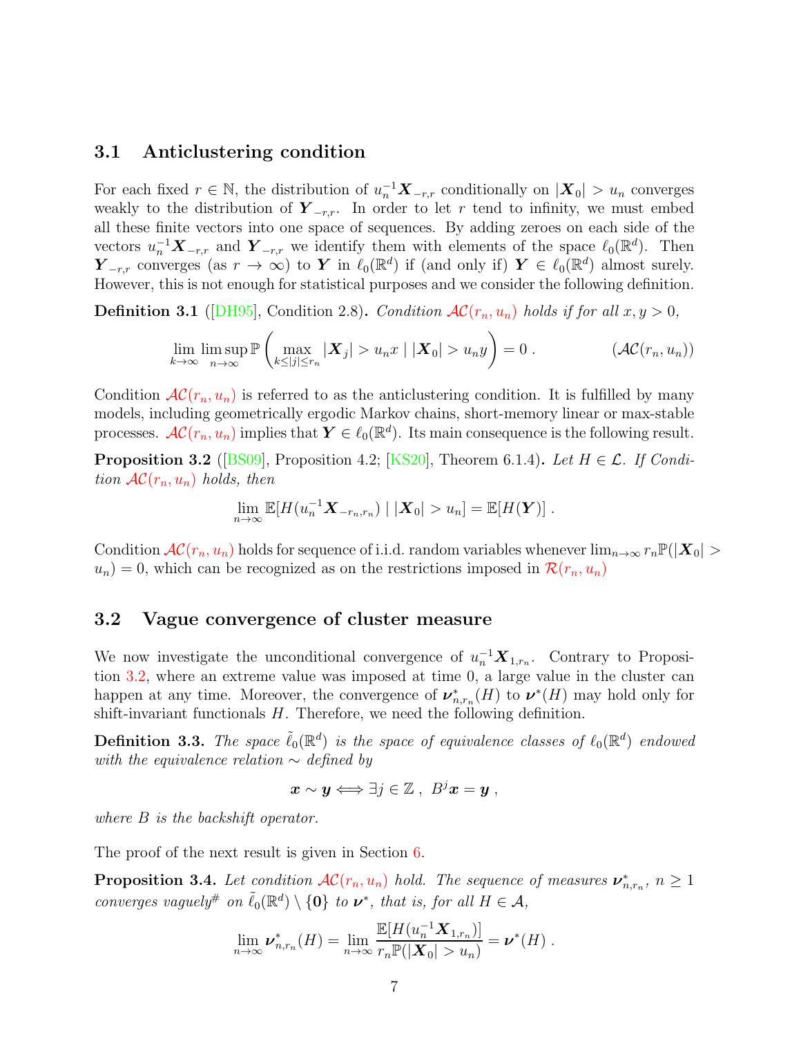### 3.1 Anticlustering condition

For each fixed $r \in \mathbb{N}$, the distribution of $u_n^{-1}\boldsymbol{X}_{-r,r}$ conditionally on $|\boldsymbol{X}_0| > u_n$ converges weakly to the distribution of $\boldsymbol{Y}_{-r,r}$. In order to let $r$ tend to infinity, we must embed all these finite vectors into one space of sequences. By adding zeroes on each side of the vectors $u_n^{-1}\boldsymbol{X}_{-r,r}$ and $\boldsymbol{Y}_{-r,r}$ we identify them with elements of the space $\ell_0(\mathbb{R}^d)$. Then $\boldsymbol{Y}_{-r,r}$ converges (as $r \to \infty$) to $\boldsymbol{Y}$ in $\ell_0(\mathbb{R}^d)$ if (and only if) $\boldsymbol{Y} \in \ell_0(\mathbb{R}^d)$ almost surely. However, this is not enough for statistical purposes and we consider the following definition.

**Definition 3.1** ([DH95], Condition 2.8)**.** *Condition $\mathcal{AC}(r_n, u_n)$ holds if for all $x, y > 0$,*

$$\lim_{k\to\infty} \limsup_{n\to\infty} \mathbb{P}\left(\max_{k\le|j|\le r_n} |\boldsymbol{X}_j| > u_n x \mid |\boldsymbol{X}_0| > u_n y\right) = 0 \; . \qquad (\mathcal{AC}(r_n, u_n))$$

Condition $\mathcal{AC}(r_n, u_n)$ is referred to as the anticlustering condition. It is fulfilled by many models, including geometrically ergodic Markov chains, short-memory linear or max-stable processes. $\mathcal{AC}(r_n, u_n)$ implies that $\boldsymbol{Y} \in \ell_0(\mathbb{R}^d)$. Its main consequence is the following result.

**Proposition 3.2** ([BS09], Proposition 4.2; [KS20], Theorem 6.1.4)**.** *Let $H \in \mathcal{L}$. If Condition $\mathcal{AC}(r_n, u_n)$ holds, then*

$$\lim_{n\to\infty} \mathbb{E}[H(u_n^{-1}\boldsymbol{X}_{-r_n,r_n}) \mid |\boldsymbol{X}_0| > u_n] = \mathbb{E}[H(\boldsymbol{Y})] \; .$$

Condition $\mathcal{AC}(r_n, u_n)$ holds for sequence of i.i.d. random variables whenever $\lim_{n\to\infty} r_n \mathbb{P}(|\boldsymbol{X}_0| > u_n) = 0$, which can be recognized as on the restrictions imposed in $\mathcal{R}(r_n, u_n)$

### 3.2 Vague convergence of cluster measure

We now investigate the unconditional convergence of $u_n^{-1}\boldsymbol{X}_{1,r_n}$. Contrary to Proposition 3.2, where an extreme value was imposed at time 0, a large value in the cluster can happen at any time. Moreover, the convergence of $\boldsymbol{\nu}^*_{n,r_n}(H)$ to $\boldsymbol{\nu}^*(H)$ may hold only for shift-invariant functionals $H$. Therefore, we need the following definition.

**Definition 3.3.** *The space $\tilde{\ell}_0(\mathbb{R}^d)$ is the space of equivalence classes of $\ell_0(\mathbb{R}^d)$ endowed with the equivalence relation $\sim$ defined by*

$$\boldsymbol{x} \sim \boldsymbol{y} \Longleftrightarrow \exists j \in \mathbb{Z} \; , \; B^j \boldsymbol{x} = \boldsymbol{y} \; ,$$

*where $B$ is the backshift operator.*

The proof of the next result is given in Section 6.

**Proposition 3.4.** *Let condition $\mathcal{AC}(r_n, u_n)$ hold. The sequence of measures $\boldsymbol{\nu}^*_{n,r_n}$, $n \ge 1$ converges vaguely$^{\#}$ on $\tilde{\ell}_0(\mathbb{R}^d) \setminus \{\boldsymbol{0}\}$ to $\boldsymbol{\nu}^*$, that is, for all $H \in \mathcal{A}$,*

$$\lim_{n\to\infty} \boldsymbol{\nu}^*_{n,r_n}(H) = \lim_{n\to\infty} \frac{\mathbb{E}[H(u_n^{-1}\boldsymbol{X}_{1,r_n})]}{r_n \mathbb{P}(|\boldsymbol{X}_0| > u_n)} = \boldsymbol{\nu}^*(H) \; .$$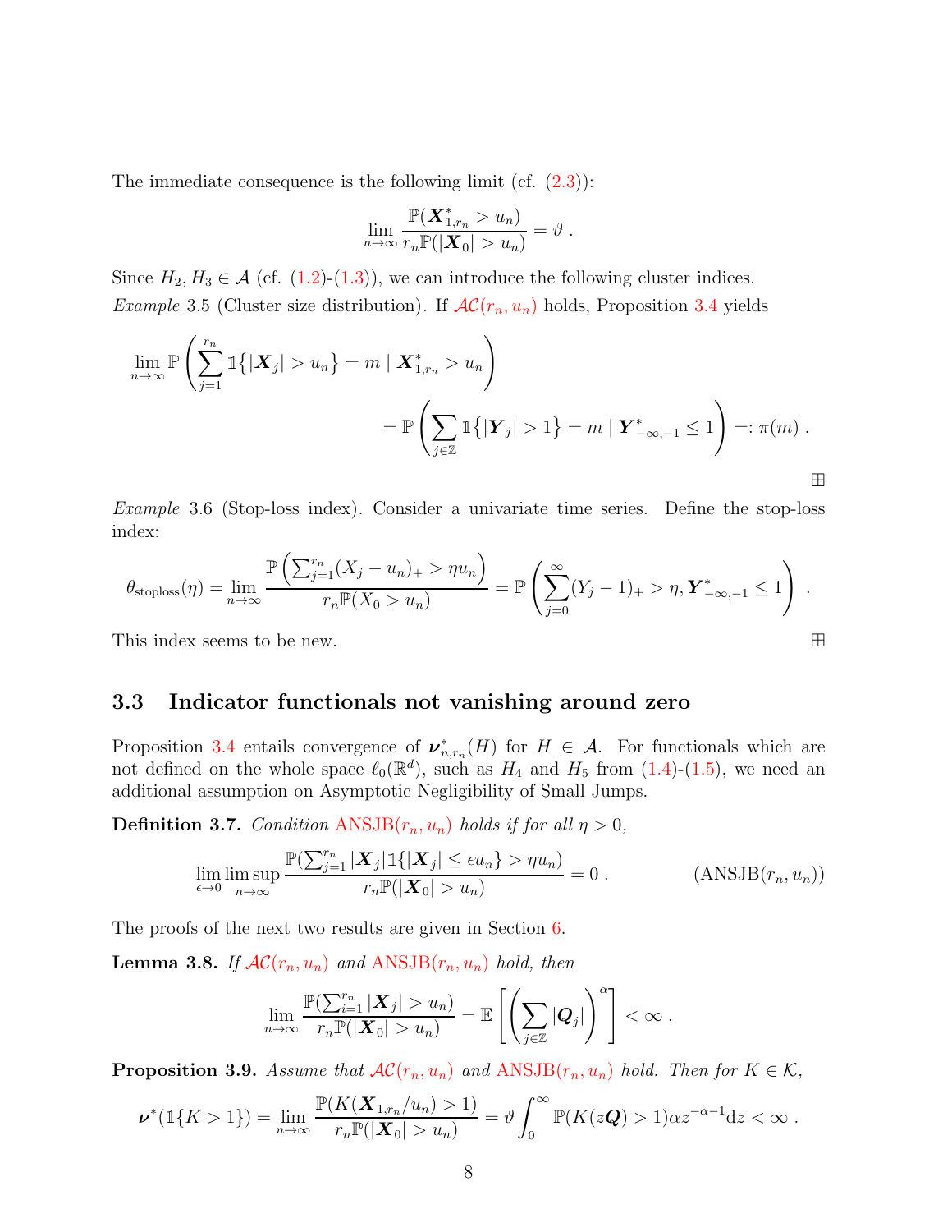The immediate consequence is the following limit (cf. (2.3)):

$$\lim_{n\to\infty} \frac{\mathbb{P}(\boldsymbol{X}^*_{1,r_n} > u_n)}{r_n \mathbb{P}(|\boldsymbol{X}_0| > u_n)} = \vartheta \; .$$

Since $H_2, H_3 \in \mathcal{A}$ (cf. (1.2)-(1.3)), we can introduce the following cluster indices.

*Example* 3.5 (Cluster size distribution). If $\mathcal{AC}(r_n, u_n)$ holds, Proposition 3.4 yields

$$\lim_{n\to\infty} \mathbb{P}\left( \sum_{j=1}^{r_n} \mathbb{1}\{|\boldsymbol{X}_j| > u_n\} = m \mid \boldsymbol{X}^*_{1,r_n} > u_n \right) \\ = \mathbb{P}\left( \sum_{j\in\mathbb{Z}} \mathbb{1}\{|\boldsymbol{Y}_j| > 1\} = m \mid \boldsymbol{Y}^*_{-\infty,-1} \le 1 \right) =: \pi(m) \; .$$

⊞

*Example* 3.6 (Stop-loss index). Consider a univariate time series. Define the stop-loss index:

$$\theta_{\text{stoploss}}(\eta) = \lim_{n\to\infty} \frac{\mathbb{P}\left(\sum_{j=1}^{r_n}(X_j - u_n)_+ > \eta u_n\right)}{r_n \mathbb{P}(X_0 > u_n)} = \mathbb{P}\left( \sum_{j=0}^{\infty} (Y_j - 1)_+ > \eta, \boldsymbol{Y}^*_{-\infty,-1} \le 1 \right) \; .$$

This index seems to be new. ⊞

### 3.3 Indicator functionals not vanishing around zero

Proposition 3.4 entails convergence of $\boldsymbol{\nu}^*_{n,r_n}(H)$ for $H \in \mathcal{A}$. For functionals which are not defined on the whole space $\ell_0(\mathbb{R}^d)$, such as $H_4$ and $H_5$ from (1.4)-(1.5), we need an additional assumption on Asymptotic Negligibility of Small Jumps.

**Definition 3.7.** *Condition* ANSJB$(r_n, u_n)$ *holds if for all* $\eta > 0$,

$$\lim_{\epsilon\to 0} \limsup_{n\to\infty} \frac{\mathbb{P}(\sum_{j=1}^{r_n} |\boldsymbol{X}_j| \mathbb{1}\{|\boldsymbol{X}_j| \le \epsilon u_n\} > \eta u_n)}{r_n \mathbb{P}(|\boldsymbol{X}_0| > u_n)} = 0 \; . \qquad (\text{ANSJB}(r_n, u_n))$$

The proofs of the next two results are given in Section 6.

**Lemma 3.8.** *If* $\mathcal{AC}(r_n, u_n)$ *and* ANSJB$(r_n, u_n)$ *hold, then*

$$\lim_{n\to\infty} \frac{\mathbb{P}(\sum_{i=1}^{r_n} |\boldsymbol{X}_j| > u_n)}{r_n \mathbb{P}(|\boldsymbol{X}_0| > u_n)} = \mathbb{E}\left[ \left( \sum_{j\in\mathbb{Z}} |\boldsymbol{Q}_j| \right)^{\alpha} \right] < \infty \; .$$

**Proposition 3.9.** *Assume that* $\mathcal{AC}(r_n, u_n)$ *and* ANSJB$(r_n, u_n)$ *hold. Then for* $K \in \mathcal{K}$,

$$\boldsymbol{\nu}^*(\mathbb{1}\{K > 1\}) = \lim_{n\to\infty} \frac{\mathbb{P}(K(\boldsymbol{X}_{1,r_n}/u_n) > 1)}{r_n \mathbb{P}(|\boldsymbol{X}_0| > u_n)} = \vartheta \int_0^\infty \mathbb{P}(K(z\boldsymbol{Q}) > 1) \alpha z^{-\alpha-1} \mathrm{d}z < \infty \; .$$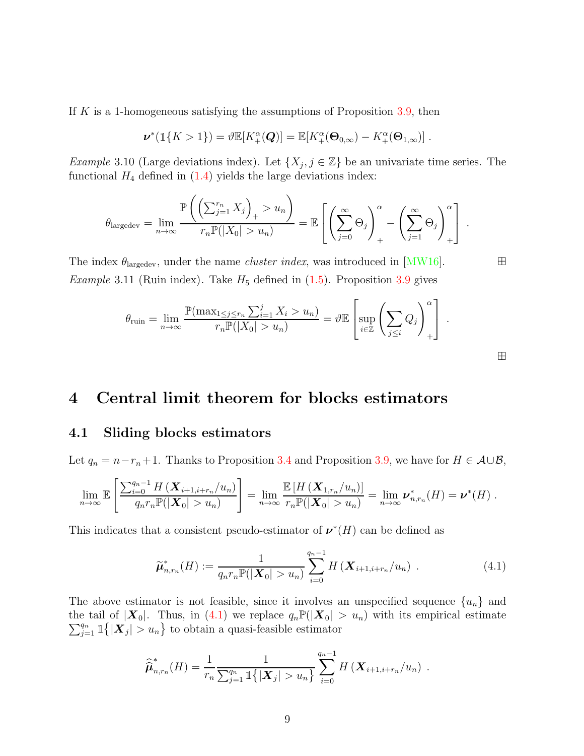If $K$ is a 1-homogeneous satisfying the assumptions of Proposition 3.9, then

$$\boldsymbol{\nu}^*(\mathbb{1}\{K > 1\}) = \vartheta \mathbb{E}[K_+^\alpha(\boldsymbol{Q})] = \mathbb{E}[K_+^\alpha(\boldsymbol{\Theta}_{0,\infty}) - K_+^\alpha(\boldsymbol{\Theta}_{1,\infty})] \; .$$

*Example* 3.10 (Large deviations index). Let $\{X_j, j \in \mathbb{Z}\}$ be an univariate time series. The functional $H_4$ defined in (1.4) yields the large deviations index:

$$\theta_{\rm largedev} = \lim_{n\to\infty} \frac{\mathbb{P}\left(\left(\sum_{j=1}^{r_n} X_j\right)_+ > u_n\right)}{r_n \mathbb{P}(|X_0| > u_n)} = \mathbb{E}\left[\left(\sum_{j=0}^{\infty} \Theta_j\right)_+^\alpha - \left(\sum_{j=1}^{\infty} \Theta_j\right)_+^\alpha\right] \; .$$

The index $\theta_{\rm largedev}$, under the name *cluster index*, was introduced in [MW16]. ⊞

*Example* 3.11 (Ruin index). Take $H_5$ defined in (1.5). Proposition 3.9 gives

$$\theta_{\rm ruin} = \lim_{n\to\infty} \frac{\mathbb{P}(\max_{1\le j \le r_n} \sum_{i=1}^{j} X_i > u_n)}{r_n \mathbb{P}(|X_0| > u_n)} = \vartheta \mathbb{E}\left[\sup_{i\in\mathbb{Z}} \left(\sum_{j\le i} Q_j\right)_+^\alpha\right] \; .$$

⊞

# 4 Central limit theorem for blocks estimators

## 4.1 Sliding blocks estimators

Let $q_n = n - r_n + 1$. Thanks to Proposition 3.4 and Proposition 3.9, we have for $H \in \mathcal{A} \cup \mathcal{B}$,

$$\lim_{n\to\infty} \mathbb{E}\left[\frac{\sum_{i=0}^{q_n-1} H\left(\boldsymbol{X}_{i+1,i+r_n}/u_n\right)}{q_n r_n \mathbb{P}(|\boldsymbol{X}_0| > u_n)}\right] = \lim_{n\to\infty} \frac{\mathbb{E}\left[H\left(\boldsymbol{X}_{1,r_n}/u_n\right)\right]}{r_n \mathbb{P}(|\boldsymbol{X}_0| > u_n)} = \lim_{n\to\infty} \boldsymbol{\nu}^*_{n,r_n}(H) = \boldsymbol{\nu}^*(H) \; .$$

This indicates that a consistent pseudo-estimator of $\boldsymbol{\nu}^*(H)$ can be defined as

$$\widetilde{\boldsymbol{\mu}}^*_{n,r_n}(H) := \frac{1}{q_n r_n \mathbb{P}(|\boldsymbol{X}_0| > u_n)} \sum_{i=0}^{q_n-1} H\left(\boldsymbol{X}_{i+1,i+r_n}/u_n\right) \; . \tag{4.1}$$

The above estimator is not feasible, since it involves an unspecified sequence $\{u_n\}$ and the tail of $|\boldsymbol{X}_0|$. Thus, in (4.1) we replace $q_n \mathbb{P}(|\boldsymbol{X}_0| > u_n)$ with its empirical estimate $\sum_{j=1}^{q_n} \mathbb{1}\{|\boldsymbol{X}_j| > u_n\}$ to obtain a quasi-feasible estimator

$$\widehat{\widetilde{\boldsymbol{\mu}}}^*_{n,r_n}(H) = \frac{1}{r_n} \frac{1}{\sum_{j=1}^{q_n} \mathbb{1}\{|\boldsymbol{X}_j| > u_n\}} \sum_{i=0}^{q_n-1} H\left(\boldsymbol{X}_{i+1,i+r_n}/u_n\right) \; .$$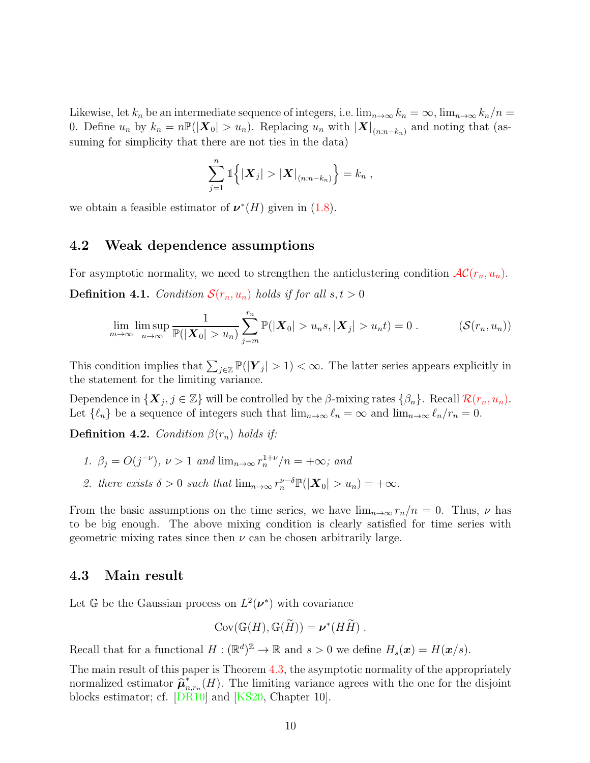Likewise, let $k_n$ be an intermediate sequence of integers, i.e. $\lim_{n\to\infty} k_n = \infty$, $\lim_{n\to\infty} k_n/n = 0$. Define $u_n$ by $k_n = n\mathbb{P}(|\boldsymbol{X}_0| > u_n)$. Replacing $u_n$ with $|\boldsymbol{X}|_{(n:n-k_n)}$ and noting that (assuming for simplicity that there are not ties in the data)

$$\sum_{j=1}^{n} \mathbb{1}\Big\{|\boldsymbol{X}_j| > |\boldsymbol{X}|_{(n:n-k_n)}\Big\} = k_n ,$$

we obtain a feasible estimator of $\boldsymbol{\nu}^*(H)$ given in (1.8).

### 4.2 Weak dependence assumptions

For asymptotic normality, we need to strengthen the anticlustering condition $\mathcal{AC}(r_n, u_n)$.

**Definition 4.1.** *Condition $\mathcal{S}(r_n, u_n)$ holds if for all $s, t > 0$*

$$\lim_{m\to\infty} \limsup_{n\to\infty} \frac{1}{\mathbb{P}(|\boldsymbol{X}_0| > u_n)} \sum_{j=m}^{r_n} \mathbb{P}(|\boldsymbol{X}_0| > u_n s, |\boldsymbol{X}_j| > u_n t) = 0 . \qquad (\mathcal{S}(r_n, u_n))$$

This condition implies that $\sum_{j\in\mathbb{Z}} \mathbb{P}(|\boldsymbol{Y}_j| > 1) < \infty$. The latter series appears explicitly in the statement for the limiting variance.

Dependence in $\{\boldsymbol{X}_j, j \in \mathbb{Z}\}$ will be controlled by the $\beta$-mixing rates $\{\beta_n\}$. Recall $\mathcal{R}(r_n, u_n)$. Let $\{\ell_n\}$ be a sequence of integers such that $\lim_{n\to\infty} \ell_n = \infty$ and $\lim_{n\to\infty} \ell_n/r_n = 0$.

**Definition 4.2.** *Condition $\beta(r_n)$ holds if:*

1. *$\beta_j = O(j^{-\nu})$, $\nu > 1$ and $\lim_{n\to\infty} r_n^{1+\nu}/n = +\infty$; and*
2. *there exists $\delta > 0$ such that $\lim_{n\to\infty} r_n^{\nu-\delta}\mathbb{P}(|\boldsymbol{X}_0| > u_n) = +\infty$.*

From the basic assumptions on the time series, we have $\lim_{n\to\infty} r_n/n = 0$. Thus, $\nu$ has to be big enough. The above mixing condition is clearly satisfied for time series with geometric mixing rates since then $\nu$ can be chosen arbitrarily large.

### 4.3 Main result

Let $\mathbb{G}$ be the Gaussian process on $L^2(\boldsymbol{\nu}^*)$ with covariance

$$\mathrm{Cov}(\mathbb{G}(H), \mathbb{G}(\widetilde{H})) = \boldsymbol{\nu}^*(H\widetilde{H}) .$$

Recall that for a functional $H : (\mathbb{R}^d)^{\mathbb{Z}} \to \mathbb{R}$ and $s > 0$ we define $H_s(\boldsymbol{x}) = H(\boldsymbol{x}/s)$.

The main result of this paper is Theorem 4.3, the asymptotic normality of the appropriately normalized estimator $\widehat{\boldsymbol{\mu}}^*_{n,r_n}(H)$. The limiting variance agrees with the one for the disjoint blocks estimator; cf. [DR10] and [KS20, Chapter 10].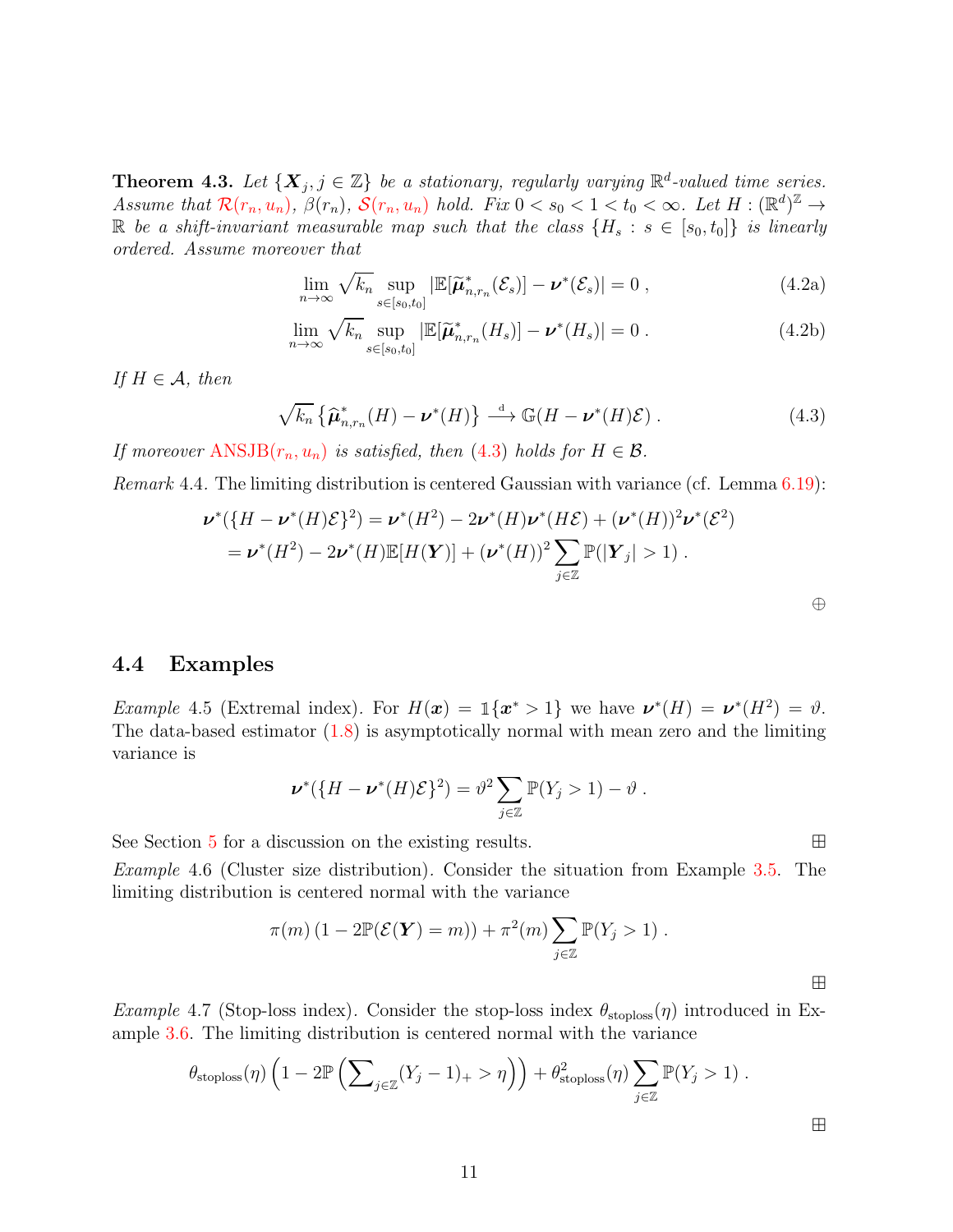**Theorem 4.3.** *Let $\{\boldsymbol{X}_j, j \in \mathbb{Z}\}$ be a stationary, regularly varying $\mathbb{R}^d$-valued time series. Assume that $\mathcal{R}(r_n, u_n)$, $\beta(r_n)$, $\mathcal{S}(r_n, u_n)$ hold. Fix $0 < s_0 < 1 < t_0 < \infty$. Let $H : (\mathbb{R}^d)^{\mathbb{Z}} \to \mathbb{R}$ be a shift-invariant measurable map such that the class $\{H_s : s \in [s_0, t_0]\}$ is linearly ordered. Assume moreover that*

$$\lim_{n\to\infty} \sqrt{k_n} \sup_{s\in[s_0,t_0]} |\mathbb{E}[\widetilde{\boldsymbol{\mu}}^*_{n,r_n}(\mathcal{E}_s)] - \boldsymbol{\nu}^*(\mathcal{E}_s)| = 0 \,, \tag{4.2a}$$

$$\lim_{n\to\infty} \sqrt{k_n} \sup_{s\in[s_0,t_0]} |\mathbb{E}[\widetilde{\boldsymbol{\mu}}^*_{n,r_n}(H_s)] - \boldsymbol{\nu}^*(H_s)| = 0 \,. \tag{4.2b}$$

*If $H \in \mathcal{A}$, then*

$$\sqrt{k_n}\left\{\widehat{\boldsymbol{\mu}}^*_{n,r_n}(H) - \boldsymbol{\nu}^*(H)\right\} \stackrel{\mathrm{d}}{\longrightarrow} \mathbb{G}(H - \boldsymbol{\nu}^*(H)\mathcal{E}) \,. \tag{4.3}$$

*If moreover ANSJB$(r_n, u_n)$ is satisfied, then (4.3) holds for $H \in \mathcal{B}$.*

*Remark* 4.4. The limiting distribution is centered Gaussian with variance (cf. Lemma 6.19):

$$\begin{aligned}\boldsymbol{\nu}^*(\{H - \boldsymbol{\nu}^*(H)\mathcal{E}\}^2) &= \boldsymbol{\nu}^*(H^2) - 2\boldsymbol{\nu}^*(H)\boldsymbol{\nu}^*(H\mathcal{E}) + (\boldsymbol{\nu}^*(H))^2\boldsymbol{\nu}^*(\mathcal{E}^2) \\ &= \boldsymbol{\nu}^*(H^2) - 2\boldsymbol{\nu}^*(H)\mathbb{E}[H(\boldsymbol{Y})] + (\boldsymbol{\nu}^*(H))^2 \sum_{j\in\mathbb{Z}} \mathbb{P}(|\boldsymbol{Y}_j| > 1) \,.\end{aligned}$$

⊕

## 4.4 Examples

*Example* 4.5 (Extremal index). For $H(\boldsymbol{x}) = \mathbb{1}\{\boldsymbol{x}^* > 1\}$ we have $\boldsymbol{\nu}^*(H) = \boldsymbol{\nu}^*(H^2) = \vartheta$. The data-based estimator (1.8) is asymptotically normal with mean zero and the limiting variance is

$$\boldsymbol{\nu}^*(\{H - \boldsymbol{\nu}^*(H)\mathcal{E}\}^2) = \vartheta^2 \sum_{j\in\mathbb{Z}} \mathbb{P}(Y_j > 1) - \vartheta \,.$$

See Section 5 for a discussion on the existing results. ⊞

*Example* 4.6 (Cluster size distribution). Consider the situation from Example 3.5. The limiting distribution is centered normal with the variance

$$\pi(m)\left(1 - 2\mathbb{P}(\mathcal{E}(\boldsymbol{Y}) = m)\right) + \pi^2(m) \sum_{j\in\mathbb{Z}} \mathbb{P}(Y_j > 1) \,.$$

⊞

*Example* 4.7 (Stop-loss index). Consider the stop-loss index $\theta_{\text{stoploss}}(\eta)$ introduced in Example 3.6. The limiting distribution is centered normal with the variance

$$\theta_{\text{stoploss}}(\eta)\left(1 - 2\mathbb{P}\left(\textstyle\sum_{j\in\mathbb{Z}}(Y_j - 1)_+ > \eta\right)\right) + \theta^2_{\text{stoploss}}(\eta) \sum_{j\in\mathbb{Z}} \mathbb{P}(Y_j > 1) \,.$$

⊞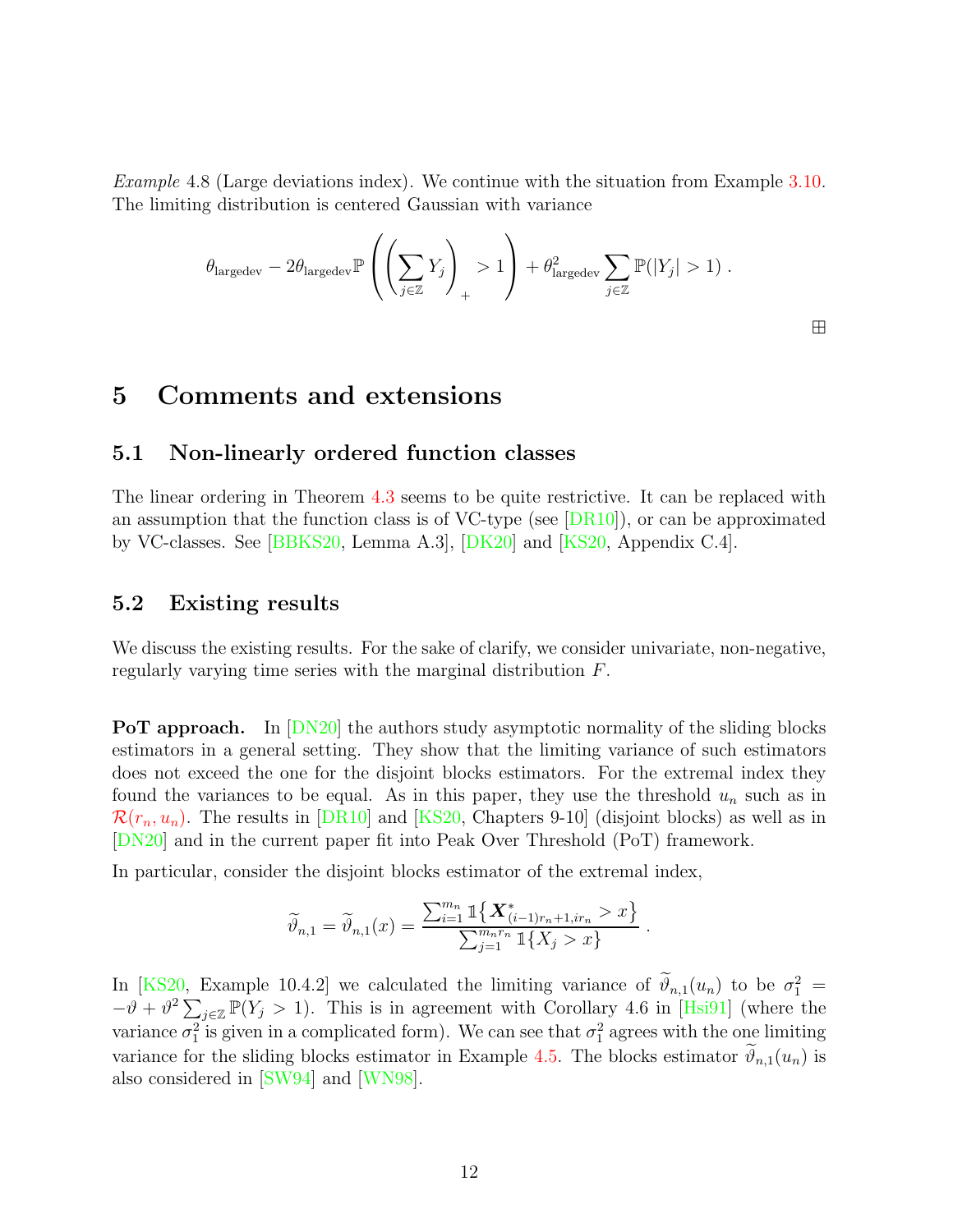*Example* 4.8 (Large deviations index). We continue with the situation from Example 3.10. The limiting distribution is centered Gaussian with variance

$$\theta_{\text{largedev}} - 2\theta_{\text{largedev}}\mathbb{P}\left(\left(\sum_{j\in\mathbb{Z}} Y_j\right)_+ > 1\right) + \theta_{\text{largedev}}^2 \sum_{j\in\mathbb{Z}} \mathbb{P}(|Y_j| > 1)\,.$$

⊞

# 5 Comments and extensions

## 5.1 Non-linearly ordered function classes

The linear ordering in Theorem 4.3 seems to be quite restrictive. It can be replaced with an assumption that the function class is of VC-type (see [DR10]), or can be approximated by VC-classes. See [BBKS20, Lemma A.3], [DK20] and [KS20, Appendix C.4].

## 5.2 Existing results

We discuss the existing results. For the sake of clarify, we consider univariate, non-negative, regularly varying time series with the marginal distribution $F$.

**PoT approach.** In [DN20] the authors study asymptotic normality of the sliding blocks estimators in a general setting. They show that the limiting variance of such estimators does not exceed the one for the disjoint blocks estimators. For the extremal index they found the variances to be equal. As in this paper, they use the threshold $u_n$ such as in $\mathcal{R}(r_n, u_n)$. The results in [DR10] and [KS20, Chapters 9-10] (disjoint blocks) as well as in [DN20] and in the current paper fit into Peak Over Threshold (PoT) framework.

In particular, consider the disjoint blocks estimator of the extremal index,

$$\widetilde{\vartheta}_{n,1} = \widetilde{\vartheta}_{n,1}(x) = \frac{\sum_{i=1}^{m_n} \mathbb{1}\{\boldsymbol{X}^*_{(i-1)r_n+1,ir_n} > x\}}{\sum_{j=1}^{m_n r_n} \mathbb{1}\{X_j > x\}}\,.$$

In [KS20, Example 10.4.2] we calculated the limiting variance of $\widetilde{\vartheta}_{n,1}(u_n)$ to be $\sigma_1^2 = -\vartheta + \vartheta^2 \sum_{j\in\mathbb{Z}} \mathbb{P}(Y_j > 1)$. This is in agreement with Corollary 4.6 in [Hsi91] (where the variance $\sigma_1^2$ is given in a complicated form). We can see that $\sigma_1^2$ agrees with the one limiting variance for the sliding blocks estimator in Example 4.5. The blocks estimator $\widetilde{\vartheta}_{n,1}(u_n)$ is also considered in [SW94] and [WN98].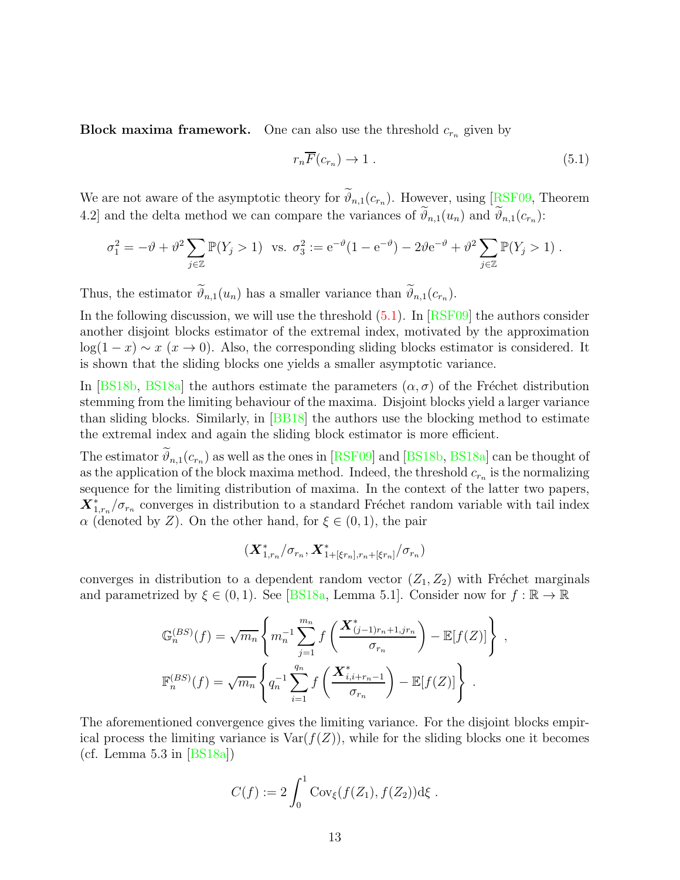**Block maxima framework.** One can also use the threshold $c_{r_n}$ given by

$$r_n \overline{F}(c_{r_n}) \to 1 \,. \tag{5.1}$$

We are not aware of the asymptotic theory for $\widetilde{\vartheta}_{n,1}(c_{r_n})$. However, using [RSF09, Theorem 4.2] and the delta method we can compare the variances of $\widetilde{\vartheta}_{n,1}(u_n)$ and $\widetilde{\vartheta}_{n,1}(c_{r_n})$:

$$\sigma_1^2 = -\vartheta + \vartheta^2 \sum_{j\in\mathbb{Z}} \mathbb{P}(Y_j > 1) \ \text{ vs. } \ \sigma_3^2 := \mathrm{e}^{-\vartheta}(1-\mathrm{e}^{-\vartheta}) - 2\vartheta \mathrm{e}^{-\vartheta} + \vartheta^2 \sum_{j\in\mathbb{Z}} \mathbb{P}(Y_j > 1) \,.$$

Thus, the estimator $\widetilde{\vartheta}_{n,1}(u_n)$ has a smaller variance than $\widetilde{\vartheta}_{n,1}(c_{r_n})$.

In the following discussion, we will use the threshold (5.1). In [RSF09] the authors consider another disjoint blocks estimator of the extremal index, motivated by the approximation $\log(1-x) \sim x$ $(x \to 0)$. Also, the corresponding sliding blocks estimator is considered. It is shown that the sliding blocks one yields a smaller asymptotic variance.

In [BS18b, BS18a] the authors estimate the parameters $(\alpha, \sigma)$ of the Fréchet distribution stemming from the limiting behaviour of the maxima. Disjoint blocks yield a larger variance than sliding blocks. Similarly, in [BB18] the authors use the blocking method to estimate the extremal index and again the sliding block estimator is more efficient.

The estimator $\widetilde{\vartheta}_{n,1}(c_{r_n})$ as well as the ones in [RSF09] and [BS18b, BS18a] can be thought of as the application of the block maxima method. Indeed, the threshold $c_{r_n}$ is the normalizing sequence for the limiting distribution of maxima. In the context of the latter two papers, $\boldsymbol{X}^*_{1,r_n}/\sigma_{r_n}$ converges in distribution to a standard Fréchet random variable with tail index $\alpha$ (denoted by $Z$). On the other hand, for $\xi \in (0,1)$, the pair

$$(\boldsymbol{X}^*_{1,r_n}/\sigma_{r_n}, \boldsymbol{X}^*_{1+[\xi r_n], r_n+[\xi r_n]}/\sigma_{r_n})$$

converges in distribution to a dependent random vector $(Z_1, Z_2)$ with Fréchet marginals and parametrized by $\xi \in (0,1)$. See [BS18a, Lemma 5.1]. Consider now for $f : \mathbb{R} \to \mathbb{R}$

$$\mathbb{G}_n^{(BS)}(f) = \sqrt{m_n} \left\{ m_n^{-1} \sum_{j=1}^{m_n} f\left( \frac{\boldsymbol{X}^*_{(j-1)r_n+1, jr_n}}{\sigma_{r_n}} \right) - \mathbb{E}[f(Z)] \right\} ,$$

$$\mathbb{F}_n^{(BS)}(f) = \sqrt{m_n} \left\{ q_n^{-1} \sum_{i=1}^{q_n} f\left( \frac{\boldsymbol{X}^*_{i, i+r_n-1}}{\sigma_{r_n}} \right) - \mathbb{E}[f(Z)] \right\} .$$

The aforementioned convergence gives the limiting variance. For the disjoint blocks empirical process the limiting variance is $\mathrm{Var}(f(Z))$, while for the sliding blocks one it becomes (cf. Lemma 5.3 in [BS18a])

$$C(f) := 2 \int_0^1 \mathrm{Cov}_\xi(f(Z_1), f(Z_2)) \mathrm{d}\xi \,.$$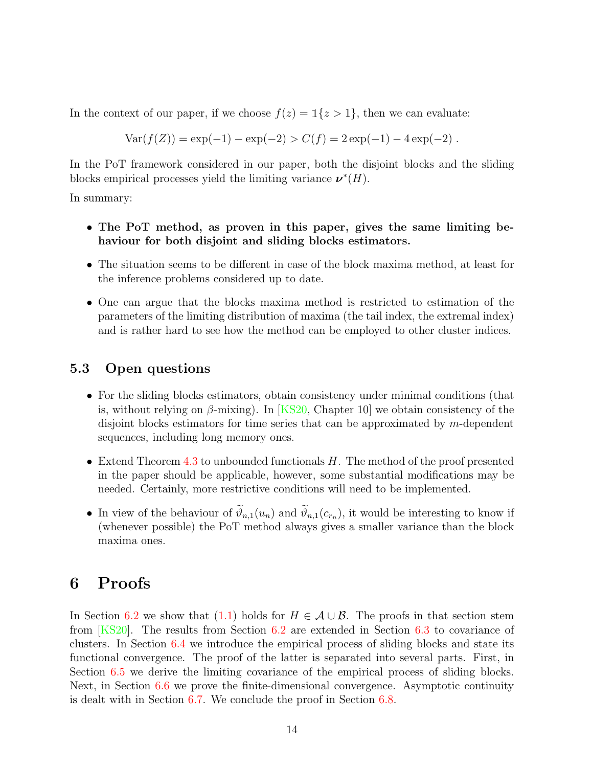In the context of our paper, if we choose $f(z) = \mathbb{1}\{z > 1\}$, then we can evaluate:

$$\mathrm{Var}(f(Z)) = \exp(-1) - \exp(-2) > C(f) = 2\exp(-1) - 4\exp(-2) .$$

In the PoT framework considered in our paper, both the disjoint blocks and the sliding blocks empirical processes yield the limiting variance $\boldsymbol{\nu}^*(H)$.

In summary:

- **The PoT method, as proven in this paper, gives the same limiting behaviour for both disjoint and sliding blocks estimators.**
- The situation seems to be different in case of the block maxima method, at least for the inference problems considered up to date.
- One can argue that the blocks maxima method is restricted to estimation of the parameters of the limiting distribution of maxima (the tail index, the extremal index) and is rather hard to see how the method can be employed to other cluster indices.

### 5.3 Open questions

- For the sliding blocks estimators, obtain consistency under minimal conditions (that is, without relying on $\beta$-mixing). In [KS20, Chapter 10] we obtain consistency of the disjoint blocks estimators for time series that can be approximated by $m$-dependent sequences, including long memory ones.
- Extend Theorem 4.3 to unbounded functionals $H$. The method of the proof presented in the paper should be applicable, however, some substantial modifications may be needed. Certainly, more restrictive conditions will need to be implemented.
- In view of the behaviour of $\widetilde{\vartheta}_{n,1}(u_n)$ and $\widetilde{\vartheta}_{n,1}(c_{r_n})$, it would be interesting to know if (whenever possible) the PoT method always gives a smaller variance than the block maxima ones.

# 6 Proofs

In Section 6.2 we show that (1.1) holds for $H \in \mathcal{A} \cup \mathcal{B}$. The proofs in that section stem from [KS20]. The results from Section 6.2 are extended in Section 6.3 to covariance of clusters. In Section 6.4 we introduce the empirical process of sliding blocks and state its functional convergence. The proof of the latter is separated into several parts. First, in Section 6.5 we derive the limiting covariance of the empirical process of sliding blocks. Next, in Section 6.6 we prove the finite-dimensional convergence. Asymptotic continuity is dealt with in Section 6.7. We conclude the proof in Section 6.8.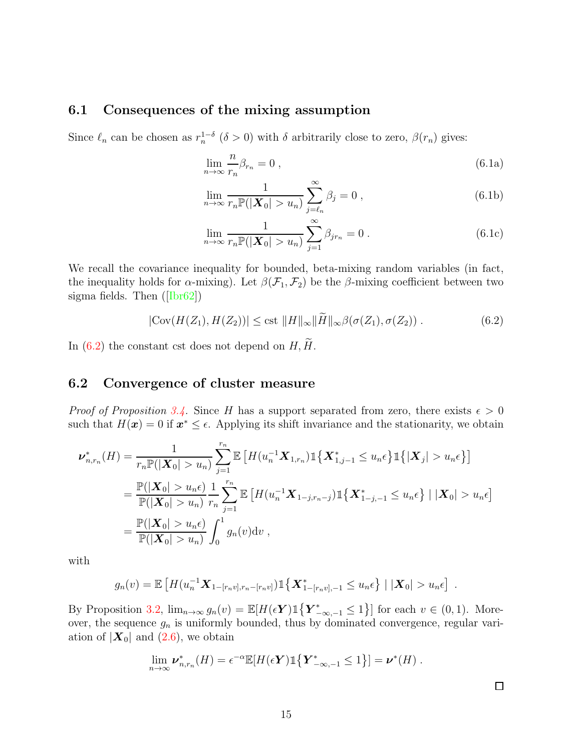## 6.1 Consequences of the mixing assumption

Since $\ell_n$ can be chosen as $r_n^{1-\delta}$ ($\delta > 0$) with $\delta$ arbitrarily close to zero, $\beta(r_n)$ gives:

$$\lim_{n\to\infty} \frac{n}{r_n}\beta_{r_n} = 0 \; , \tag{6.1a}$$

$$\lim_{n\to\infty} \frac{1}{r_n\mathbb{P}(|\boldsymbol{X}_0| > u_n)} \sum_{j=\ell_n}^{\infty} \beta_j = 0 \; , \tag{6.1b}$$

$$\lim_{n\to\infty} \frac{1}{r_n\mathbb{P}(|\boldsymbol{X}_0| > u_n)} \sum_{j=1}^{\infty} \beta_{jr_n} = 0 \; . \tag{6.1c}$$

We recall the covariance inequality for bounded, beta-mixing random variables (in fact, the inequality holds for $\alpha$-mixing). Let $\beta(\mathcal{F}_1, \mathcal{F}_2)$ be the $\beta$-mixing coefficient between two sigma fields. Then ([Ibr62])

$$|\mathrm{Cov}(H(Z_1), H(Z_2))| \leq \mathrm{cst}\; \|H\|_\infty \|\widetilde{H}\|_\infty \beta(\sigma(Z_1), \sigma(Z_2)) \; . \tag{6.2}$$

In (6.2) the constant cst does not depend on $H, \widetilde{H}$.

## 6.2 Convergence of cluster measure

*Proof of Proposition 3.4.* Since $H$ has a support separated from zero, there exists $\epsilon > 0$ such that $H(\boldsymbol{x}) = 0$ if $\boldsymbol{x}^* \leq \epsilon$. Applying its shift invariance and the stationarity, we obtain

$$\begin{aligned}
\boldsymbol{\nu}^*_{n,r_n}(H) &= \frac{1}{r_n\mathbb{P}(|\boldsymbol{X}_0| > u_n)} \sum_{j=1}^{r_n} \mathbb{E}\left[H(u_n^{-1}\boldsymbol{X}_{1,r_n}) \mathbb{1}\{\boldsymbol{X}^*_{1,j-1} \leq u_n\epsilon\} \mathbb{1}\{|\boldsymbol{X}_j| > u_n\epsilon\}\right] \\
&= \frac{\mathbb{P}(|\boldsymbol{X}_0| > u_n\epsilon)}{\mathbb{P}(|\boldsymbol{X}_0| > u_n)} \frac{1}{r_n} \sum_{j=1}^{r_n} \mathbb{E}\left[H(u_n^{-1}\boldsymbol{X}_{1-j,r_n-j}) \mathbb{1}\{\boldsymbol{X}^*_{1-j,-1} \leq u_n\epsilon\} \mid |\boldsymbol{X}_0| > u_n\epsilon\right] \\
&= \frac{\mathbb{P}(|\boldsymbol{X}_0| > u_n\epsilon)}{\mathbb{P}(|\boldsymbol{X}_0| > u_n)} \int_0^1 g_n(v)\mathrm{d}v \; ,
\end{aligned}$$

with

$$g_n(v) = \mathbb{E}\left[H(u_n^{-1}\boldsymbol{X}_{1-[r_nv],r_n-[r_nv]}) \mathbb{1}\{\boldsymbol{X}^*_{1-[r_nv],-1} \leq u_n\epsilon\} \mid |\boldsymbol{X}_0| > u_n\epsilon\right] \; .$$

By Proposition 3.2, $\lim_{n\to\infty} g_n(v) = \mathbb{E}[H(\epsilon\boldsymbol{Y})\mathbb{1}\{\boldsymbol{Y}^*_{-\infty,-1} \leq 1\}]$ for each $v \in (0,1)$. Moreover, the sequence $g_n$ is uniformly bounded, thus by dominated convergence, regular variation of $|\boldsymbol{X}_0|$ and (2.6), we obtain

$$\lim_{n\to\infty} \boldsymbol{\nu}^*_{n,r_n}(H) = \epsilon^{-\alpha}\mathbb{E}[H(\epsilon\boldsymbol{Y})\mathbb{1}\{\boldsymbol{Y}^*_{-\infty,-1} \leq 1\}] = \boldsymbol{\nu}^*(H) \; .$$

□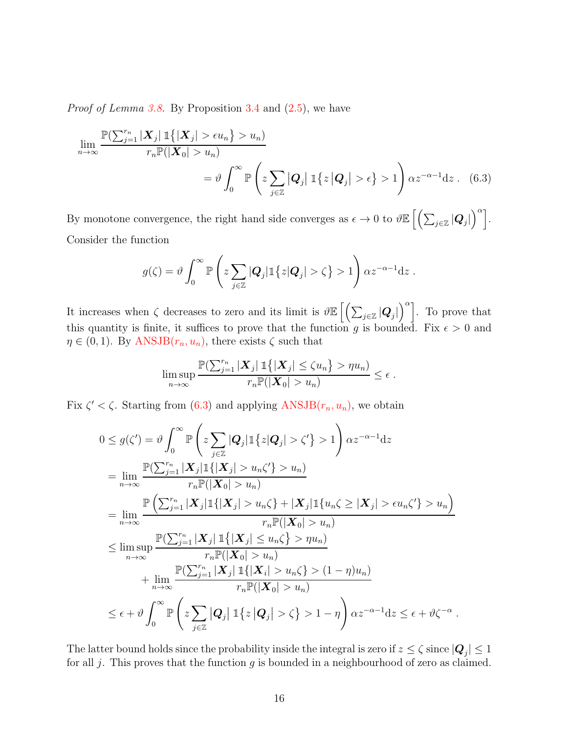*Proof of Lemma 3.8.* By Proposition 3.4 and (2.5), we have

$$
\lim_{n\to\infty} \frac{\mathbb{P}(\sum_{j=1}^{r_n} |\boldsymbol{X}_j| \, \mathbb{1}\{|\boldsymbol{X}_j| > \epsilon u_n\} > u_n)}{r_n \mathbb{P}(|\boldsymbol{X}_0| > u_n)} = \vartheta \int_0^\infty \mathbb{P}\left( z \sum_{j\in\mathbb{Z}} |\boldsymbol{Q}_j| \, \mathbb{1}\{z |\boldsymbol{Q}_j| > \epsilon\} > 1 \right) \alpha z^{-\alpha-1} \mathrm{d}z \, . \quad (6.3)
$$

By monotone convergence, the right hand side converges as $\epsilon \to 0$ to $\vartheta \mathbb{E}\left[\left(\sum_{j\in\mathbb{Z}} |\boldsymbol{Q}_j|\right)^\alpha\right]$. Consider the function

$$
g(\zeta) = \vartheta \int_0^\infty \mathbb{P}\left( z \sum_{j\in\mathbb{Z}} |\boldsymbol{Q}_j| \mathbb{1}\{z|\boldsymbol{Q}_j| > \zeta\} > 1 \right) \alpha z^{-\alpha-1} \mathrm{d}z \, .
$$

It increases when $\zeta$ decreases to zero and its limit is $\vartheta \mathbb{E}\left[\left(\sum_{j\in\mathbb{Z}} |\boldsymbol{Q}_j|\right)^\alpha\right]$. To prove that this quantity is finite, it suffices to prove that the function $g$ is bounded. Fix $\epsilon > 0$ and $\eta \in (0,1)$. By ANSJB$(r_n, u_n)$, there exists $\zeta$ such that

$$
\limsup_{n\to\infty} \frac{\mathbb{P}(\sum_{j=1}^{r_n} |\boldsymbol{X}_j| \, \mathbb{1}\{|\boldsymbol{X}_j| \le \zeta u_n\} > \eta u_n)}{r_n \mathbb{P}(|\boldsymbol{X}_0| > u_n)} \le \epsilon \, .
$$

Fix $\zeta' < \zeta$. Starting from (6.3) and applying ANSJB$(r_n, u_n)$, we obtain

$$
\begin{aligned}
0 \le g(\zeta') &= \vartheta \int_0^\infty \mathbb{P}\left( z \sum_{j\in\mathbb{Z}} |\boldsymbol{Q}_j| \mathbb{1}\{z|\boldsymbol{Q}_j| > \zeta'\} > 1 \right) \alpha z^{-\alpha-1} \mathrm{d}z \\
&= \lim_{n\to\infty} \frac{\mathbb{P}(\sum_{j=1}^{r_n} |\boldsymbol{X}_j| \mathbb{1}\{|\boldsymbol{X}_j| > u_n \zeta'\} > u_n)}{r_n \mathbb{P}(|\boldsymbol{X}_0| > u_n)} \\
&= \lim_{n\to\infty} \frac{\mathbb{P}\left(\sum_{j=1}^{r_n} |\boldsymbol{X}_j| \mathbb{1}\{|\boldsymbol{X}_j| > u_n \zeta\} + |\boldsymbol{X}_j| \mathbb{1}\{u_n \zeta \ge |\boldsymbol{X}_j| > \epsilon u_n \zeta'\} > u_n\right)}{r_n \mathbb{P}(|\boldsymbol{X}_0| > u_n)} \\
&\le \limsup_{n\to\infty} \frac{\mathbb{P}(\sum_{j=1}^{r_n} |\boldsymbol{X}_j| \, \mathbb{1}\{|\boldsymbol{X}_j| \le u_n \zeta\} > \eta u_n)}{r_n \mathbb{P}(|\boldsymbol{X}_0| > u_n)} \\
&\quad + \lim_{n\to\infty} \frac{\mathbb{P}(\sum_{j=1}^{r_n} |\boldsymbol{X}_j| \, \mathbb{1}\{|\boldsymbol{X}_i| > u_n \zeta\} > (1-\eta) u_n)}{r_n \mathbb{P}(|\boldsymbol{X}_0| > u_n)} \\
&\le \epsilon + \vartheta \int_0^\infty \mathbb{P}\left( z \sum_{j\in\mathbb{Z}} |\boldsymbol{Q}_j| \, \mathbb{1}\{z |\boldsymbol{Q}_j| > \zeta\} > 1 - \eta \right) \alpha z^{-\alpha-1} \mathrm{d}z \le \epsilon + \vartheta \zeta^{-\alpha} \, .
\end{aligned}
$$

The latter bound holds since the probability inside the integral is zero if $z \le \zeta$ since $|\boldsymbol{Q}_j| \le 1$ for all $j$. This proves that the function $g$ is bounded in a neighbourhood of zero as claimed.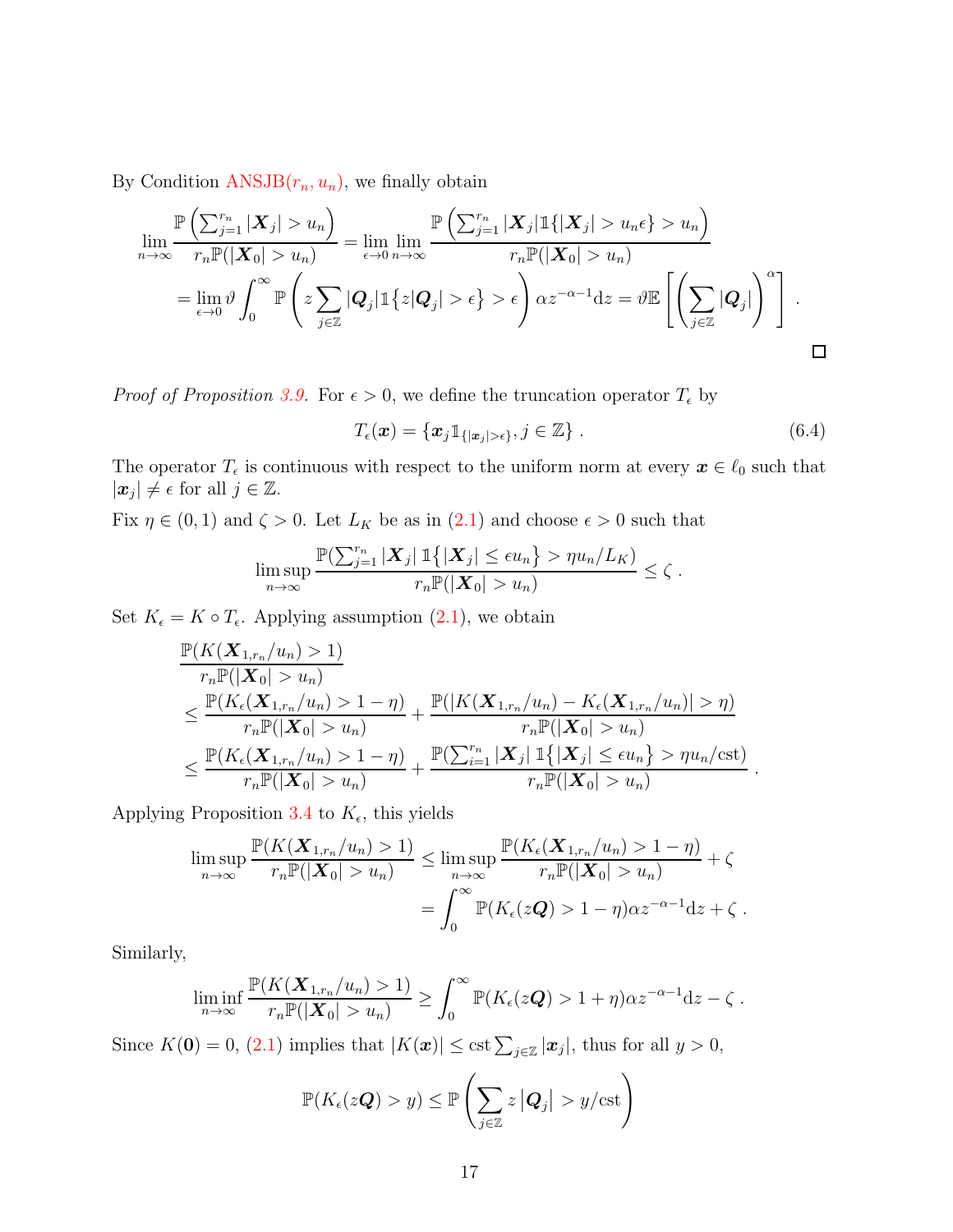By Condition ANSJB($r_n, u_n$), we finally obtain

$$
\begin{aligned}
\lim_{n\to\infty} \frac{\mathbb{P}\left(\sum_{j=1}^{r_n} |\boldsymbol{X}_j| > u_n\right)}{r_n \mathbb{P}(|\boldsymbol{X}_0| > u_n)} &= \lim_{\epsilon\to 0}\lim_{n\to\infty} \frac{\mathbb{P}\left(\sum_{j=1}^{r_n} |\boldsymbol{X}_j| \mathbb{1}\{|\boldsymbol{X}_j| > u_n\epsilon\} > u_n\right)}{r_n \mathbb{P}(|\boldsymbol{X}_0| > u_n)} \\
&= \lim_{\epsilon\to 0} \vartheta \int_0^\infty \mathbb{P}\left(z \sum_{j\in\mathbb{Z}} |\boldsymbol{Q}_j| \mathbb{1}\{z|\boldsymbol{Q}_j| > \epsilon\} > \epsilon\right) \alpha z^{-\alpha-1} \mathrm{d}z = \vartheta \mathbb{E}\left[\left(\sum_{j\in\mathbb{Z}} |\boldsymbol{Q}_j|\right)^\alpha\right] .
\end{aligned}
$$

□

*Proof of Proposition 3.9.* For $\epsilon > 0$, we define the truncation operator $T_\epsilon$ by

$$
T_\epsilon(\boldsymbol{x}) = \{\boldsymbol{x}_j \mathbb{1}_{\{|\boldsymbol{x}_j|>\epsilon\}}, j \in \mathbb{Z}\} . \tag{6.4}
$$

The operator $T_\epsilon$ is continuous with respect to the uniform norm at every $\boldsymbol{x} \in \ell_0$ such that $|\boldsymbol{x}_j| \neq \epsilon$ for all $j \in \mathbb{Z}$.

Fix $\eta \in (0, 1)$ and $\zeta > 0$. Let $L_K$ be as in (2.1) and choose $\epsilon > 0$ such that

$$
\limsup_{n\to\infty} \frac{\mathbb{P}(\sum_{j=1}^{r_n} |\boldsymbol{X}_j| \, \mathbb{1}\{|\boldsymbol{X}_j| \le \epsilon u_n\} > \eta u_n / L_K)}{r_n \mathbb{P}(|\boldsymbol{X}_0| > u_n)} \le \zeta .
$$

Set $K_\epsilon = K \circ T_\epsilon$. Applying assumption (2.1), we obtain

$$
\begin{aligned}
&\frac{\mathbb{P}(K(\boldsymbol{X}_{1,r_n}/u_n) > 1)}{r_n \mathbb{P}(|\boldsymbol{X}_0| > u_n)} \\
&\le \frac{\mathbb{P}(K_\epsilon(\boldsymbol{X}_{1,r_n}/u_n) > 1 - \eta)}{r_n \mathbb{P}(|\boldsymbol{X}_0| > u_n)} + \frac{\mathbb{P}(|K(\boldsymbol{X}_{1,r_n}/u_n) - K_\epsilon(\boldsymbol{X}_{1,r_n}/u_n)| > \eta)}{r_n \mathbb{P}(|\boldsymbol{X}_0| > u_n)} \\
&\le \frac{\mathbb{P}(K_\epsilon(\boldsymbol{X}_{1,r_n}/u_n) > 1 - \eta)}{r_n \mathbb{P}(|\boldsymbol{X}_0| > u_n)} + \frac{\mathbb{P}(\sum_{i=1}^{r_n} |\boldsymbol{X}_j| \, \mathbb{1}\{|\boldsymbol{X}_j| \le \epsilon u_n\} > \eta u_n/\mathrm{cst})}{r_n \mathbb{P}(|\boldsymbol{X}_0| > u_n)} .
\end{aligned}
$$

Applying Proposition 3.4 to $K_\epsilon$, this yields

$$
\begin{aligned}
\limsup_{n\to\infty} \frac{\mathbb{P}(K(\boldsymbol{X}_{1,r_n}/u_n) > 1)}{r_n \mathbb{P}(|\boldsymbol{X}_0| > u_n)} &\le \limsup_{n\to\infty} \frac{\mathbb{P}(K_\epsilon(\boldsymbol{X}_{1,r_n}/u_n) > 1 - \eta)}{r_n \mathbb{P}(|\boldsymbol{X}_0| > u_n)} + \zeta \\
&= \int_0^\infty \mathbb{P}(K_\epsilon(z\boldsymbol{Q}) > 1 - \eta) \alpha z^{-\alpha-1} \mathrm{d}z + \zeta .
\end{aligned}
$$

Similarly,

$$
\liminf_{n\to\infty} \frac{\mathbb{P}(K(\boldsymbol{X}_{1,r_n}/u_n) > 1)}{r_n \mathbb{P}(|\boldsymbol{X}_0| > u_n)} \ge \int_0^\infty \mathbb{P}(K_\epsilon(z\boldsymbol{Q}) > 1 + \eta) \alpha z^{-\alpha-1} \mathrm{d}z - \zeta .
$$

Since $K(\boldsymbol{0}) = 0$, (2.1) implies that $|K(\boldsymbol{x})| \le \mathrm{cst} \sum_{j\in\mathbb{Z}} |\boldsymbol{x}_j|$, thus for all $y > 0$,

$$
\mathbb{P}(K_\epsilon(z\boldsymbol{Q}) > y) \le \mathbb{P}\left(\sum_{j\in\mathbb{Z}} z \left|\boldsymbol{Q}_j\right| > y/\mathrm{cst}\right)
$$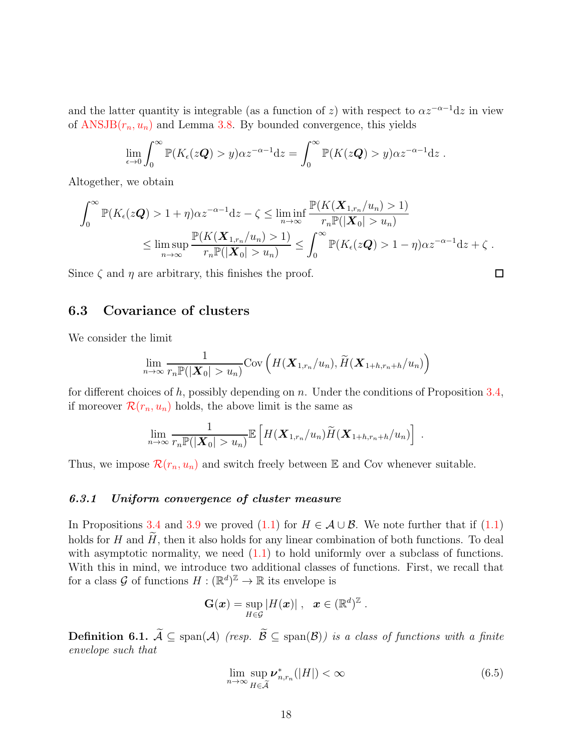and the latter quantity is integrable (as a function of $z$) with respect to $\alpha z^{-\alpha-1}\mathrm{d}z$ in view of ANSJB($r_n, u_n$) and Lemma 3.8. By bounded convergence, this yields

$$\lim_{\epsilon\to 0}\int_0^\infty \mathbb{P}(K_\epsilon(z\boldsymbol{Q})>y)\alpha z^{-\alpha-1}\mathrm{d}z=\int_0^\infty \mathbb{P}(K(z\boldsymbol{Q})>y)\alpha z^{-\alpha-1}\mathrm{d}z\ .$$

Altogether, we obtain

$$\int_0^\infty \mathbb{P}(K_\epsilon(z\boldsymbol{Q})>1+\eta)\alpha z^{-\alpha-1}\mathrm{d}z-\zeta\le\liminf_{n\to\infty}\frac{\mathbb{P}(K(\boldsymbol{X}_{1,r_n}/u_n)>1)}{r_n\mathbb{P}(|\boldsymbol{X}_0|>u_n)}$$
$$\le\limsup_{n\to\infty}\frac{\mathbb{P}(K(\boldsymbol{X}_{1,r_n}/u_n)>1)}{r_n\mathbb{P}(|\boldsymbol{X}_0|>u_n)}\le\int_0^\infty \mathbb{P}(K_\epsilon(z\boldsymbol{Q})>1-\eta)\alpha z^{-\alpha-1}\mathrm{d}z+\zeta\ .$$

Since $\zeta$ and $\eta$ are arbitrary, this finishes the proof. □

## 6.3 Covariance of clusters

We consider the limit

$$\lim_{n\to\infty}\frac{1}{r_n\mathbb{P}(|\boldsymbol{X}_0|>u_n)}\mathrm{Cov}\left(H(\boldsymbol{X}_{1,r_n}/u_n),\widetilde{H}(\boldsymbol{X}_{1+h,r_n+h}/u_n)\right)$$

for different choices of $h$, possibly depending on $n$. Under the conditions of Proposition 3.4, if moreover $\mathcal{R}(r_n,u_n)$ holds, the above limit is the same as

$$\lim_{n\to\infty}\frac{1}{r_n\mathbb{P}(|\boldsymbol{X}_0|>u_n)}\mathbb{E}\left[H(\boldsymbol{X}_{1,r_n}/u_n)\widetilde{H}(\boldsymbol{X}_{1+h,r_n+h}/u_n)\right]\ .$$

Thus, we impose $\mathcal{R}(r_n,u_n)$ and switch freely between $\mathbb{E}$ and Cov whenever suitable.

### *6.3.1 Uniform convergence of cluster measure*

In Propositions 3.4 and 3.9 we proved (1.1) for $H\in\mathcal{A}\cup\mathcal{B}$. We note further that if (1.1) holds for $H$ and $\widetilde{H}$, then it also holds for any linear combination of both functions. To deal with asymptotic normality, we need (1.1) to hold uniformly over a subclass of functions. With this in mind, we introduce two additional classes of functions. First, we recall that for a class $\mathcal{G}$ of functions $H:(\mathbb{R}^d)^{\mathbb{Z}}\to\mathbb{R}$ its envelope is

$$\mathbf{G}(\boldsymbol{x})=\sup_{H\in\mathcal{G}}|H(\boldsymbol{x})|\ ,\quad \boldsymbol{x}\in(\mathbb{R}^d)^{\mathbb{Z}}\ .$$

**Definition 6.1.** *$\widetilde{\mathcal{A}}\subseteq\mathrm{span}(\mathcal{A})$ (resp. $\widetilde{\mathcal{B}}\subseteq\mathrm{span}(\mathcal{B})$) is a class of functions with a finite envelope such that*

$$\lim_{n\to\infty}\sup_{H\in\widetilde{\mathcal{A}}}\boldsymbol{\nu}^*_{n,r_n}(|H|)<\infty \tag{6.5}$$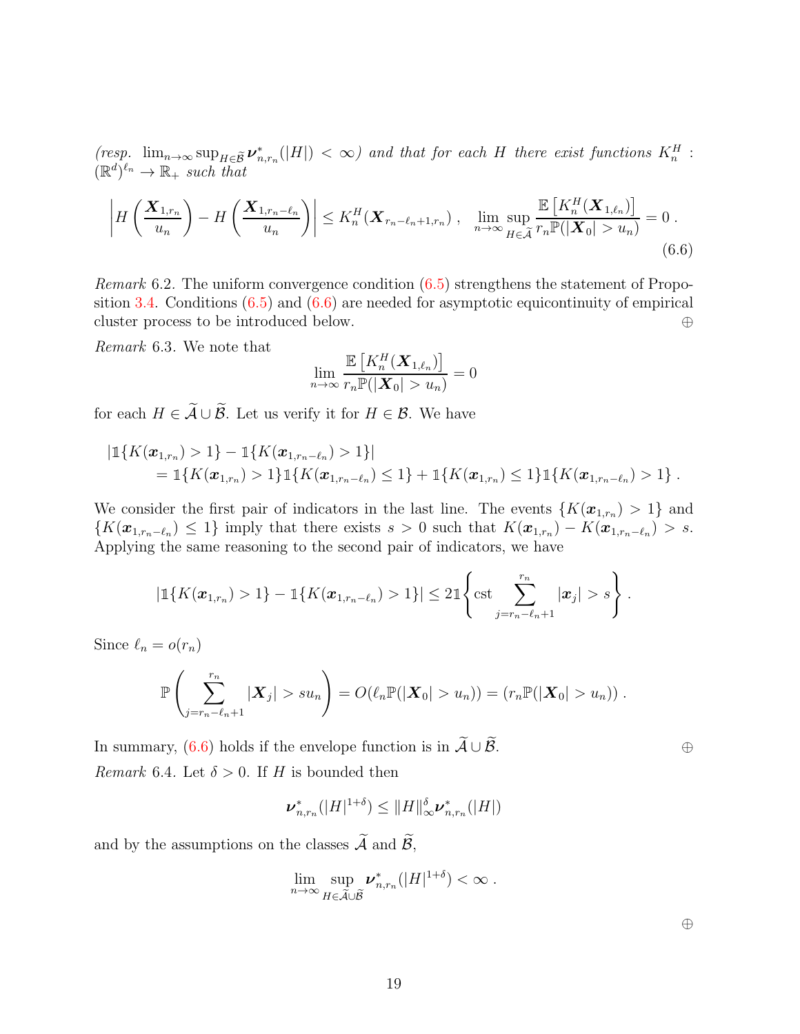*(resp. $\lim_{n\to\infty}\sup_{H\in\widetilde{\mathcal{B}}}\boldsymbol{\nu}^*_{n,r_n}(|H|)<\infty$) and that for each $H$ there exist functions $K_n^H : (\mathbb{R}^d)^{\ell_n}\to\mathbb{R}_+$ such that*

$$
\left|H\left(\frac{\boldsymbol{X}_{1,r_n}}{u_n}\right)-H\left(\frac{\boldsymbol{X}_{1,r_n-\ell_n}}{u_n}\right)\right|\le K_n^H(\boldsymbol{X}_{r_n-\ell_n+1,r_n})\;,\quad \lim_{n\to\infty}\sup_{H\in\widetilde{\mathcal{A}}}\frac{\mathbb{E}\left[K_n^H(\boldsymbol{X}_{1,\ell_n})\right]}{r_n\mathbb{P}(|\boldsymbol{X}_0|>u_n)}=0\;. \tag{6.6}
$$

*Remark* 6.2. The uniform convergence condition (6.5) strengthens the statement of Proposition 3.4. Conditions (6.5) and (6.6) are needed for asymptotic equicontinuity of empirical cluster process to be introduced below. ⊕

*Remark* 6.3. We note that

$$
\lim_{n\to\infty}\frac{\mathbb{E}\left[K_n^H(\boldsymbol{X}_{1,\ell_n})\right]}{r_n\mathbb{P}(|\boldsymbol{X}_0|>u_n)}=0
$$

for each $H\in\widetilde{\mathcal{A}}\cup\widetilde{\mathcal{B}}$. Let us verify it for $H\in\mathcal{B}$. We have

$$
\begin{aligned}
&|\mathbb{1}\{K(\boldsymbol{x}_{1,r_n})>1\}-\mathbb{1}\{K(\boldsymbol{x}_{1,r_n-\ell_n})>1\}|\\
&\qquad=\mathbb{1}\{K(\boldsymbol{x}_{1,r_n})>1\}\mathbb{1}\{K(\boldsymbol{x}_{1,r_n-\ell_n})\le 1\}+\mathbb{1}\{K(\boldsymbol{x}_{1,r_n})\le 1\}\mathbb{1}\{K(\boldsymbol{x}_{1,r_n-\ell_n})>1\}\;.
\end{aligned}
$$

We consider the first pair of indicators in the last line. The events $\{K(\boldsymbol{x}_{1,r_n})>1\}$ and $\{K(\boldsymbol{x}_{1,r_n-\ell_n})\le 1\}$ imply that there exists $s>0$ such that $K(\boldsymbol{x}_{1,r_n})-K(\boldsymbol{x}_{1,r_n-\ell_n})>s$. Applying the same reasoning to the second pair of indicators, we have

$$
|\mathbb{1}\{K(\boldsymbol{x}_{1,r_n})>1\}-\mathbb{1}\{K(\boldsymbol{x}_{1,r_n-\ell_n})>1\}|\le 2\mathbb{1}\left\{\mathrm{cst}\sum_{j=r_n-\ell_n+1}^{r_n}|\boldsymbol{x}_j|>s\right\}\;.
$$

Since $\ell_n=o(r_n)$

$$
\mathbb{P}\left(\sum_{j=r_n-\ell_n+1}^{r_n}|\boldsymbol{X}_j|>su_n\right)=O(\ell_n\mathbb{P}(|\boldsymbol{X}_0|>u_n))=(r_n\mathbb{P}(|\boldsymbol{X}_0|>u_n))\;.
$$

In summary, (6.6) holds if the envelope function is in $\widetilde{\mathcal{A}}\cup\widetilde{\mathcal{B}}$. ⊕

*Remark* 6.4. Let $\delta>0$. If $H$ is bounded then

$$
\boldsymbol{\nu}^*_{n,r_n}(|H|^{1+\delta})\le\|H\|_\infty^\delta\boldsymbol{\nu}^*_{n,r_n}(|H|)
$$

and by the assumptions on the classes $\widetilde{\mathcal{A}}$ and $\widetilde{\mathcal{B}}$,

$$
\lim_{n\to\infty}\sup_{H\in\widetilde{\mathcal{A}}\cup\widetilde{\mathcal{B}}}\boldsymbol{\nu}^*_{n,r_n}(|H|^{1+\delta})<\infty\;.
$$

⊕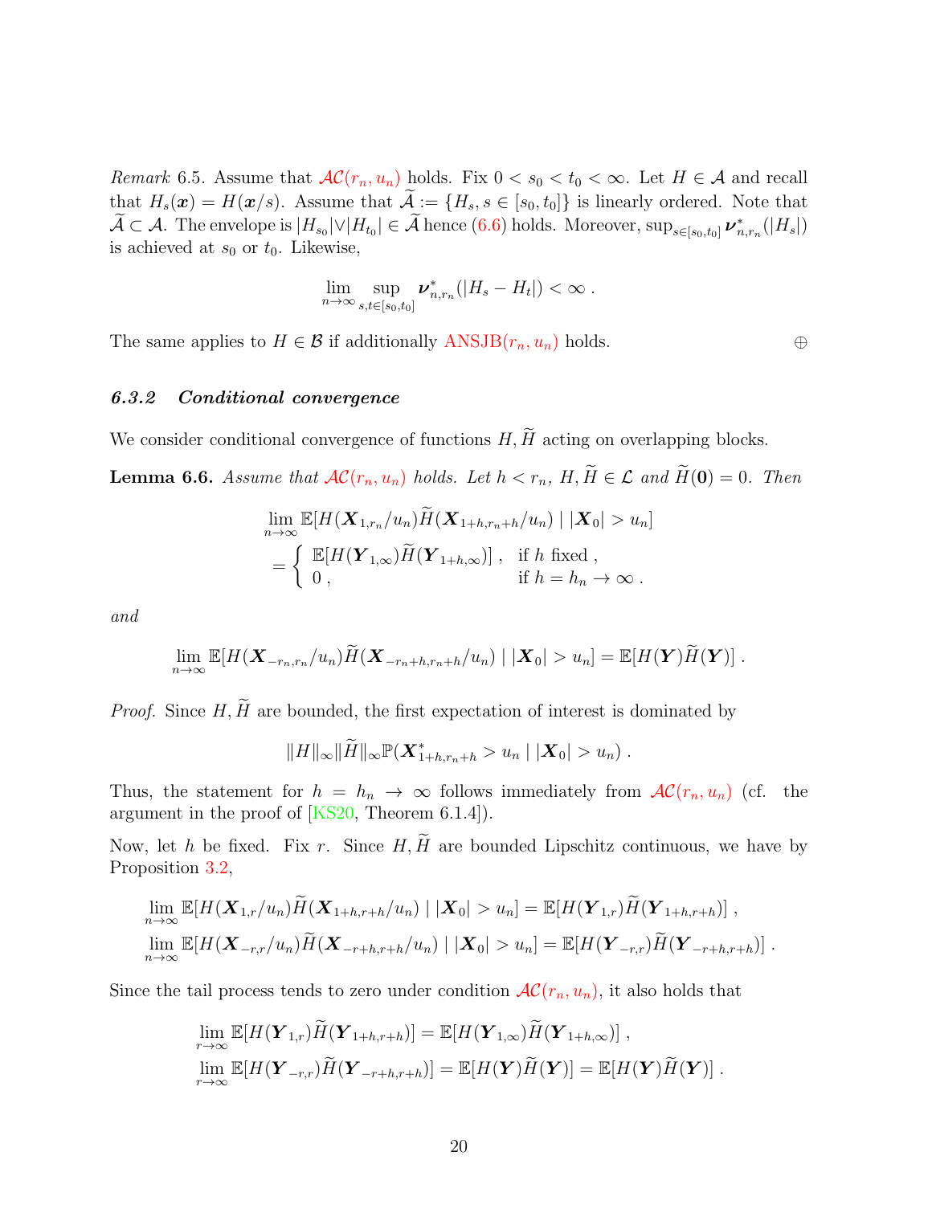*Remark* 6.5. Assume that $\mathcal{AC}(r_n, u_n)$ holds. Fix $0 < s_0 < t_0 < \infty$. Let $H \in \mathcal{A}$ and recall that $H_s(\boldsymbol{x}) = H(\boldsymbol{x}/s)$. Assume that $\widetilde{\mathcal{A}} := \{H_s, s \in [s_0, t_0]\}$ is linearly ordered. Note that $\widetilde{\mathcal{A}} \subset \mathcal{A}$. The envelope is $|H_{s_0}| \vee |H_{t_0}| \in \widetilde{\mathcal{A}}$ hence (6.6) holds. Moreover, $\sup_{s \in [s_0, t_0]} \boldsymbol{\nu}^*_{n,r_n}(|H_s|)$ is achieved at $s_0$ or $t_0$. Likewise,

$$\lim_{n\to\infty} \sup_{s,t \in [s_0,t_0]} \boldsymbol{\nu}^*_{n,r_n}(|H_s - H_t|) < \infty \; .$$

The same applies to $H \in \mathcal{B}$ if additionally $\mathrm{ANSJB}(r_n, u_n)$ holds. $\oplus$

### 6.3.2 Conditional convergence

We consider conditional convergence of functions $H, \widetilde{H}$ acting on overlapping blocks.

**Lemma 6.6.** *Assume that $\mathcal{AC}(r_n, u_n)$ holds. Let $h < r_n$, $H, \widetilde{H} \in \mathcal{L}$ and $\widetilde{H}(\boldsymbol{0}) = 0$. Then*

$$\begin{aligned}
&\lim_{n\to\infty} \mathbb{E}[H(\boldsymbol{X}_{1,r_n}/u_n)\widetilde{H}(\boldsymbol{X}_{1+h,r_n+h}/u_n) \mid |\boldsymbol{X}_0| > u_n] \\
&= \begin{cases} \mathbb{E}[H(\boldsymbol{Y}_{1,\infty})\widetilde{H}(\boldsymbol{Y}_{1+h,\infty})] \; , & \text{if } h \text{ fixed} \; , \\ 0 \; , & \text{if } h = h_n \to \infty \; . \end{cases}
\end{aligned}$$

*and*

$$\lim_{n\to\infty} \mathbb{E}[H(\boldsymbol{X}_{-r_n,r_n}/u_n)\widetilde{H}(\boldsymbol{X}_{-r_n+h,r_n+h}/u_n) \mid |\boldsymbol{X}_0| > u_n] = \mathbb{E}[H(\boldsymbol{Y})\widetilde{H}(\boldsymbol{Y})] \; .$$

*Proof.* Since $H, \widetilde{H}$ are bounded, the first expectation of interest is dominated by

$$\|H\|_\infty \|\widetilde{H}\|_\infty \mathbb{P}(\boldsymbol{X}^*_{1+h,r_n+h} > u_n \mid |\boldsymbol{X}_0| > u_n) \; .$$

Thus, the statement for $h = h_n \to \infty$ follows immediately from $\mathcal{AC}(r_n, u_n)$ (cf. the argument in the proof of [KS20, Theorem 6.1.4]).

Now, let $h$ be fixed. Fix $r$. Since $H, \widetilde{H}$ are bounded Lipschitz continuous, we have by Proposition 3.2,

$$\begin{aligned}
&\lim_{n\to\infty} \mathbb{E}[H(\boldsymbol{X}_{1,r}/u_n)\widetilde{H}(\boldsymbol{X}_{1+h,r+h}/u_n) \mid |\boldsymbol{X}_0| > u_n] = \mathbb{E}[H(\boldsymbol{Y}_{1,r})\widetilde{H}(\boldsymbol{Y}_{1+h,r+h})] \; , \\
&\lim_{n\to\infty} \mathbb{E}[H(\boldsymbol{X}_{-r,r}/u_n)\widetilde{H}(\boldsymbol{X}_{-r+h,r+h}/u_n) \mid |\boldsymbol{X}_0| > u_n] = \mathbb{E}[H(\boldsymbol{Y}_{-r,r})\widetilde{H}(\boldsymbol{Y}_{-r+h,r+h})] \; .
\end{aligned}$$

Since the tail process tends to zero under condition $\mathcal{AC}(r_n, u_n)$, it also holds that

$$\begin{aligned}
&\lim_{r\to\infty} \mathbb{E}[H(\boldsymbol{Y}_{1,r})\widetilde{H}(\boldsymbol{Y}_{1+h,r+h})] = \mathbb{E}[H(\boldsymbol{Y}_{1,\infty})\widetilde{H}(\boldsymbol{Y}_{1+h,\infty})] \; , \\
&\lim_{r\to\infty} \mathbb{E}[H(\boldsymbol{Y}_{-r,r})\widetilde{H}(\boldsymbol{Y}_{-r+h,r+h})] = \mathbb{E}[H(\boldsymbol{Y})\widetilde{H}(\boldsymbol{Y})] = \mathbb{E}[H(\boldsymbol{Y})\widetilde{H}(\boldsymbol{Y})] \; .
\end{aligned}$$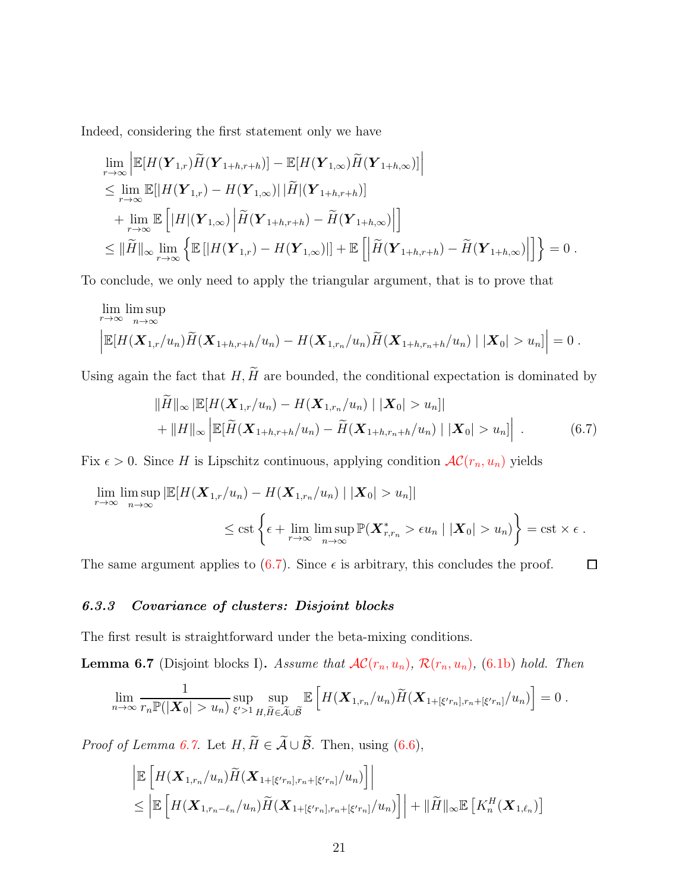Indeed, considering the first statement only we have

$$
\begin{aligned}
&\lim_{r\to\infty} \left|\mathbb{E}[H(\boldsymbol{Y}_{1,r})\widetilde{H}(\boldsymbol{Y}_{1+h,r+h})] - \mathbb{E}[H(\boldsymbol{Y}_{1,\infty})\widetilde{H}(\boldsymbol{Y}_{1+h,\infty})]\right| \\
&\le \lim_{r\to\infty} \mathbb{E}[|H(\boldsymbol{Y}_{1,r}) - H(\boldsymbol{Y}_{1,\infty})|\,|\widetilde{H}|(\boldsymbol{Y}_{1+h,r+h})] \\
&\quad + \lim_{r\to\infty} \mathbb{E}\left[|H|(\boldsymbol{Y}_{1,\infty})\left|\widetilde{H}(\boldsymbol{Y}_{1+h,r+h}) - \widetilde{H}(\boldsymbol{Y}_{1+h,\infty})\right|\right] \\
&\le \|\widetilde{H}\|_\infty \lim_{r\to\infty} \left\{\mathbb{E}\left[|H(\boldsymbol{Y}_{1,r}) - H(\boldsymbol{Y}_{1,\infty})|\right] + \mathbb{E}\left[\left|\widetilde{H}(\boldsymbol{Y}_{1+h,r+h}) - \widetilde{H}(\boldsymbol{Y}_{1+h,\infty})\right|\right]\right\} = 0 \; .
\end{aligned}
$$

To conclude, we only need to apply the triangular argument, that is to prove that

$$
\begin{aligned}
&\lim_{r\to\infty} \limsup_{n\to\infty} \\
&\left|\mathbb{E}[H(\boldsymbol{X}_{1,r}/u_n)\widetilde{H}(\boldsymbol{X}_{1+h,r+h}/u_n) - H(\boldsymbol{X}_{1,r_n}/u_n)\widetilde{H}(\boldsymbol{X}_{1+h,r_n+h}/u_n) \mid |\boldsymbol{X}_0| > u_n]\right| = 0 \; .
\end{aligned}
$$

Using again the fact that $H, \widetilde{H}$ are bounded, the conditional expectation is dominated by

$$
\begin{aligned}
&\|\widetilde{H}\|_\infty \left|\mathbb{E}[H(\boldsymbol{X}_{1,r}/u_n) - H(\boldsymbol{X}_{1,r_n}/u_n) \mid |\boldsymbol{X}_0| > u_n]\right| \\
&+ \|H\|_\infty \left|\mathbb{E}[\widetilde{H}(\boldsymbol{X}_{1+h,r+h}/u_n) - \widetilde{H}(\boldsymbol{X}_{1+h,r_n+h}/u_n) \mid |\boldsymbol{X}_0| > u_n]\right| \; . \qquad (6.7)
\end{aligned}
$$

Fix $\epsilon > 0$. Since $H$ is Lipschitz continuous, applying condition $\mathcal{AC}(r_n, u_n)$ yields

$$
\begin{aligned}
&\lim_{r\to\infty} \limsup_{n\to\infty} \left|\mathbb{E}[H(\boldsymbol{X}_{1,r}/u_n) - H(\boldsymbol{X}_{1,r_n}/u_n) \mid |\boldsymbol{X}_0| > u_n]\right| \\
&\qquad\qquad \le \text{cst}\left\{\epsilon + \lim_{r\to\infty} \limsup_{n\to\infty} \mathbb{P}(\boldsymbol{X}^*_{r,r_n} > \epsilon u_n \mid |\boldsymbol{X}_0| > u_n)\right\} = \text{cst} \times \epsilon \; .
\end{aligned}
$$

The same argument applies to (6.7). Since $\epsilon$ is arbitrary, this concludes the proof. □

### *6.3.3 Covariance of clusters: Disjoint blocks*

The first result is straightforward under the beta-mixing conditions.

**Lemma 6.7** (Disjoint blocks I)**.** *Assume that $\mathcal{AC}(r_n, u_n)$, $\mathcal{R}(r_n, u_n)$, (6.1b) hold. Then*

$$
\lim_{n\to\infty} \frac{1}{r_n \mathbb{P}(|\boldsymbol{X}_0| > u_n)} \sup_{\xi' > 1} \sup_{H, \widetilde{H} \in \widetilde{\mathcal{A}} \cup \widetilde{\mathcal{B}}} \mathbb{E}\left[H(\boldsymbol{X}_{1,r_n}/u_n)\widetilde{H}(\boldsymbol{X}_{1+[\xi' r_n], r_n+[\xi' r_n]}/u_n)\right] = 0 \; .
$$

*Proof of Lemma 6.7.* Let $H, \widetilde{H} \in \widetilde{\mathcal{A}} \cup \widetilde{\mathcal{B}}$. Then, using (6.6),

$$
\begin{aligned}
&\left|\mathbb{E}\left[H(\boldsymbol{X}_{1,r_n}/u_n)\widetilde{H}(\boldsymbol{X}_{1+[\xi' r_n], r_n+[\xi' r_n]}/u_n)\right]\right| \\
&\le \left|\mathbb{E}\left[H(\boldsymbol{X}_{1,r_n-\ell_n}/u_n)\widetilde{H}(\boldsymbol{X}_{1+[\xi' r_n], r_n+[\xi' r_n]}/u_n)\right]\right| + \|\widetilde{H}\|_\infty \mathbb{E}\left[K^H_n(\boldsymbol{X}_{1,\ell_n})\right]
\end{aligned}
$$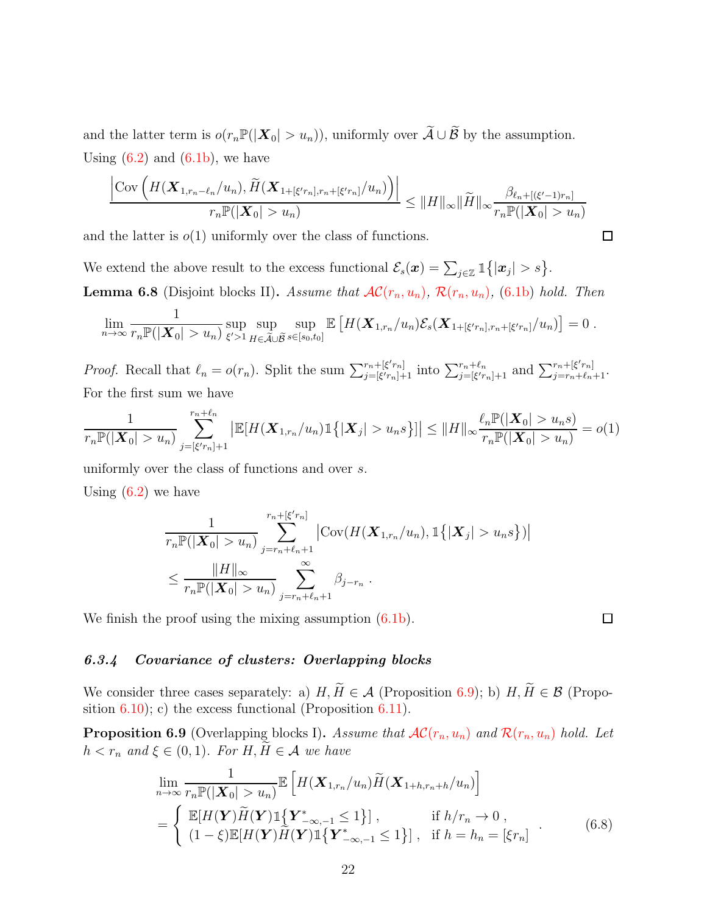and the latter term is $o(r_n\mathbb{P}(|\boldsymbol{X}_0| > u_n))$, uniformly over $\widetilde{\mathcal{A}} \cup \widetilde{\mathcal{B}}$ by the assumption.
Using (6.2) and (6.1b), we have

$$\frac{\left|\mathrm{Cov}\left(H(\boldsymbol{X}_{1,r_n-\ell_n}/u_n), \widetilde{H}(\boldsymbol{X}_{1+[\xi' r_n],r_n+[\xi' r_n]}/u_n)\right)\right|}{r_n\mathbb{P}(|\boldsymbol{X}_0| > u_n)} \le \|H\|_\infty \|\widetilde{H}\|_\infty \frac{\beta_{\ell_n+[(\xi'-1)r_n]}}{r_n\mathbb{P}(|\boldsymbol{X}_0| > u_n)}$$

and the latter is $o(1)$ uniformly over the class of functions. $\square$

We extend the above result to the excess functional $\mathcal{E}_s(\boldsymbol{x}) = \sum_{j\in\mathbb{Z}} \mathbb{1}\{|\boldsymbol{x}_j| > s\}$.

**Lemma 6.8** (Disjoint blocks II)**.** *Assume that $\mathcal{AC}(r_n, u_n)$, $\mathcal{R}(r_n, u_n)$, (6.1b) hold. Then*

$$\lim_{n\to\infty} \frac{1}{r_n\mathbb{P}(|\boldsymbol{X}_0| > u_n)} \sup_{\xi'>1} \sup_{H\in\widetilde{\mathcal{A}}\cup\widetilde{\mathcal{B}}} \sup_{s\in[s_0,t_0]} \mathbb{E}\left[H(\boldsymbol{X}_{1,r_n}/u_n)\mathcal{E}_s(\boldsymbol{X}_{1+[\xi' r_n],r_n+[\xi' r_n]}/u_n)\right] = 0 \; .$$

*Proof.* Recall that $\ell_n = o(r_n)$. Split the sum $\sum_{j=[\xi' r_n]+1}^{r_n+[\xi' r_n]}$ into $\sum_{j=[\xi' r_n]+1}^{r_n+\ell_n}$ and $\sum_{j=r_n+\ell_n+1}^{r_n+[\xi' r_n]}$.
For the first sum we have

$$\frac{1}{r_n\mathbb{P}(|\boldsymbol{X}_0| > u_n)} \sum_{j=[\xi' r_n]+1}^{r_n+\ell_n} \left|\mathbb{E}[H(\boldsymbol{X}_{1,r_n}/u_n)\mathbb{1}\{|\boldsymbol{X}_j| > u_n s\}]\right| \le \|H\|_\infty \frac{\ell_n\mathbb{P}(|\boldsymbol{X}_0| > u_n s)}{r_n\mathbb{P}(|\boldsymbol{X}_0| > u_n)} = o(1)$$

uniformly over the class of functions and over $s$.
Using (6.2) we have

$$\begin{aligned}
&\frac{1}{r_n\mathbb{P}(|\boldsymbol{X}_0| > u_n)} \sum_{j=r_n+\ell_n+1}^{r_n+[\xi' r_n]} \left|\mathrm{Cov}(H(\boldsymbol{X}_{1,r_n}/u_n), \mathbb{1}\{|\boldsymbol{X}_j| > u_n s\})\right| \\
&\le \frac{\|H\|_\infty}{r_n\mathbb{P}(|\boldsymbol{X}_0| > u_n)} \sum_{j=r_n+\ell_n+1}^{\infty} \beta_{j-r_n} \; .
\end{aligned}$$

We finish the proof using the mixing assumption (6.1b). $\square$

### *6.3.4 Covariance of clusters: Overlapping blocks*

We consider three cases separately: a) $H, \widetilde{H} \in \mathcal{A}$ (Proposition 6.9); b) $H, \widetilde{H} \in \mathcal{B}$ (Proposition 6.10); c) the excess functional (Proposition 6.11).

**Proposition 6.9** (Overlapping blocks I)**.** *Assume that $\mathcal{AC}(r_n, u_n)$ and $\mathcal{R}(r_n, u_n)$ hold. Let $h < r_n$ and $\xi \in (0,1)$. For $H, \widetilde{H} \in \mathcal{A}$ we have*

$$\begin{aligned}
&\lim_{n\to\infty} \frac{1}{r_n\mathbb{P}(|\boldsymbol{X}_0| > u_n)} \mathbb{E}\left[H(\boldsymbol{X}_{1,r_n}/u_n)\widetilde{H}(\boldsymbol{X}_{1+h,r_n+h}/u_n)\right] \\
&= \begin{cases} \mathbb{E}[H(\boldsymbol{Y})\widetilde{H}(\boldsymbol{Y})\mathbb{1}\{\boldsymbol{Y}^*_{-\infty,-1} \le 1\}] \; , & \text{if } h/r_n \to 0 \; , \\ (1-\xi)\mathbb{E}[H(\boldsymbol{Y})\widetilde{H}(\boldsymbol{Y})\mathbb{1}\{\boldsymbol{Y}^*_{-\infty,-1} \le 1\}] \; , & \text{if } h = h_n = [\xi r_n] \end{cases} \; . \qquad (6.8)
\end{aligned}$$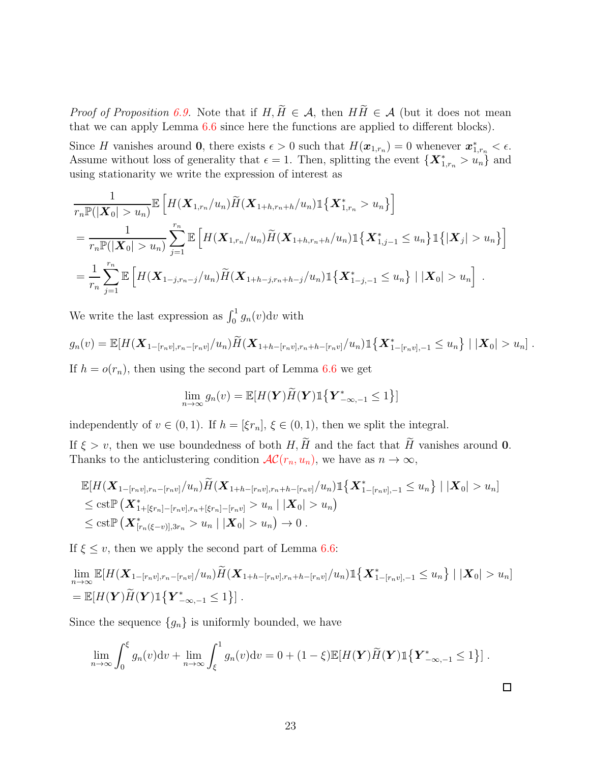*Proof of Proposition 6.9.* Note that if $H, \widetilde{H} \in \mathcal{A}$, then $H\widetilde{H} \in \mathcal{A}$ (but it does not mean that we can apply Lemma 6.6 since here the functions are applied to different blocks).

Since $H$ vanishes around $\mathbf{0}$, there exists $\epsilon > 0$ such that $H(\boldsymbol{x}_{1,r_n}) = 0$ whenever $\boldsymbol{x}^*_{1,r_n} < \epsilon$. Assume without loss of generality that $\epsilon = 1$. Then, splitting the event $\{\boldsymbol{X}^*_{1,r_n} > u_n\}$ and using stationarity we write the expression of interest as

$$
\begin{aligned}
&\frac{1}{r_n \mathbb{P}(|\boldsymbol{X}_0| > u_n)} \mathbb{E}\left[H(\boldsymbol{X}_{1,r_n}/u_n)\widetilde{H}(\boldsymbol{X}_{1+h,r_n+h}/u_n)\mathbb{1}\{\boldsymbol{X}^*_{1,r_n} > u_n\}\right] \\
&= \frac{1}{r_n \mathbb{P}(|\boldsymbol{X}_0| > u_n)} \sum_{j=1}^{r_n} \mathbb{E}\left[H(\boldsymbol{X}_{1,r_n}/u_n)\widetilde{H}(\boldsymbol{X}_{1+h,r_n+h}/u_n)\mathbb{1}\{\boldsymbol{X}^*_{1,j-1} \le u_n\}\mathbb{1}\{|\boldsymbol{X}_j| > u_n\}\right] \\
&= \frac{1}{r_n} \sum_{j=1}^{r_n} \mathbb{E}\left[H(\boldsymbol{X}_{1-j,r_n-j}/u_n)\widetilde{H}(\boldsymbol{X}_{1+h-j,r_n+h-j}/u_n)\mathbb{1}\{\boldsymbol{X}^*_{1-j,-1} \le u_n\} \mid |\boldsymbol{X}_0| > u_n\right] .
\end{aligned}
$$

We write the last expression as $\int_0^1 g_n(v)\mathrm{d}v$ with

$$
g_n(v) = \mathbb{E}[H(\boldsymbol{X}_{1-[r_n v],r_n-[r_n v]}/u_n)\widetilde{H}(\boldsymbol{X}_{1+h-[r_n v],r_n+h-[r_n v]}/u_n)\mathbb{1}\{\boldsymbol{X}^*_{1-[r_n v],-1} \le u_n\} \mid |\boldsymbol{X}_0| > u_n] .
$$

If $h = o(r_n)$, then using the second part of Lemma 6.6 we get

$$
\lim_{n\to\infty} g_n(v) = \mathbb{E}[H(\boldsymbol{Y})\widetilde{H}(\boldsymbol{Y})\mathbb{1}\{\boldsymbol{Y}^*_{-\infty,-1} \le 1\}]
$$

independently of $v \in (0,1)$. If $h = [\xi r_n]$, $\xi \in (0,1)$, then we split the integral.

If $\xi > v$, then we use boundedness of both $H, \widetilde{H}$ and the fact that $\widetilde{H}$ vanishes around $\mathbf{0}$. Thanks to the anticlustering condition $\mathcal{AC}(r_n, u_n)$, we have as $n \to \infty$,

$$
\begin{aligned}
&\mathbb{E}[H(\boldsymbol{X}_{1-[r_n v],r_n-[r_n v]}/u_n)\widetilde{H}(\boldsymbol{X}_{1+h-[r_n v],r_n+h-[r_n v]}/u_n)\mathbb{1}\{\boldsymbol{X}^*_{1-[r_n v],-1} \le u_n\} \mid |\boldsymbol{X}_0| > u_n] \\
&\le \mathrm{cst}\mathbb{P}\left(\boldsymbol{X}^*_{1+[\xi r_n]-[r_n v],r_n+[\xi r_n]-[r_n v]} > u_n \mid |\boldsymbol{X}_0| > u_n\right) \\
&\le \mathrm{cst}\mathbb{P}\left(\boldsymbol{X}^*_{[r_n(\xi-v)],3r_n} > u_n \mid |\boldsymbol{X}_0| > u_n\right) \to 0 .
\end{aligned}
$$

If $\xi \le v$, then we apply the second part of Lemma 6.6:

$$
\begin{aligned}
&\lim_{n\to\infty} \mathbb{E}[H(\boldsymbol{X}_{1-[r_n v],r_n-[r_n v]}/u_n)\widetilde{H}(\boldsymbol{X}_{1+h-[r_n v],r_n+h-[r_n v]}/u_n)\mathbb{1}\{\boldsymbol{X}^*_{1-[r_n v],-1} \le u_n\} \mid |\boldsymbol{X}_0| > u_n] \\
&= \mathbb{E}[H(\boldsymbol{Y})\widetilde{H}(\boldsymbol{Y})\mathbb{1}\{\boldsymbol{Y}^*_{-\infty,-1} \le 1\}] .
\end{aligned}
$$

Since the sequence $\{g_n\}$ is uniformly bounded, we have

$$
\lim_{n\to\infty} \int_0^{\xi} g_n(v)\mathrm{d}v + \lim_{n\to\infty} \int_{\xi}^{1} g_n(v)\mathrm{d}v = 0 + (1-\xi)\mathbb{E}[H(\boldsymbol{Y})\widetilde{H}(\boldsymbol{Y})\mathbb{1}\{\boldsymbol{Y}^*_{-\infty,-1} \le 1\}] .
$$

$\square$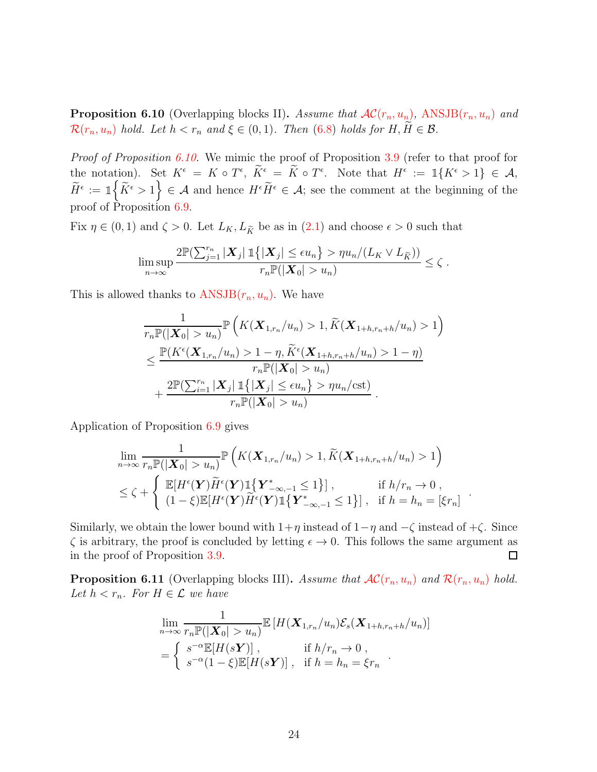**Proposition 6.10** (Overlapping blocks II)**.** *Assume that $\mathcal{AC}(r_n, u_n)$, ANSJB$(r_n, u_n)$ and $\mathcal{R}(r_n, u_n)$ hold. Let $h < r_n$ and $\xi \in (0,1)$. Then (6.8) holds for $H, \widetilde{H} \in \mathcal{B}$.*

*Proof of Proposition 6.10.* We mimic the proof of Proposition 3.9 (refer to that proof for the notation). Set $K^\epsilon = K \circ T^\epsilon$, $\widetilde{K}^\epsilon = \widetilde{K} \circ T^\epsilon$. Note that $H^\epsilon := \mathbb{1}\{K^\epsilon > 1\} \in \mathcal{A}$, $\widetilde{H}^\epsilon := \mathbb{1}\left\{\widetilde{K}^\epsilon > 1\right\} \in \mathcal{A}$ and hence $H^\epsilon \widetilde{H}^\epsilon \in \mathcal{A}$; see the comment at the beginning of the proof of Proposition 6.9.

Fix $\eta \in (0,1)$ and $\zeta > 0$. Let $L_K, L_{\widetilde{K}}$ be as in (2.1) and choose $\epsilon > 0$ such that

$$
\limsup_{n\to\infty} \frac{2\mathbb{P}(\sum_{j=1}^{r_n} |\boldsymbol{X}_j| \mathbb{1}\{|\boldsymbol{X}_j| \leq \epsilon u_n\} > \eta u_n/(L_K \vee L_{\widetilde{K}}))}{r_n \mathbb{P}(|\boldsymbol{X}_0| > u_n)} \leq \zeta \; .
$$

This is allowed thanks to ANSJB$(r_n, u_n)$. We have

$$
\begin{aligned}
&\frac{1}{r_n\mathbb{P}(|\boldsymbol{X}_0| > u_n)} \mathbb{P}\left(K(\boldsymbol{X}_{1,r_n}/u_n) > 1, \widetilde{K}(\boldsymbol{X}_{1+h,r_n+h}/u_n) > 1\right) \\
&\leq \frac{\mathbb{P}(K^\epsilon(\boldsymbol{X}_{1,r_n}/u_n) > 1-\eta, \widetilde{K}^\epsilon(\boldsymbol{X}_{1+h,r_n+h}/u_n) > 1-\eta)}{r_n\mathbb{P}(|\boldsymbol{X}_0| > u_n)} \\
&\quad + \frac{2\mathbb{P}(\sum_{i=1}^{r_n} |\boldsymbol{X}_j| \mathbb{1}\{|\boldsymbol{X}_j| \leq \epsilon u_n\} > \eta u_n/\mathrm{cst})}{r_n\mathbb{P}(|\boldsymbol{X}_0| > u_n)} \; .
\end{aligned}
$$

Application of Proposition 6.9 gives

$$
\begin{aligned}
&\lim_{n\to\infty} \frac{1}{r_n\mathbb{P}(|\boldsymbol{X}_0| > u_n)} \mathbb{P}\left(K(\boldsymbol{X}_{1,r_n}/u_n) > 1, \widetilde{K}(\boldsymbol{X}_{1+h,r_n+h}/u_n) > 1\right) \\
&\leq \zeta + \begin{cases} \mathbb{E}[H^\epsilon(\boldsymbol{Y})\widetilde{H}^\epsilon(\boldsymbol{Y})\mathbb{1}\{\boldsymbol{Y}^*_{-\infty,-1} \leq 1\}] \; , & \text{if } h/r_n \to 0 \; , \\ (1-\xi)\mathbb{E}[H^\epsilon(\boldsymbol{Y})\widetilde{H}^\epsilon(\boldsymbol{Y})\mathbb{1}\{\boldsymbol{Y}^*_{-\infty,-1} \leq 1\}] \; , & \text{if } h = h_n = [\xi r_n] \end{cases} \; .
\end{aligned}
$$

Similarly, we obtain the lower bound with $1+\eta$ instead of $1-\eta$ and $-\zeta$ instead of $+\zeta$. Since $\zeta$ is arbitrary, the proof is concluded by letting $\epsilon \to 0$. This follows the same argument as in the proof of Proposition 3.9. $\square$

**Proposition 6.11** (Overlapping blocks III)**.** *Assume that $\mathcal{AC}(r_n, u_n)$ and $\mathcal{R}(r_n, u_n)$ hold. Let $h < r_n$. For $H \in \mathcal{L}$ we have*

$$
\begin{aligned}
&\lim_{n\to\infty} \frac{1}{r_n\mathbb{P}(|\boldsymbol{X}_0| > u_n)} \mathbb{E}\left[H(\boldsymbol{X}_{1,r_n}/u_n)\mathcal{E}_s(\boldsymbol{X}_{1+h,r_n+h}/u_n)\right] \\
&= \begin{cases} s^{-\alpha}\mathbb{E}[H(s\boldsymbol{Y})] \; , & \text{if } h/r_n \to 0 \; , \\ s^{-\alpha}(1-\xi)\mathbb{E}[H(s\boldsymbol{Y})] \; , & \text{if } h = h_n = \xi r_n \end{cases} \; .
\end{aligned}
$$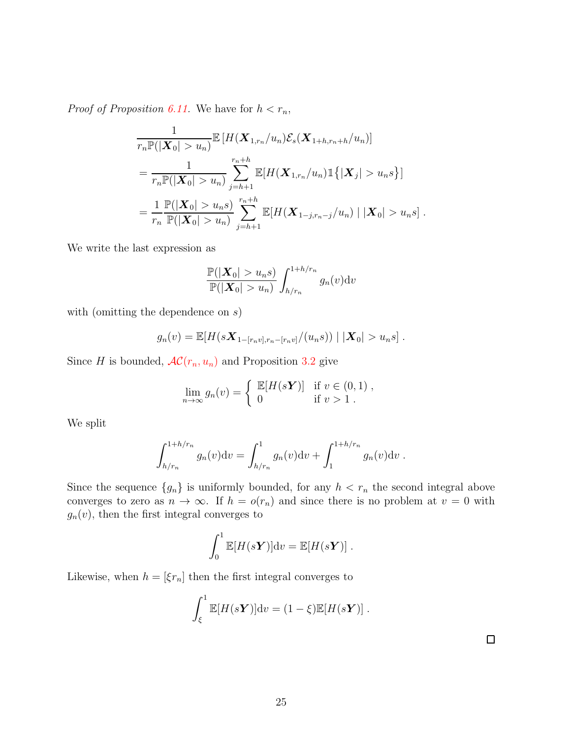*Proof of Proposition 6.11.* We have for $h < r_n$,

$$
\begin{aligned}
&\frac{1}{r_n \mathbb{P}(|\boldsymbol{X}_0| > u_n)} \mathbb{E}\left[H(\boldsymbol{X}_{1,r_n}/u_n)\mathcal{E}_s(\boldsymbol{X}_{1+h,r_n+h}/u_n)\right] \\
&= \frac{1}{r_n \mathbb{P}(|\boldsymbol{X}_0| > u_n)} \sum_{j=h+1}^{r_n+h} \mathbb{E}[H(\boldsymbol{X}_{1,r_n}/u_n)\mathbb{1}\{|\boldsymbol{X}_j| > u_n s\}] \\
&= \frac{1}{r_n} \frac{\mathbb{P}(|\boldsymbol{X}_0| > u_n s)}{\mathbb{P}(|\boldsymbol{X}_0| > u_n)} \sum_{j=h+1}^{r_n+h} \mathbb{E}[H(\boldsymbol{X}_{1-j,r_n-j}/u_n) \mid |\boldsymbol{X}_0| > u_n s] \,.
\end{aligned}
$$

We write the last expression as

$$
\frac{\mathbb{P}(|\boldsymbol{X}_0| > u_n s)}{\mathbb{P}(|\boldsymbol{X}_0| > u_n)} \int_{h/r_n}^{1+h/r_n} g_n(v)\mathrm{d}v
$$

with (omitting the dependence on $s$)

$$
g_n(v) = \mathbb{E}[H(s\boldsymbol{X}_{1-[r_n v],r_n-[r_n v]}/(u_n s)) \mid |\boldsymbol{X}_0| > u_n s] \,.
$$

Since $H$ is bounded, $\mathcal{AC}(r_n, u_n)$ and Proposition 3.2 give

$$
\lim_{n\to\infty} g_n(v) = \begin{cases} \mathbb{E}[H(s\boldsymbol{Y})] & \text{if } v \in (0,1) \,, \\ 0 & \text{if } v > 1 \,. \end{cases}
$$

We split

$$
\int_{h/r_n}^{1+h/r_n} g_n(v)\mathrm{d}v = \int_{h/r_n}^{1} g_n(v)\mathrm{d}v + \int_{1}^{1+h/r_n} g_n(v)\mathrm{d}v \,.
$$

Since the sequence $\{g_n\}$ is uniformly bounded, for any $h < r_n$ the second integral above converges to zero as $n \to \infty$. If $h = o(r_n)$ and since there is no problem at $v = 0$ with $g_n(v)$, then the first integral converges to

$$
\int_0^1 \mathbb{E}[H(s\boldsymbol{Y})]\mathrm{d}v = \mathbb{E}[H(s\boldsymbol{Y})] \,.
$$

Likewise, when $h = [\xi r_n]$ then the first integral converges to

$$
\int_\xi^1 \mathbb{E}[H(s\boldsymbol{Y})]\mathrm{d}v = (1-\xi)\mathbb{E}[H(s\boldsymbol{Y})] \,.
$$

□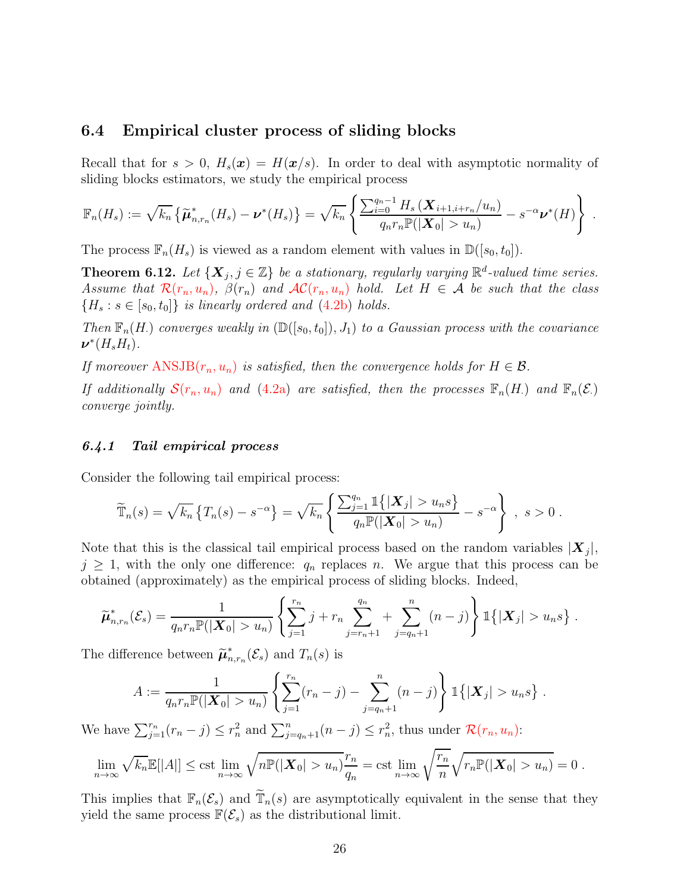## 6.4 Empirical cluster process of sliding blocks

Recall that for $s > 0$, $H_s(\boldsymbol{x}) = H(\boldsymbol{x}/s)$. In order to deal with asymptotic normality of sliding blocks estimators, we study the empirical process

$$\mathbb{F}_n(H_s) := \sqrt{k_n}\left\{\widetilde{\boldsymbol{\mu}}^*_{n,r_n}(H_s) - \boldsymbol{\nu}^*(H_s)\right\} = \sqrt{k_n}\left\{\frac{\sum_{i=0}^{q_n-1} H_s\left(\boldsymbol{X}_{i+1,i+r_n}/u_n\right)}{q_n r_n \mathbb{P}(|\boldsymbol{X}_0| > u_n)} - s^{-\alpha}\boldsymbol{\nu}^*(H)\right\} .$$

The process $\mathbb{F}_n(H_s)$ is viewed as a random element with values in $\mathbb{D}([s_0, t_0])$.

**Theorem 6.12.** *Let $\{\boldsymbol{X}_j, j \in \mathbb{Z}\}$ be a stationary, regularly varying $\mathbb{R}^d$-valued time series. Assume that $\mathcal{R}(r_n, u_n)$, $\beta(r_n)$ and $\mathcal{AC}(r_n, u_n)$ hold. Let $H \in \mathcal{A}$ be such that the class $\{H_s : s \in [s_0, t_0]\}$ is linearly ordered and (4.2b) holds.*

*Then $\mathbb{F}_n(H_\cdot)$ converges weakly in $(\mathbb{D}([s_0, t_0]), J_1)$ to a Gaussian process with the covariance $\boldsymbol{\nu}^*(H_s H_t)$.*

*If moreover $\mathrm{ANSJB}(r_n, u_n)$ is satisfied, then the convergence holds for $H \in \mathcal{B}$.*

*If additionally $\mathcal{S}(r_n, u_n)$ and (4.2a) are satisfied, then the processes $\mathbb{F}_n(H_\cdot)$ and $\mathbb{F}_n(\mathcal{E}_\cdot)$ converge jointly.*

### 6.4.1 Tail empirical process

Consider the following tail empirical process:

$$\widetilde{\mathbb{T}}_n(s) = \sqrt{k_n}\left\{T_n(s) - s^{-\alpha}\right\} = \sqrt{k_n}\left\{\frac{\sum_{j=1}^{q_n} \mathbb{1}\{|\boldsymbol{X}_j| > u_n s\}}{q_n \mathbb{P}(|\boldsymbol{X}_0| > u_n)} - s^{-\alpha}\right\} ,\ s > 0 .$$

Note that this is the classical tail empirical process based on the random variables $|\boldsymbol{X}_j|$, $j \geq 1$, with the only one difference: $q_n$ replaces $n$. We argue that this process can be obtained (approximately) as the empirical process of sliding blocks. Indeed,

$$\widetilde{\boldsymbol{\mu}}^*_{n,r_n}(\mathcal{E}_s) = \frac{1}{q_n r_n \mathbb{P}(|\boldsymbol{X}_0| > u_n)}\left\{\sum_{j=1}^{r_n} j + r_n \sum_{j=r_n+1}^{q_n} + \sum_{j=q_n+1}^{n} (n-j)\right\}\mathbb{1}\{|\boldsymbol{X}_j| > u_n s\} .$$

The difference between $\widetilde{\boldsymbol{\mu}}^*_{n,r_n}(\mathcal{E}_s)$ and $T_n(s)$ is

$$A := \frac{1}{q_n r_n \mathbb{P}(|\boldsymbol{X}_0| > u_n)}\left\{\sum_{j=1}^{r_n}(r_n - j) - \sum_{j=q_n+1}^{n}(n-j)\right\}\mathbb{1}\{|\boldsymbol{X}_j| > u_n s\} .$$

We have $\sum_{j=1}^{r_n}(r_n - j) \leq r_n^2$ and $\sum_{j=q_n+1}^{n}(n-j) \leq r_n^2$, thus under $\mathcal{R}(r_n, u_n)$:

$$\lim_{n\to\infty} \sqrt{k_n}\mathbb{E}[|A|] \leq \mathrm{cst} \lim_{n\to\infty} \sqrt{n\mathbb{P}(|\boldsymbol{X}_0| > u_n)}\frac{r_n}{q_n} = \mathrm{cst} \lim_{n\to\infty} \sqrt{\frac{r_n}{n}}\sqrt{r_n \mathbb{P}(|\boldsymbol{X}_0| > u_n)} = 0 .$$

This implies that $\mathbb{F}_n(\mathcal{E}_s)$ and $\widetilde{\mathbb{T}}_n(s)$ are asymptotically equivalent in the sense that they yield the same process $\mathbb{F}(\mathcal{E}_s)$ as the distributional limit.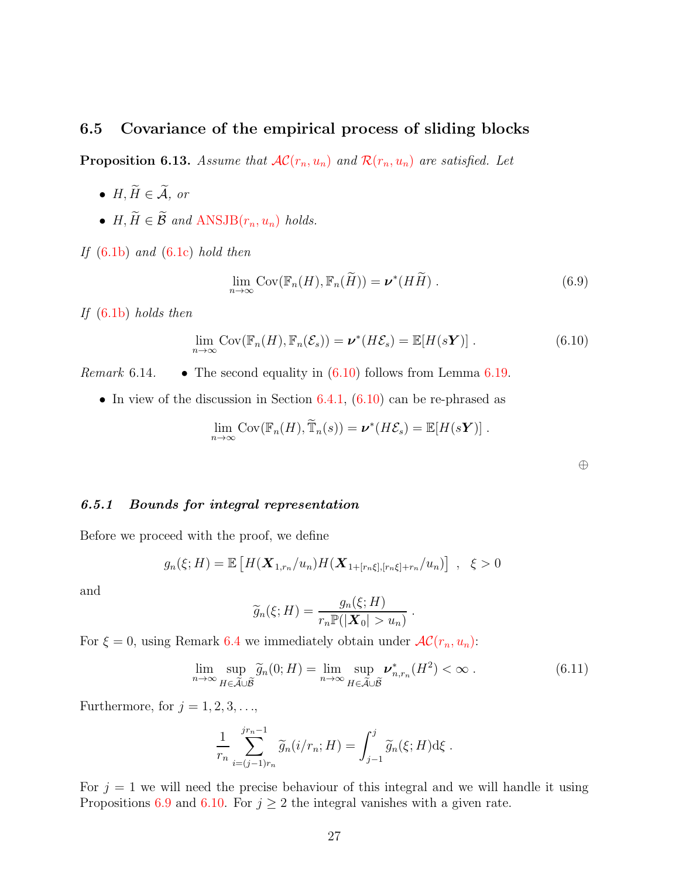## 6.5 Covariance of the empirical process of sliding blocks

**Proposition 6.13.** *Assume that $\mathcal{AC}(r_n, u_n)$ and $\mathcal{R}(r_n, u_n)$ are satisfied. Let*

- *$H, \widetilde{H} \in \widetilde{\mathcal{A}}$, or*
- *$H, \widetilde{H} \in \widetilde{\mathcal{B}}$ and ANSJB$(r_n, u_n)$ holds.*

*If (6.1b) and (6.1c) hold then*

$$\lim_{n\to\infty} \mathrm{Cov}(\mathbb{F}_n(H), \mathbb{F}_n(\widetilde{H})) = \boldsymbol{\nu}^*(H\widetilde{H}) \,. \tag{6.9}$$

*If (6.1b) holds then*

$$\lim_{n\to\infty} \mathrm{Cov}(\mathbb{F}_n(H), \mathbb{F}_n(\mathcal{E}_s)) = \boldsymbol{\nu}^*(H\mathcal{E}_s) = \mathbb{E}[H(s\boldsymbol{Y})] \,. \tag{6.10}$$

*Remark* 6.14.

- The second equality in (6.10) follows from Lemma 6.19.
- In view of the discussion in Section 6.4.1, (6.10) can be re-phrased as

$$\lim_{n\to\infty} \mathrm{Cov}(\mathbb{F}_n(H), \widetilde{\mathbb{T}}_n(s)) = \boldsymbol{\nu}^*(H\mathcal{E}_s) = \mathbb{E}[H(s\boldsymbol{Y})] \,.$$

⊕

#### 6.5.1 *Bounds for integral representation*

Before we proceed with the proof, we define

$$g_n(\xi; H) = \mathbb{E}\left[H(\boldsymbol{X}_{1,r_n}/u_n)H(\boldsymbol{X}_{1+[r_n\xi],[r_n\xi]+r_n}/u_n)\right] \;, \quad \xi > 0$$

and

$$\widetilde{g}_n(\xi; H) = \frac{g_n(\xi; H)}{r_n\mathbb{P}(|\boldsymbol{X}_0| > u_n)} \,.$$

For $\xi = 0$, using Remark 6.4 we immediately obtain under $\mathcal{AC}(r_n, u_n)$:

$$\lim_{n\to\infty} \sup_{H\in\widetilde{\mathcal{A}}\cup\widetilde{\mathcal{B}}} \widetilde{g}_n(0; H) = \lim_{n\to\infty} \sup_{H\in\widetilde{\mathcal{A}}\cup\widetilde{\mathcal{B}}} \boldsymbol{\nu}^*_{n,r_n}(H^2) < \infty \,. \tag{6.11}$$

Furthermore, for $j = 1, 2, 3, \ldots$,

$$\frac{1}{r_n}\sum_{i=(j-1)r_n}^{jr_n-1} \widetilde{g}_n(i/r_n; H) = \int_{j-1}^{j} \widetilde{g}_n(\xi; H)\mathrm{d}\xi \,.$$

For $j = 1$ we will need the precise behaviour of this integral and we will handle it using Propositions 6.9 and 6.10. For $j \geq 2$ the integral vanishes with a given rate.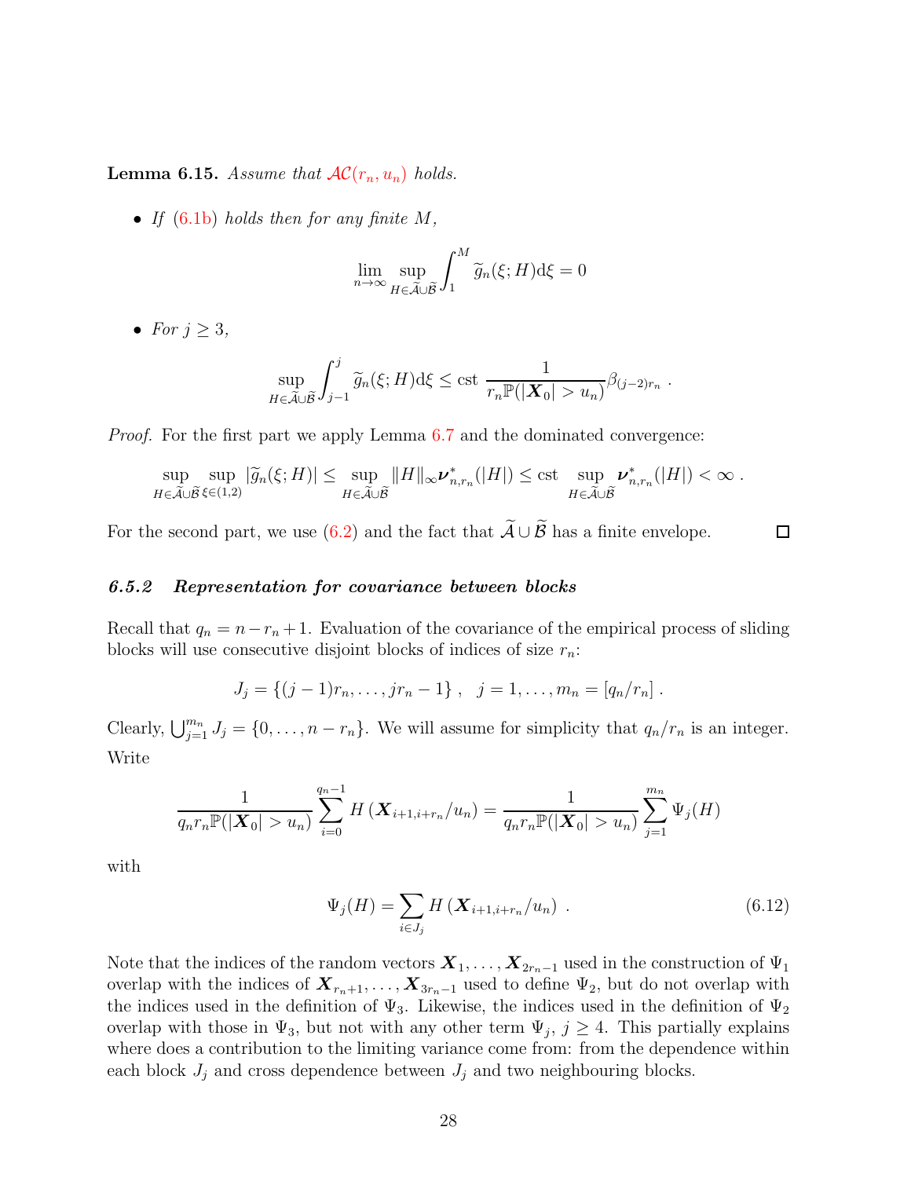**Lemma 6.15.** *Assume that $\mathcal{AC}(r_n, u_n)$ holds.*

- *If* (6.1b) *holds then for any finite $M$,*

$$\lim_{n\to\infty} \sup_{H\in\widetilde{\mathcal{A}}\cup\widetilde{\mathcal{B}}} \int_1^M \widetilde{g}_n(\xi; H)\mathrm{d}\xi = 0$$

- *For $j \geq 3$,*

$$\sup_{H\in\widetilde{\mathcal{A}}\cup\widetilde{\mathcal{B}}} \int_{j-1}^j \widetilde{g}_n(\xi; H)\mathrm{d}\xi \leq \mathrm{cst}\ \frac{1}{r_n\mathbb{P}(|\boldsymbol{X}_0| > u_n)}\beta_{(j-2)r_n} \ .$$

*Proof.* For the first part we apply Lemma 6.7 and the dominated convergence:

$$\sup_{H\in\widetilde{\mathcal{A}}\cup\widetilde{\mathcal{B}}} \sup_{\xi\in(1,2)} |\widetilde{g}_n(\xi; H)| \leq \sup_{H\in\widetilde{\mathcal{A}}\cup\widetilde{\mathcal{B}}} \|H\|_\infty \boldsymbol{\nu}^*_{n,r_n}(|H|) \leq \mathrm{cst}\ \sup_{H\in\widetilde{\mathcal{A}}\cup\widetilde{\mathcal{B}}} \boldsymbol{\nu}^*_{n,r_n}(|H|) < \infty \ .$$

For the second part, we use (6.2) and the fact that $\widetilde{\mathcal{A}}\cup\widetilde{\mathcal{B}}$ has a finite envelope. $\square$

### 6.5.2 Representation for covariance between blocks

Recall that $q_n = n - r_n + 1$. Evaluation of the covariance of the empirical process of sliding blocks will use consecutive disjoint blocks of indices of size $r_n$:

$$J_j = \{(j-1)r_n, \ldots, jr_n - 1\} \ , \quad j = 1, \ldots, m_n = [q_n/r_n] \ .$$

Clearly, $\bigcup_{j=1}^{m_n} J_j = \{0, \ldots, n - r_n\}$. We will assume for simplicity that $q_n/r_n$ is an integer. Write

$$\frac{1}{q_n r_n \mathbb{P}(|\boldsymbol{X}_0| > u_n)} \sum_{i=0}^{q_n-1} H\left(\boldsymbol{X}_{i+1,i+r_n}/u_n\right) = \frac{1}{q_n r_n \mathbb{P}(|\boldsymbol{X}_0| > u_n)} \sum_{j=1}^{m_n} \Psi_j(H)$$

with

$$\Psi_j(H) = \sum_{i\in J_j} H\left(\boldsymbol{X}_{i+1,i+r_n}/u_n\right) \ . \tag{6.12}$$

Note that the indices of the random vectors $\boldsymbol{X}_1, \ldots, \boldsymbol{X}_{2r_n-1}$ used in the construction of $\Psi_1$ overlap with the indices of $\boldsymbol{X}_{r_n+1}, \ldots, \boldsymbol{X}_{3r_n-1}$ used to define $\Psi_2$, but do not overlap with the indices used in the definition of $\Psi_3$. Likewise, the indices used in the definition of $\Psi_2$ overlap with those in $\Psi_3$, but not with any other term $\Psi_j$, $j \geq 4$. This partially explains where does a contribution to the limiting variance come from: from the dependence within each block $J_j$ and cross dependence between $J_j$ and two neighbouring blocks.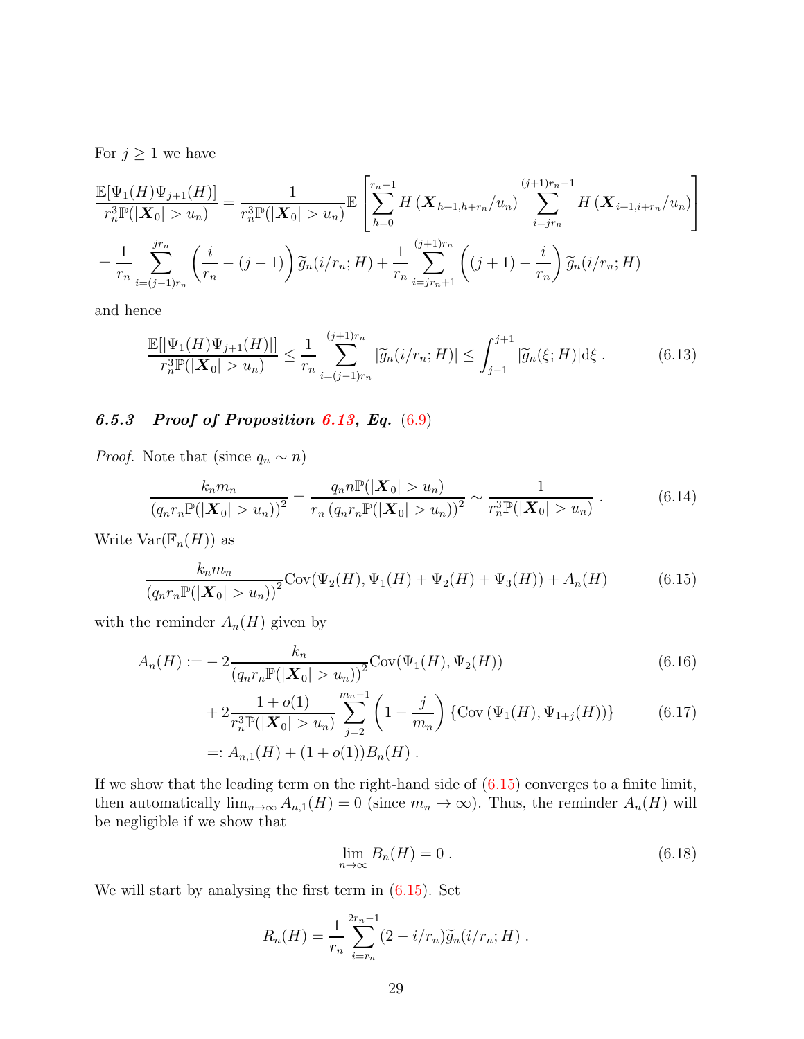For $j \geq 1$ we have

$$
\begin{aligned}
\frac{\mathbb{E}[\Psi_1(H)\Psi_{j+1}(H)]}{r_n^3 \mathbb{P}(|\boldsymbol{X}_0| > u_n)} &= \frac{1}{r_n^3 \mathbb{P}(|\boldsymbol{X}_0| > u_n)} \mathbb{E}\left[\sum_{h=0}^{r_n-1} H\left(\boldsymbol{X}_{h+1,h+r_n}/u_n\right) \sum_{i=jr_n}^{(j+1)r_n-1} H\left(\boldsymbol{X}_{i+1,i+r_n}/u_n\right)\right] \\
&= \frac{1}{r_n} \sum_{i=(j-1)r_n}^{jr_n} \left(\frac{i}{r_n} - (j-1)\right) \widetilde{g}_n(i/r_n; H) + \frac{1}{r_n} \sum_{i=jr_n+1}^{(j+1)r_n} \left((j+1) - \frac{i}{r_n}\right) \widetilde{g}_n(i/r_n; H)
\end{aligned}
$$

and hence

$$
\frac{\mathbb{E}[|\Psi_1(H)\Psi_{j+1}(H)|]}{r_n^3 \mathbb{P}(|\boldsymbol{X}_0| > u_n)} \leq \frac{1}{r_n} \sum_{i=(j-1)r_n}^{(j+1)r_n} |\widetilde{g}_n(i/r_n; H)| \leq \int_{j-1}^{j+1} |\widetilde{g}_n(\xi; H)| \mathrm{d}\xi \,. \tag{6.13}
$$

### 6.5.3 *Proof of Proposition 6.13, Eq.* (6.9)

*Proof.* Note that (since $q_n \sim n$)

$$
\frac{k_n m_n}{\left(q_n r_n \mathbb{P}(|\boldsymbol{X}_0| > u_n)\right)^2} = \frac{q_n n \mathbb{P}(|\boldsymbol{X}_0| > u_n)}{r_n \left(q_n r_n \mathbb{P}(|\boldsymbol{X}_0| > u_n)\right)^2} \sim \frac{1}{r_n^3 \mathbb{P}(|\boldsymbol{X}_0| > u_n)} \,. \tag{6.14}
$$

Write $\operatorname{Var}(\mathbb{F}_n(H))$ as

$$
\frac{k_n m_n}{\left(q_n r_n \mathbb{P}(|\boldsymbol{X}_0| > u_n)\right)^2} \operatorname{Cov}(\Psi_2(H), \Psi_1(H) + \Psi_2(H) + \Psi_3(H)) + A_n(H) \tag{6.15}
$$

with the reminder $A_n(H)$ given by

$$
\begin{aligned}
A_n(H) :=& -2 \frac{k_n}{\left(q_n r_n \mathbb{P}(|\boldsymbol{X}_0| > u_n)\right)^2} \operatorname{Cov}(\Psi_1(H), \Psi_2(H)) && (6.16) \\
&+ 2 \frac{1 + o(1)}{r_n^3 \mathbb{P}(|\boldsymbol{X}_0| > u_n)} \sum_{j=2}^{m_n-1} \left(1 - \frac{j}{m_n}\right) \{\operatorname{Cov}\left(\Psi_1(H), \Psi_{1+j}(H)\right)\} && (6.17) \\
=&: A_{n,1}(H) + (1 + o(1)) B_n(H) \,.
\end{aligned}
$$

If we show that the leading term on the right-hand side of (6.15) converges to a finite limit, then automatically $\lim_{n\to\infty} A_{n,1}(H) = 0$ (since $m_n \to \infty$). Thus, the reminder $A_n(H)$ will be negligible if we show that

$$
\lim_{n\to\infty} B_n(H) = 0 \,. \tag{6.18}
$$

We will start by analysing the first term in (6.15). Set

$$
R_n(H) = \frac{1}{r_n} \sum_{i=r_n}^{2r_n-1} (2 - i/r_n) \widetilde{g}_n(i/r_n; H) \,.
$$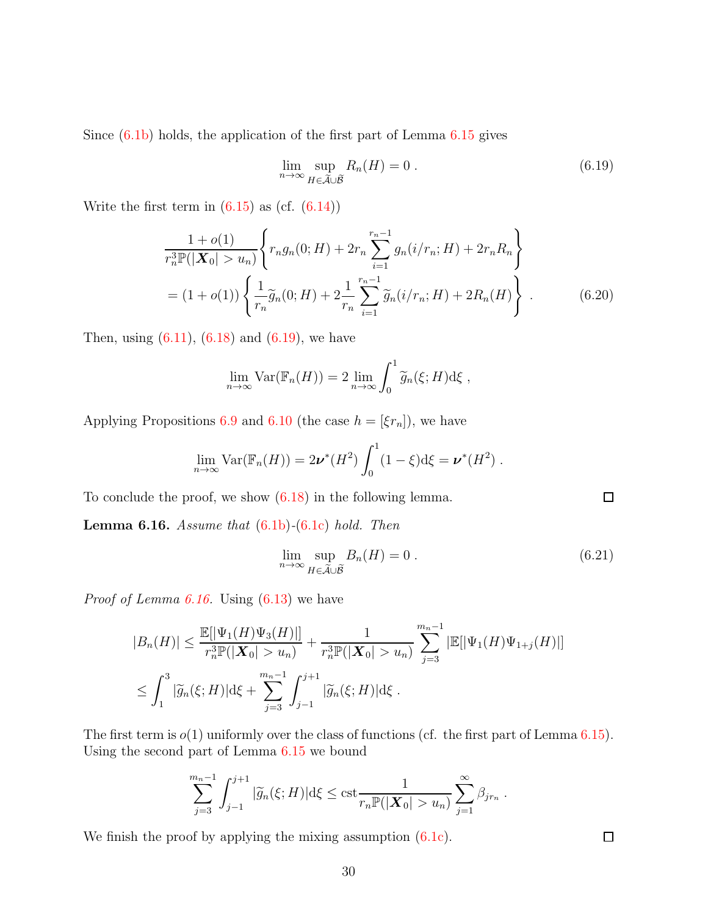Since (6.1b) holds, the application of the first part of Lemma 6.15 gives

$$\lim_{n\to\infty} \sup_{H\in\widetilde{\mathcal{A}}\cup\widetilde{\mathcal{B}}} R_n(H) = 0\,. \tag{6.19}$$

Write the first term in (6.15) as (cf. (6.14))

$$\begin{aligned}
&\frac{1+o(1)}{r_n^3\mathbb{P}(|\boldsymbol{X}_0|>u_n)}\left\{ r_n g_n(0;H) + 2r_n\sum_{i=1}^{r_n-1} g_n(i/r_n;H) + 2r_nR_n\right\} \\
&= (1+o(1))\left\{ \frac{1}{r_n}\widetilde{g}_n(0;H) + 2\frac{1}{r_n}\sum_{i=1}^{r_n-1}\widetilde{g}_n(i/r_n;H) + 2R_n(H)\right\}\,. 
\end{aligned} \tag{6.20}$$

Then, using (6.11), (6.18) and (6.19), we have

$$\lim_{n\to\infty}\mathrm{Var}(\mathbb{F}_n(H)) = 2\lim_{n\to\infty}\int_0^1 \widetilde{g}_n(\xi;H)\mathrm{d}\xi\,,$$

Applying Propositions 6.9 and 6.10 (the case $h=[\xi r_n]$), we have

$$\lim_{n\to\infty}\mathrm{Var}(\mathbb{F}_n(H)) = 2\boldsymbol{\nu}^*(H^2)\int_0^1(1-\xi)\mathrm{d}\xi = \boldsymbol{\nu}^*(H^2)\,.$$

To conclude the proof, we show (6.18) in the following lemma. ☐

**Lemma 6.16.** *Assume that (6.1b)-(6.1c) hold. Then*

$$\lim_{n\to\infty} \sup_{H\in\widetilde{\mathcal{A}}\cup\widetilde{\mathcal{B}}} B_n(H) = 0\,. \tag{6.21}$$

*Proof of Lemma 6.16.* Using (6.13) we have

$$\begin{aligned}
|B_n(H)| &\le \frac{\mathbb{E}[|\Psi_1(H)\Psi_3(H)|]}{r_n^3\mathbb{P}(|\boldsymbol{X}_0|>u_n)} + \frac{1}{r_n^3\mathbb{P}(|\boldsymbol{X}_0|>u_n)}\sum_{j=3}^{m_n-1}\mathbb{E}[|\Psi_1(H)\Psi_{1+j}(H)|] \\
&\le \int_1^3 |\widetilde{g}_n(\xi;H)|\mathrm{d}\xi + \sum_{j=3}^{m_n-1}\int_{j-1}^{j+1}|\widetilde{g}_n(\xi;H)|\mathrm{d}\xi\,.
\end{aligned}$$

The first term is $o(1)$ uniformly over the class of functions (cf. the first part of Lemma 6.15). Using the second part of Lemma 6.15 we bound

$$\sum_{j=3}^{m_n-1}\int_{j-1}^{j+1}|\widetilde{g}_n(\xi;H)|\mathrm{d}\xi \le \mathrm{cst}\frac{1}{r_n\mathbb{P}(|\boldsymbol{X}_0|>u_n)}\sum_{j=1}^{\infty}\beta_{jr_n}\,.$$

We finish the proof by applying the mixing assumption (6.1c). ☐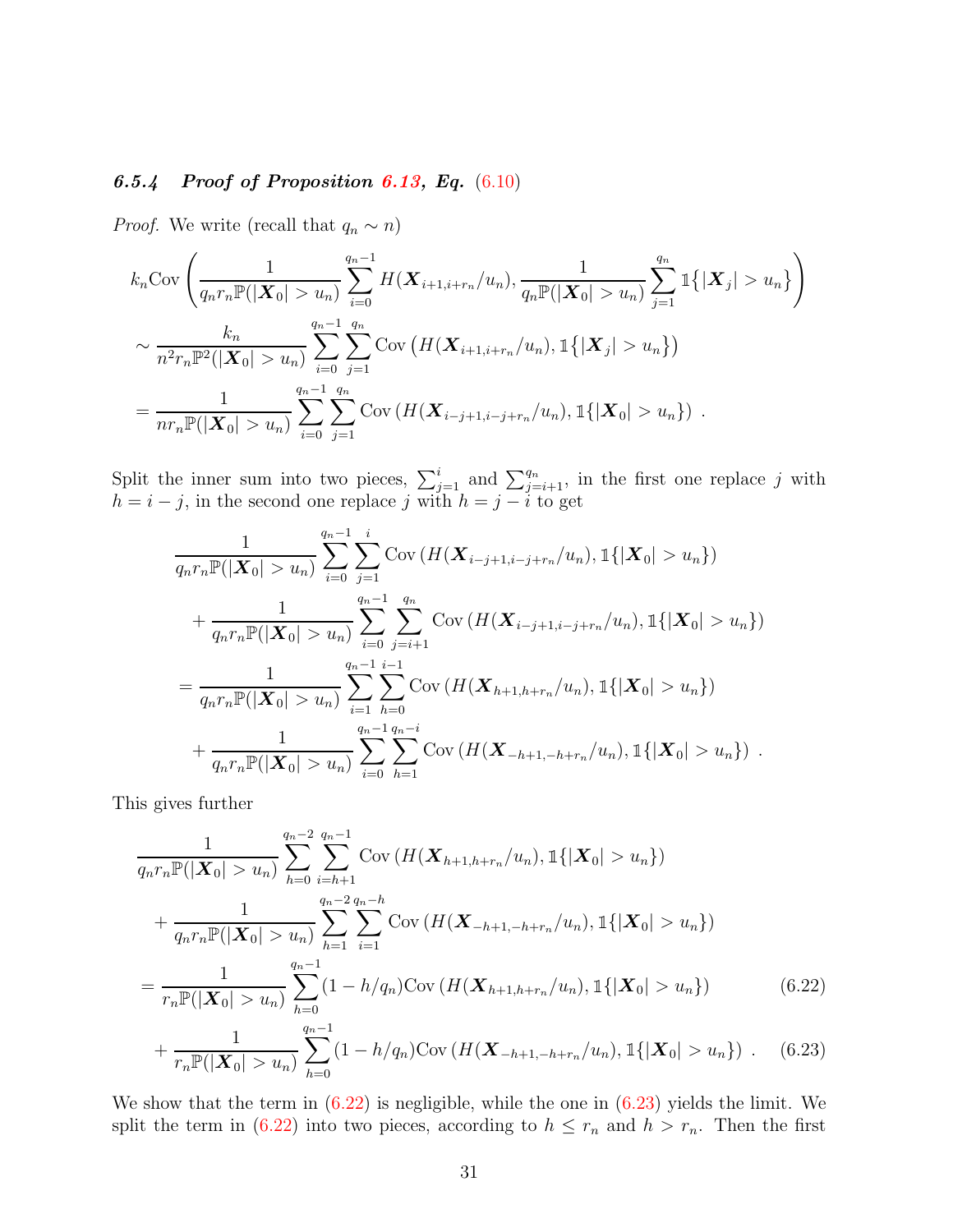#### 6.5.4 *Proof of Proposition 6.13, Eq.* (6.10)

*Proof.* We write (recall that $q_n \sim n$)

$$
\begin{aligned}
& k_n \mathrm{Cov}\left( \frac{1}{q_n r_n \mathbb{P}(|\boldsymbol{X}_0| > u_n)} \sum_{i=0}^{q_n-1} H(\boldsymbol{X}_{i+1,i+r_n}/u_n), \frac{1}{q_n \mathbb{P}(|\boldsymbol{X}_0| > u_n)} \sum_{j=1}^{q_n} \mathbb{1}\{|\boldsymbol{X}_j| > u_n\} \right) \\
& \sim \frac{k_n}{n^2 r_n \mathbb{P}^2(|\boldsymbol{X}_0| > u_n)} \sum_{i=0}^{q_n-1} \sum_{j=1}^{q_n} \mathrm{Cov}\left( H(\boldsymbol{X}_{i+1,i+r_n}/u_n), \mathbb{1}\{|\boldsymbol{X}_j| > u_n\} \right) \\
& = \frac{1}{n r_n \mathbb{P}(|\boldsymbol{X}_0| > u_n)} \sum_{i=0}^{q_n-1} \sum_{j=1}^{q_n} \mathrm{Cov}\left( H(\boldsymbol{X}_{i-j+1,i-j+r_n}/u_n), \mathbb{1}\{|\boldsymbol{X}_0| > u_n\} \right) .
\end{aligned}
$$

Split the inner sum into two pieces, $\sum_{j=1}^{i}$ and $\sum_{j=i+1}^{q_n}$, in the first one replace $j$ with $h = i - j$, in the second one replace $j$ with $h = j - i$ to get

$$
\begin{aligned}
& \frac{1}{q_n r_n \mathbb{P}(|\boldsymbol{X}_0| > u_n)} \sum_{i=0}^{q_n-1} \sum_{j=1}^{i} \mathrm{Cov}\left( H(\boldsymbol{X}_{i-j+1,i-j+r_n}/u_n), \mathbb{1}\{|\boldsymbol{X}_0| > u_n\} \right) \\
& \quad + \frac{1}{q_n r_n \mathbb{P}(|\boldsymbol{X}_0| > u_n)} \sum_{i=0}^{q_n-1} \sum_{j=i+1}^{q_n} \mathrm{Cov}\left( H(\boldsymbol{X}_{i-j+1,i-j+r_n}/u_n), \mathbb{1}\{|\boldsymbol{X}_0| > u_n\} \right) \\
& = \frac{1}{q_n r_n \mathbb{P}(|\boldsymbol{X}_0| > u_n)} \sum_{i=1}^{q_n-1} \sum_{h=0}^{i-1} \mathrm{Cov}\left( H(\boldsymbol{X}_{h+1,h+r_n}/u_n), \mathbb{1}\{|\boldsymbol{X}_0| > u_n\} \right) \\
& \quad + \frac{1}{q_n r_n \mathbb{P}(|\boldsymbol{X}_0| > u_n)} \sum_{i=0}^{q_n-1} \sum_{h=1}^{q_n-i} \mathrm{Cov}\left( H(\boldsymbol{X}_{-h+1,-h+r_n}/u_n), \mathbb{1}\{|\boldsymbol{X}_0| > u_n\} \right) .
\end{aligned}
$$

This gives further

$$
\begin{aligned}
& \frac{1}{q_n r_n \mathbb{P}(|\boldsymbol{X}_0| > u_n)} \sum_{h=0}^{q_n-2} \sum_{i=h+1}^{q_n-1} \mathrm{Cov}\left( H(\boldsymbol{X}_{h+1,h+r_n}/u_n), \mathbb{1}\{|\boldsymbol{X}_0| > u_n\} \right) \\
& \quad + \frac{1}{q_n r_n \mathbb{P}(|\boldsymbol{X}_0| > u_n)} \sum_{h=1}^{q_n-2} \sum_{i=1}^{q_n-h} \mathrm{Cov}\left( H(\boldsymbol{X}_{-h+1,-h+r_n}/u_n), \mathbb{1}\{|\boldsymbol{X}_0| > u_n\} \right) \\
& = \frac{1}{r_n \mathbb{P}(|\boldsymbol{X}_0| > u_n)} \sum_{h=0}^{q_n-1} (1 - h/q_n) \mathrm{Cov}\left( H(\boldsymbol{X}_{h+1,h+r_n}/u_n), \mathbb{1}\{|\boldsymbol{X}_0| > u_n\} \right) \qquad (6.22) \\
& \quad + \frac{1}{r_n \mathbb{P}(|\boldsymbol{X}_0| > u_n)} \sum_{h=0}^{q_n-1} (1 - h/q_n) \mathrm{Cov}\left( H(\boldsymbol{X}_{-h+1,-h+r_n}/u_n), \mathbb{1}\{|\boldsymbol{X}_0| > u_n\} \right) . \qquad (6.23)
\end{aligned}
$$

We show that the term in (6.22) is negligible, while the one in (6.23) yields the limit. We split the term in (6.22) into two pieces, according to $h \le r_n$ and $h > r_n$. Then the first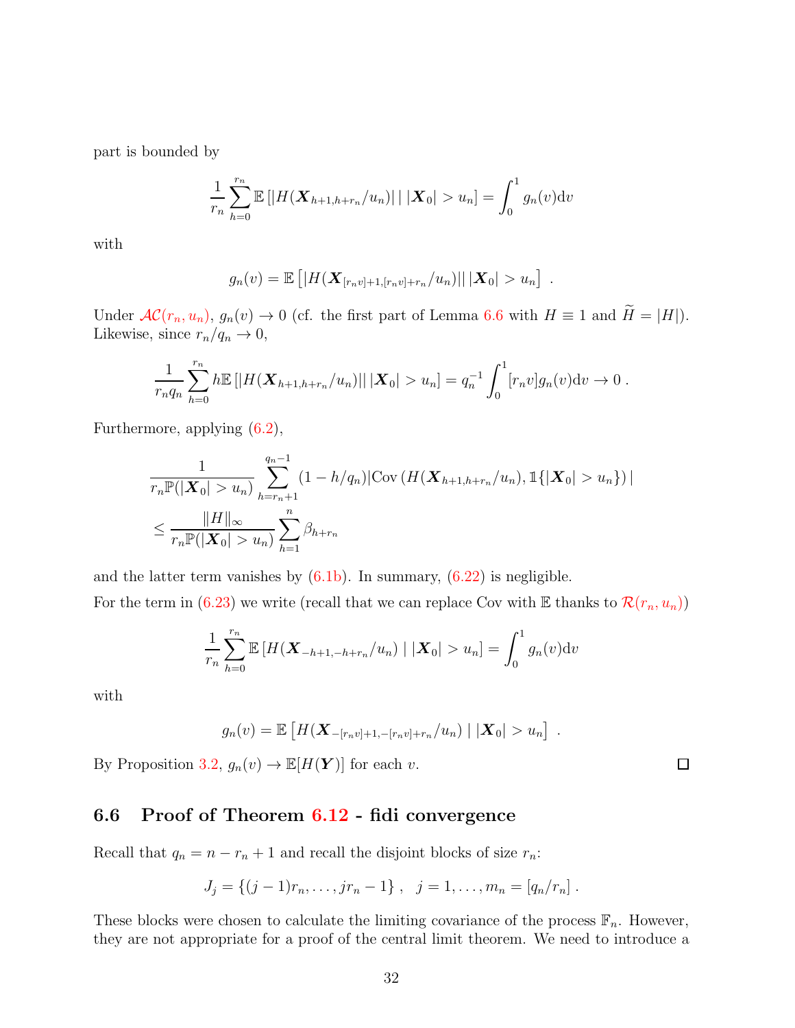part is bounded by

$$\frac{1}{r_n}\sum_{h=0}^{r_n}\mathbb{E}\left[|H(\boldsymbol{X}_{h+1,h+r_n}/u_n)|\mid|\boldsymbol{X}_0|>u_n\right]=\int_0^1 g_n(v)\mathrm{d}v$$

with

$$g_n(v)=\mathbb{E}\left[|H(\boldsymbol{X}_{[r_nv]+1,[r_nv]+r_n}/u_n)|\,|\boldsymbol{X}_0|>u_n\right]\;.$$

Under $\mathcal{AC}(r_n,u_n)$, $g_n(v)\to 0$ (cf. the first part of Lemma 6.6 with $H\equiv 1$ and $\widetilde{H}=|H|$). Likewise, since $r_n/q_n\to 0$,

$$\frac{1}{r_nq_n}\sum_{h=0}^{r_n}h\mathbb{E}\left[|H(\boldsymbol{X}_{h+1,h+r_n}/u_n)|\,|\boldsymbol{X}_0|>u_n\right]=q_n^{-1}\int_0^1[r_nv]g_n(v)\mathrm{d}v\to 0\;.$$

Furthermore, applying (6.2),

$$\begin{aligned}&\frac{1}{r_n\mathbb{P}(|\boldsymbol{X}_0|>u_n)}\sum_{h=r_n+1}^{q_n-1}(1-h/q_n)|\mathrm{Cov}\left(H(\boldsymbol{X}_{h+1,h+r_n}/u_n),\mathbb{1}\{|\boldsymbol{X}_0|>u_n\}\right)|\\&\leq\frac{\|H\|_\infty}{r_n\mathbb{P}(|\boldsymbol{X}_0|>u_n)}\sum_{h=1}^{n}\beta_{h+r_n}\end{aligned}$$

and the latter term vanishes by (6.1b). In summary, (6.22) is negligible.

For the term in (6.23) we write (recall that we can replace Cov with $\mathbb{E}$ thanks to $\mathcal{R}(r_n,u_n)$)

$$\frac{1}{r_n}\sum_{h=0}^{r_n}\mathbb{E}\left[H(\boldsymbol{X}_{-h+1,-h+r_n}/u_n)\mid|\boldsymbol{X}_0|>u_n\right]=\int_0^1 g_n(v)\mathrm{d}v$$

with

$$g_n(v)=\mathbb{E}\left[H(\boldsymbol{X}_{-[r_nv]+1,-[r_nv]+r_n}/u_n)\mid|\boldsymbol{X}_0|>u_n\right]\;.$$

By Proposition 3.2, $g_n(v)\to\mathbb{E}[H(\boldsymbol{Y})]$ for each $v$. □

## 6.6 Proof of Theorem 6.12 - fidi convergence

Recall that $q_n=n-r_n+1$ and recall the disjoint blocks of size $r_n$:

$$J_j=\{(j-1)r_n,\ldots,jr_n-1\}\;,\quad j=1,\ldots,m_n=[q_n/r_n]\;.$$

These blocks were chosen to calculate the limiting covariance of the process $\mathbb{F}_n$. However, they are not appropriate for a proof of the central limit theorem. We need to introduce a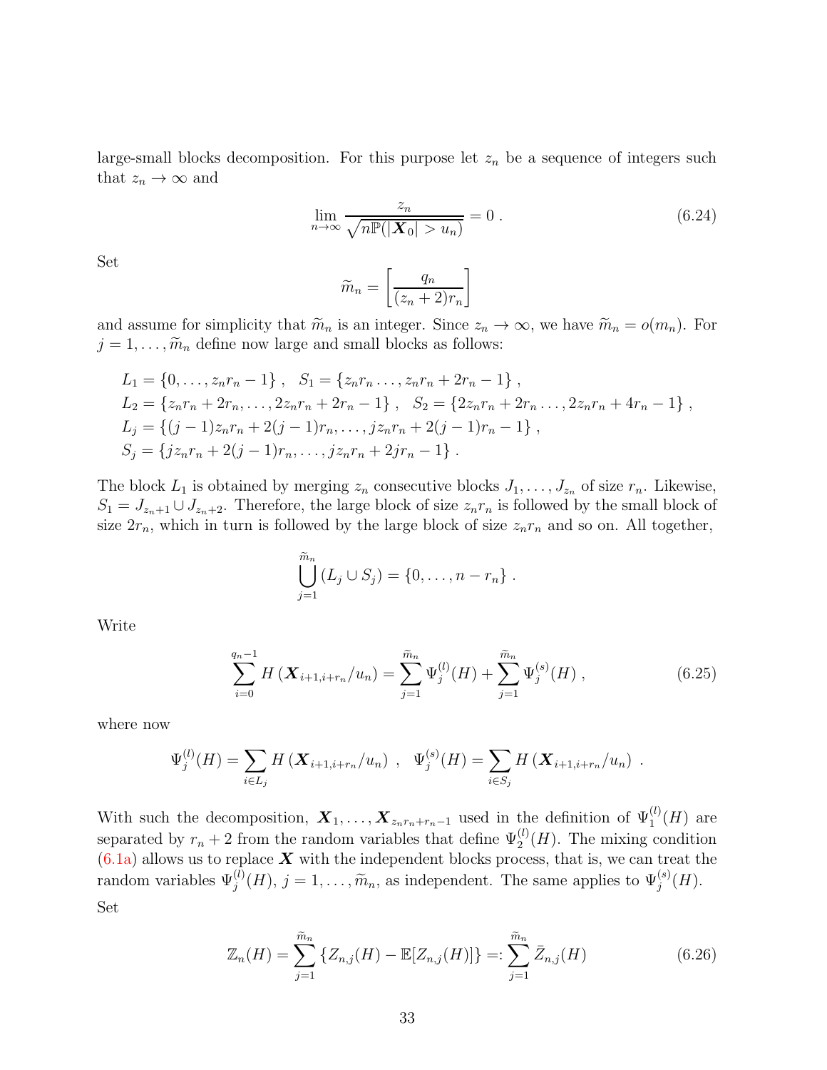large-small blocks decomposition. For this purpose let $z_n$ be a sequence of integers such that $z_n \to \infty$ and

$$\lim_{n\to\infty} \frac{z_n}{\sqrt{n\mathbb{P}(|\boldsymbol{X}_0| > u_n)}} = 0 \; . \tag{6.24}$$

Set

$$\widetilde{m}_n = \left[\frac{q_n}{(z_n+2)r_n}\right]$$

and assume for simplicity that $\widetilde{m}_n$ is an integer. Since $z_n \to \infty$, we have $\widetilde{m}_n = o(m_n)$. For $j = 1, \dots, \widetilde{m}_n$ define now large and small blocks as follows:

$$\begin{aligned}
&L_1 = \{0, \dots, z_n r_n - 1\} \; , \quad S_1 = \{z_n r_n \dots, z_n r_n + 2r_n - 1\} \; , \\
&L_2 = \{z_n r_n + 2r_n, \dots, 2z_n r_n + 2r_n - 1\} \; , \quad S_2 = \{2z_n r_n + 2r_n \dots, 2z_n r_n + 4r_n - 1\} \; , \\
&L_j = \{(j-1)z_n r_n + 2(j-1)r_n, \dots, jz_n r_n + 2(j-1)r_n - 1\} \; , \\
&S_j = \{jz_n r_n + 2(j-1)r_n, \dots, jz_n r_n + 2jr_n - 1\} \; .
\end{aligned}$$

The block $L_1$ is obtained by merging $z_n$ consecutive blocks $J_1, \dots, J_{z_n}$ of size $r_n$. Likewise, $S_1 = J_{z_n+1} \cup J_{z_n+2}$. Therefore, the large block of size $z_n r_n$ is followed by the small block of size $2r_n$, which in turn is followed by the large block of size $z_n r_n$ and so on. All together,

$$\bigcup_{j=1}^{\widetilde{m}_n} (L_j \cup S_j) = \{0, \dots, n - r_n\} \; .$$

Write

$$\sum_{i=0}^{q_n - 1} H\left(\boldsymbol{X}_{i+1,i+r_n}/u_n\right) = \sum_{j=1}^{\widetilde{m}_n} \Psi_j^{(l)}(H) + \sum_{j=1}^{\widetilde{m}_n} \Psi_j^{(s)}(H) \; , \tag{6.25}$$

where now

$$\Psi_j^{(l)}(H) = \sum_{i\in L_j} H\left(\boldsymbol{X}_{i+1,i+r_n}/u_n\right) \; , \quad \Psi_j^{(s)}(H) = \sum_{i\in S_j} H\left(\boldsymbol{X}_{i+1,i+r_n}/u_n\right) \; .$$

With such the decomposition, $\boldsymbol{X}_1, \dots, \boldsymbol{X}_{z_n r_n + r_n - 1}$ used in the definition of $\Psi_1^{(l)}(H)$ are separated by $r_n + 2$ from the random variables that define $\Psi_2^{(l)}(H)$. The mixing condition (6.1a) allows us to replace $\boldsymbol{X}$ with the independent blocks process, that is, we can treat the random variables $\Psi_j^{(l)}(H)$, $j = 1, \dots, \widetilde{m}_n$, as independent. The same applies to $\Psi_j^{(s)}(H)$.

Set

$$\mathbb{Z}_n(H) = \sum_{j=1}^{\widetilde{m}_n} \left\{Z_{n,j}(H) - \mathbb{E}[Z_{n,j}(H)]\right\} =: \sum_{j=1}^{\widetilde{m}_n} \bar{Z}_{n,j}(H) \tag{6.26}$$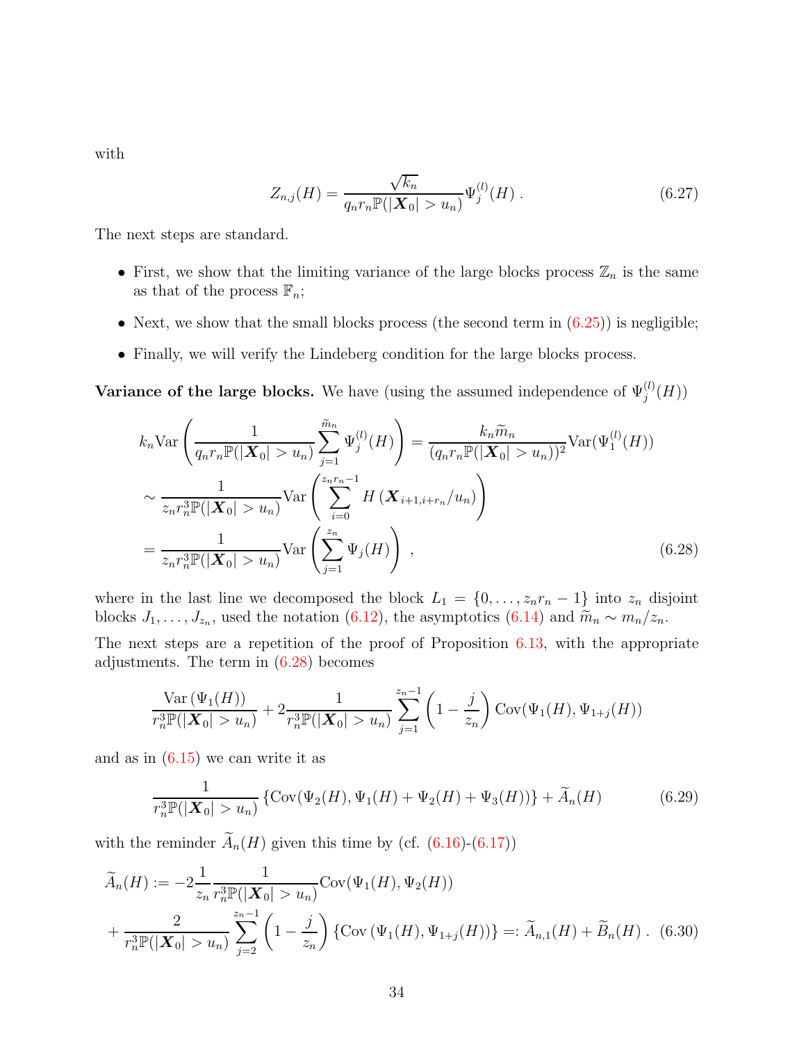with

$$
Z_{n,j}(H) = \frac{\sqrt{k_n}}{q_n r_n \mathbb{P}(|\boldsymbol{X}_0| > u_n)} \Psi_j^{(l)}(H) \; . \tag{6.27}
$$

The next steps are standard.

- First, we show that the limiting variance of the large blocks process $\mathbb{Z}_n$ is the same as that of the process $\mathbb{F}_n$;
- Next, we show that the small blocks process (the second term in (6.25)) is negligible;
- Finally, we will verify the Lindeberg condition for the large blocks process.

**Variance of the large blocks.** We have (using the assumed independence of $\Psi_j^{(l)}(H)$)

$$
\begin{aligned}
k_n \mathrm{Var}\left( \frac{1}{q_n r_n \mathbb{P}(|\boldsymbol{X}_0| > u_n)} \sum_{j=1}^{\widetilde{m}_n} \Psi_j^{(l)}(H) \right) &= \frac{k_n \widetilde{m}_n}{(q_n r_n \mathbb{P}(|\boldsymbol{X}_0| > u_n))^2} \mathrm{Var}(\Psi_1^{(l)}(H)) \\
&\sim \frac{1}{z_n r_n^3 \mathbb{P}(|\boldsymbol{X}_0| > u_n)} \mathrm{Var}\left( \sum_{i=0}^{z_n r_n - 1} H\left( \boldsymbol{X}_{i+1, i+r_n}/u_n \right) \right) \\
&= \frac{1}{z_n r_n^3 \mathbb{P}(|\boldsymbol{X}_0| > u_n)} \mathrm{Var}\left( \sum_{j=1}^{z_n} \Psi_j(H) \right) \; ,
\end{aligned} \tag{6.28}
$$

where in the last line we decomposed the block $L_1 = \{0, \ldots, z_n r_n - 1\}$ into $z_n$ disjoint blocks $J_1, \ldots, J_{z_n}$, used the notation (6.12), the asymptotics (6.14) and $\widetilde{m}_n \sim m_n / z_n$.

The next steps are a repetition of the proof of Proposition 6.13, with the appropriate adjustments. The term in (6.28) becomes

$$
\frac{\mathrm{Var}\left(\Psi_1(H)\right)}{r_n^3 \mathbb{P}(|\boldsymbol{X}_0| > u_n)} + 2 \frac{1}{r_n^3 \mathbb{P}(|\boldsymbol{X}_0| > u_n)} \sum_{j=1}^{z_n - 1} \left( 1 - \frac{j}{z_n} \right) \mathrm{Cov}(\Psi_1(H), \Psi_{1+j}(H))
$$

and as in (6.15) we can write it as

$$
\frac{1}{r_n^3 \mathbb{P}(|\boldsymbol{X}_0| > u_n)} \left\{ \mathrm{Cov}(\Psi_2(H), \Psi_1(H) + \Psi_2(H) + \Psi_3(H)) \right\} + \widetilde{A}_n(H) \tag{6.29}
$$

with the reminder $\widetilde{A}_n(H)$ given this time by (cf. (6.16)-(6.17))

$$
\begin{aligned}
\widetilde{A}_n(H) &:= -2 \frac{1}{z_n} \frac{1}{r_n^3 \mathbb{P}(|\boldsymbol{X}_0| > u_n)} \mathrm{Cov}(\Psi_1(H), \Psi_2(H)) \\
&+ \frac{2}{r_n^3 \mathbb{P}(|\boldsymbol{X}_0| > u_n)} \sum_{j=2}^{z_n - 1} \left( 1 - \frac{j}{z_n} \right) \left\{ \mathrm{Cov}\left( \Psi_1(H), \Psi_{1+j}(H) \right) \right\} =: \widetilde{A}_{n,1}(H) + \widetilde{B}_n(H) \; .
\end{aligned} \tag{6.30}
$$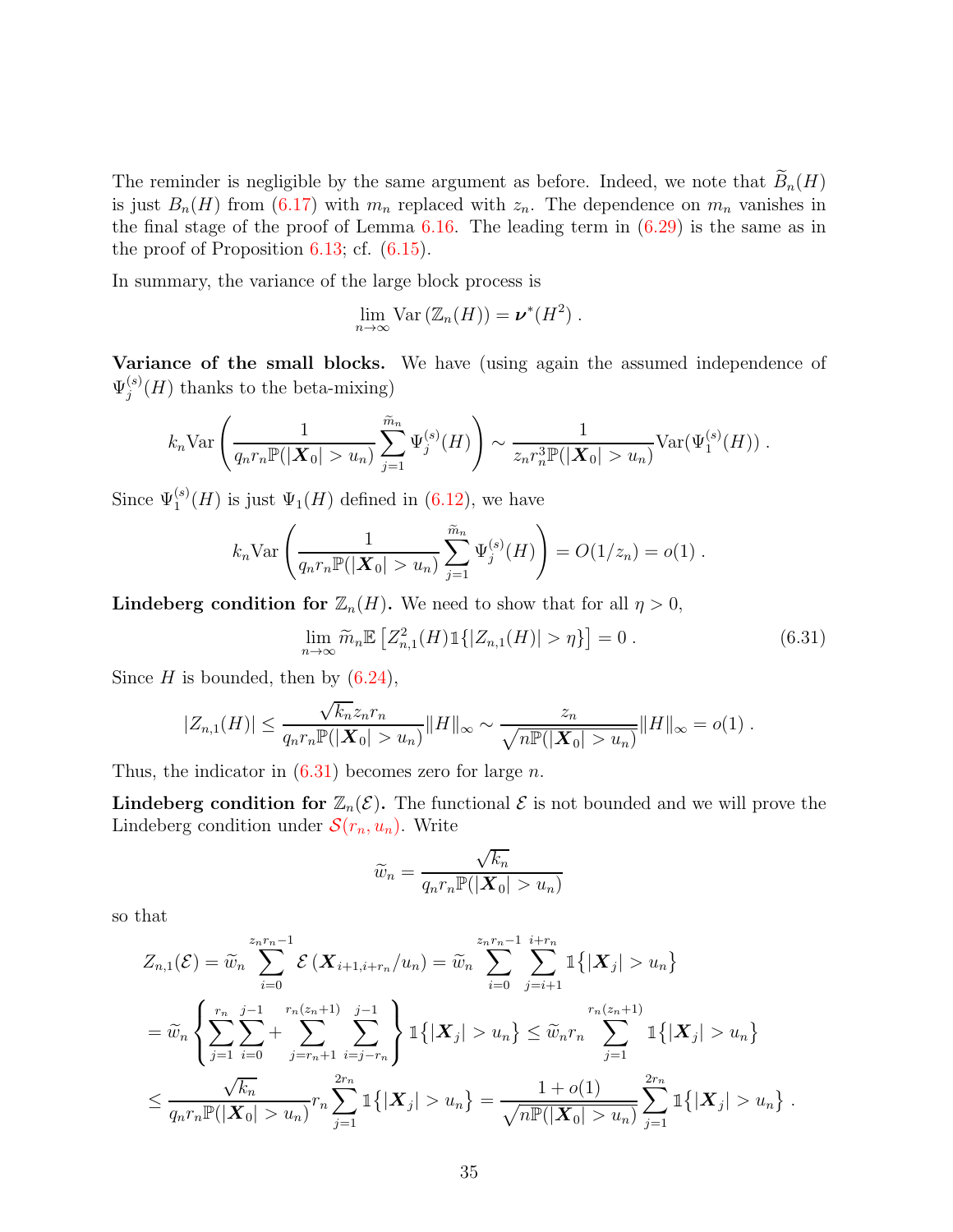The reminder is negligible by the same argument as before. Indeed, we note that $\widetilde{B}_n(H)$ is just $B_n(H)$ from (6.17) with $m_n$ replaced with $z_n$. The dependence on $m_n$ vanishes in the final stage of the proof of Lemma 6.16. The leading term in (6.29) is the same as in the proof of Proposition 6.13; cf. (6.15).

In summary, the variance of the large block process is

$$\lim_{n\to\infty} \mathrm{Var}\left(\mathbb{Z}_n(H)\right) = \boldsymbol{\nu}^*(H^2)\ .$$

**Variance of the small blocks.** We have (using again the assumed independence of $\Psi_j^{(s)}(H)$ thanks to the beta-mixing)

$$k_n \mathrm{Var}\left(\frac{1}{q_n r_n \mathbb{P}(|\boldsymbol{X}_0| > u_n)} \sum_{j=1}^{\widetilde{m}_n} \Psi_j^{(s)}(H)\right) \sim \frac{1}{z_n r_n^3 \mathbb{P}(|\boldsymbol{X}_0| > u_n)} \mathrm{Var}(\Psi_1^{(s)}(H))\ .$$

Since $\Psi_1^{(s)}(H)$ is just $\Psi_1(H)$ defined in (6.12), we have

$$k_n \mathrm{Var}\left(\frac{1}{q_n r_n \mathbb{P}(|\boldsymbol{X}_0| > u_n)} \sum_{j=1}^{\widetilde{m}_n} \Psi_j^{(s)}(H)\right) = O(1/z_n) = o(1)\ .$$

**Lindeberg condition for $\mathbb{Z}_n(H)$.** We need to show that for all $\eta > 0$,

$$\lim_{n\to\infty} \widetilde{m}_n \mathbb{E}\left[Z_{n,1}^2(H) \mathbb{1}\{|Z_{n,1}(H)| > \eta\}\right] = 0\ . \tag{6.31}$$

Since $H$ is bounded, then by (6.24),

$$|Z_{n,1}(H)| \le \frac{\sqrt{k_n} z_n r_n}{q_n r_n \mathbb{P}(|\boldsymbol{X}_0| > u_n)} \|H\|_\infty \sim \frac{z_n}{\sqrt{n \mathbb{P}(|\boldsymbol{X}_0| > u_n)}} \|H\|_\infty = o(1)\ .$$

Thus, the indicator in (6.31) becomes zero for large $n$.

**Lindeberg condition for $\mathbb{Z}_n(\mathcal{E})$.** The functional $\mathcal{E}$ is not bounded and we will prove the Lindeberg condition under $\mathcal{S}(r_n, u_n)$. Write

$$\widetilde{w}_n = \frac{\sqrt{k_n}}{q_n r_n \mathbb{P}(|\boldsymbol{X}_0| > u_n)}$$

so that

$$\begin{aligned}
Z_{n,1}(\mathcal{E}) &= \widetilde{w}_n \sum_{i=0}^{z_n r_n - 1} \mathcal{E}\left(\boldsymbol{X}_{i+1,i+r_n}/u_n\right) = \widetilde{w}_n \sum_{i=0}^{z_n r_n - 1} \sum_{j=i+1}^{i+r_n} \mathbb{1}\{|\boldsymbol{X}_j| > u_n\} \\
&= \widetilde{w}_n \left\{ \sum_{j=1}^{r_n} \sum_{i=0}^{j-1} + \sum_{j=r_n+1}^{r_n(z_n+1)} \sum_{i=j-r_n}^{j-1} \right\} \mathbb{1}\{|\boldsymbol{X}_j| > u_n\} \le \widetilde{w}_n r_n \sum_{j=1}^{r_n(z_n+1)} \mathbb{1}\{|\boldsymbol{X}_j| > u_n\} \\
&\le \frac{\sqrt{k_n}}{q_n r_n \mathbb{P}(|\boldsymbol{X}_0| > u_n)} r_n \sum_{j=1}^{2r_n} \mathbb{1}\{|\boldsymbol{X}_j| > u_n\} = \frac{1+o(1)}{\sqrt{n \mathbb{P}(|\boldsymbol{X}_0| > u_n)}} \sum_{j=1}^{2r_n} \mathbb{1}\{|\boldsymbol{X}_j| > u_n\}\ .
\end{aligned}$$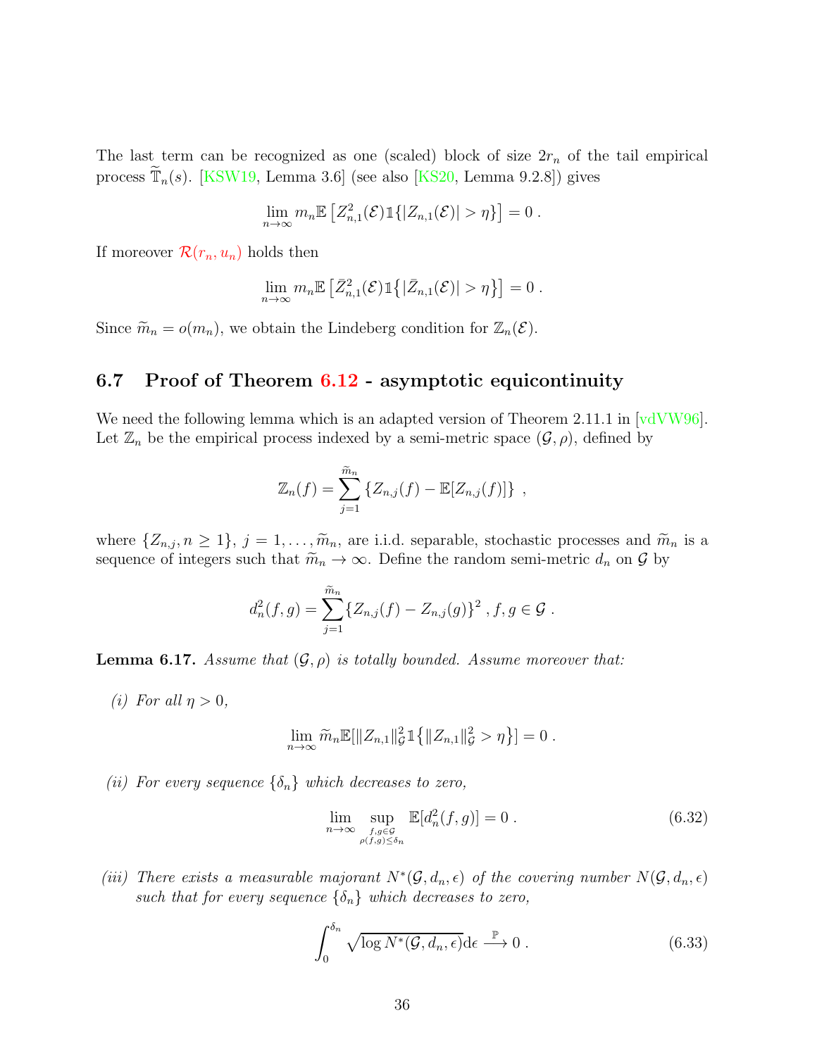The last term can be recognized as one (scaled) block of size $2r_n$ of the tail empirical process $\widetilde{\mathbb{T}}_n(s)$. [KSW19, Lemma 3.6] (see also [KS20, Lemma 9.2.8]) gives

$$\lim_{n\to\infty} m_n \mathbb{E}\left[Z_{n,1}^2(\mathcal{E})\mathbb{1}\{|Z_{n,1}(\mathcal{E})| > \eta\}\right] = 0 \ .$$

If moreover $\mathcal{R}(r_n, u_n)$ holds then

$$\lim_{n\to\infty} m_n \mathbb{E}\left[\bar{Z}_{n,1}^2(\mathcal{E})\mathbb{1}\big\{|\bar{Z}_{n,1}(\mathcal{E})| > \eta\big\}\right] = 0 \ .$$

Since $\widetilde{m}_n = o(m_n)$, we obtain the Lindeberg condition for $\mathbb{Z}_n(\mathcal{E})$.

### 6.7 Proof of Theorem 6.12 - asymptotic equicontinuity

We need the following lemma which is an adapted version of Theorem 2.11.1 in [vdVW96]. Let $\mathbb{Z}_n$ be the empirical process indexed by a semi-metric space $(\mathcal{G}, \rho)$, defined by

$$\mathbb{Z}_n(f) = \sum_{j=1}^{\widetilde{m}_n} \{Z_{n,j}(f) - \mathbb{E}[Z_{n,j}(f)]\} \ ,$$

where $\{Z_{n,j}, n \geq 1\}$, $j = 1, \ldots, \widetilde{m}_n$, are i.i.d. separable, stochastic processes and $\widetilde{m}_n$ is a sequence of integers such that $\widetilde{m}_n \to \infty$. Define the random semi-metric $d_n$ on $\mathcal{G}$ by

$$d_n^2(f,g) = \sum_{j=1}^{\widetilde{m}_n} \{Z_{n,j}(f) - Z_{n,j}(g)\}^2 \ , f, g \in \mathcal{G} \ .$$

**Lemma 6.17.** *Assume that $(\mathcal{G}, \rho)$ is totally bounded. Assume moreover that:*

*(i) For all $\eta > 0$,*

$$\lim_{n\to\infty} \widetilde{m}_n \mathbb{E}[\|Z_{n,1}\|_{\mathcal{G}}^2 \mathbb{1}\big\{\|Z_{n,1}\|_{\mathcal{G}}^2 > \eta\big\}] = 0 \ .$$

*(ii) For every sequence $\{\delta_n\}$ which decreases to zero,*

$$\lim_{n\to\infty} \sup_{\substack{f,g\in\mathcal{G} \\ \rho(f,g)\leq\delta_n}} \mathbb{E}[d_n^2(f,g)] = 0 \ . \tag{6.32}$$

*(iii) There exists a measurable majorant $N^*(\mathcal{G}, d_n, \epsilon)$ of the covering number $N(\mathcal{G}, d_n, \epsilon)$ such that for every sequence $\{\delta_n\}$ which decreases to zero,*

$$\int_0^{\delta_n} \sqrt{\log N^*(\mathcal{G}, d_n, \epsilon)}\mathrm{d}\epsilon \xrightarrow{\mathbb{P}} 0 \ . \tag{6.33}$$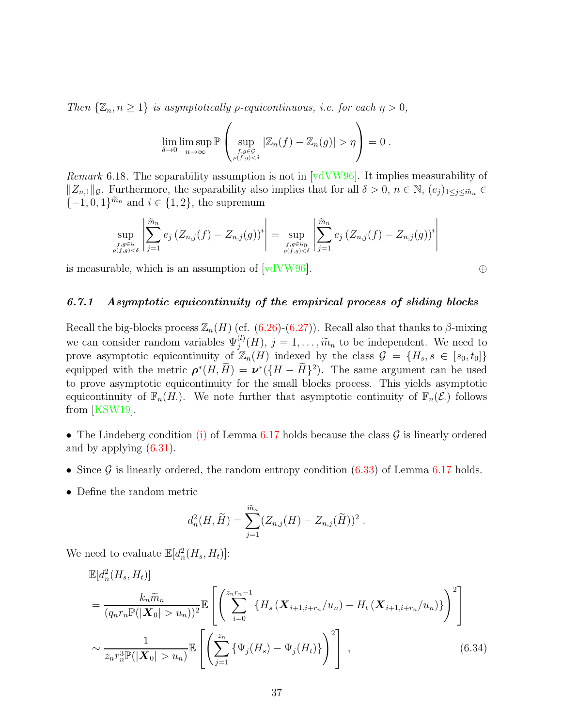*Then $\{\mathbb{Z}_n, n \geq 1\}$ is asymptotically $\rho$-equicontinuous, i.e. for each $\eta > 0$,*

$$\lim_{\delta\to 0}\limsup_{n\to\infty}\mathbb{P}\left(\sup_{\substack{f,g\in\mathcal{G}\\ \rho(f,g)<\delta}}|\mathbb{Z}_n(f)-\mathbb{Z}_n(g)|>\eta\right)=0\,.$$

*Remark* 6.18. The separability assumption is not in [vdVW96]. It implies measurability of $\|Z_{n,1}\|_{\mathcal{G}}$. Furthermore, the separability also implies that for all $\delta > 0$, $n \in \mathbb{N}$, $(e_j)_{1\leq j\leq \widetilde{m}_n} \in \{-1,0,1\}^{\widetilde{m}_n}$ and $i \in \{1,2\}$, the supremum

$$\sup_{\substack{f,g\in\mathcal{G}\\ \rho(f,g)<\delta}}\left|\sum_{j=1}^{\widetilde{m}_n}e_j\left(Z_{n,j}(f)-Z_{n,j}(g)\right)^i\right|=\sup_{\substack{f,g\in\mathcal{G}_0\\ \rho(f,g)<\delta}}\left|\sum_{j=1}^{\widetilde{m}_n}e_j\left(Z_{n,j}(f)-Z_{n,j}(g)\right)^i\right|$$

is measurable, which is an assumption of [vdVW96]. ⊕

### 6.7.1 *Asymptotic equicontinuity of the empirical process of sliding blocks*

Recall the big-blocks process $\mathbb{Z}_n(H)$ (cf. (6.26)-(6.27)). Recall also that thanks to $\beta$-mixing we can consider random variables $\Psi_j^{(l)}(H)$, $j = 1,\ldots,\widetilde{m}_n$ to be independent. We need to prove asymptotic equicontinuity of $\mathbb{Z}_n(H)$ indexed by the class $\mathcal{G} = \{H_s, s \in [s_0,t_0]\}$ equipped with the metric $\boldsymbol{\rho}^*(H,\widetilde{H}) = \boldsymbol{\nu}^*(\{H-\widetilde{H}\}^2)$. The same argument can be used to prove asymptotic equicontinuity for the small blocks process. This yields asymptotic equicontinuity of $\mathbb{F}_n(H_\cdot)$. We note further that asymptotic continuity of $\mathbb{F}_n(\mathcal{E}_\cdot)$ follows from [KSW19].

- The Lindeberg condition (i) of Lemma 6.17 holds because the class $\mathcal{G}$ is linearly ordered and by applying (6.31).
- Since $\mathcal{G}$ is linearly ordered, the random entropy condition (6.33) of Lemma 6.17 holds.
- Define the random metric

$$d_n^2(H,\widetilde{H})=\sum_{j=1}^{\widetilde{m}_n}(Z_{n,j}(H)-Z_{n,j}(\widetilde{H}))^2\,.$$

We need to evaluate $\mathbb{E}[d_n^2(H_s,H_t)]$:

$$\begin{aligned}
&\mathbb{E}[d_n^2(H_s,H_t)]\\
&=\frac{k_n\widetilde{m}_n}{(q_nr_n\mathbb{P}(|\boldsymbol{X}_0|>u_n))^2}\mathbb{E}\left[\left(\sum_{i=0}^{z_nr_n-1}\left\{H_s\left(\boldsymbol{X}_{i+1,i+r_n}/u_n\right)-H_t\left(\boldsymbol{X}_{i+1,i+r_n}/u_n\right)\right\}\right)^2\right]\\
&\sim\frac{1}{z_nr_n^3\mathbb{P}(|\boldsymbol{X}_0|>u_n)}\mathbb{E}\left[\left(\sum_{j=1}^{z_n}\left\{\Psi_j(H_s)-\Psi_j(H_t)\right\}\right)^2\right]\,, \qquad (6.34)
\end{aligned}$$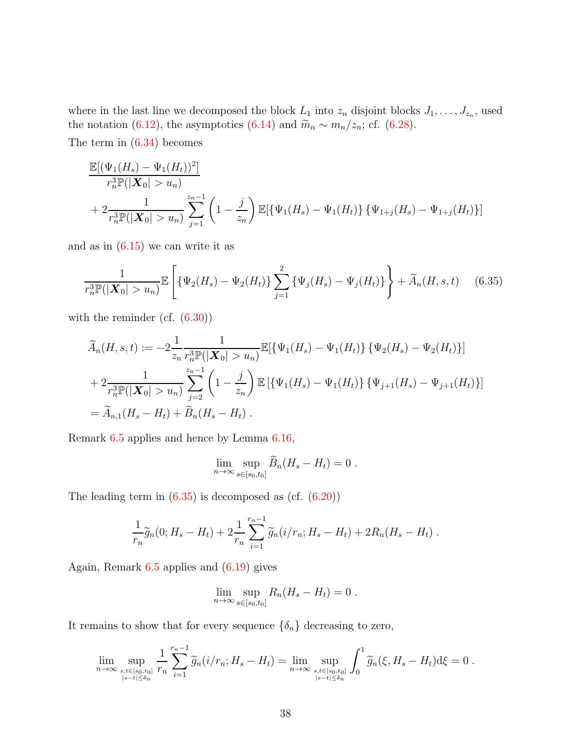where in the last line we decomposed the block $L_1$ into $z_n$ disjoint blocks $J_1, \ldots, J_{z_n}$, used the notation (6.12), the asymptotics (6.14) and $\widetilde{m}_n \sim m_n/z_n$; cf. (6.28).

The term in (6.34) becomes

$$
\frac{\mathbb{E}[(\Psi_1(H_s) - \Psi_1(H_t))^2]}{r_n^3 \mathbb{P}(|\boldsymbol{X}_0| > u_n)}
$$
$$
+ 2\frac{1}{r_n^3 \mathbb{P}(|\boldsymbol{X}_0| > u_n)} \sum_{j=1}^{z_n - 1} \left(1 - \frac{j}{z_n}\right) \mathbb{E}[\{\Psi_1(H_s) - \Psi_1(H_t)\}\{\Psi_{1+j}(H_s) - \Psi_{1+j}(H_t)\}]
$$

and as in (6.15) we can write it as

$$
\frac{1}{r_n^3 \mathbb{P}(|\boldsymbol{X}_0| > u_n)} \mathbb{E}\left[\{\Psi_2(H_s) - \Psi_2(H_t)\} \sum_{j=1}^{2} \{\Psi_j(H_s) - \Psi_j(H_t)\}\right] + \widetilde{A}_n(H, s, t) \tag{6.35}
$$

with the reminder (cf. (6.30))

$$
\begin{aligned}
\widetilde{A}_n(H, s, t) &:= -2\frac{1}{z_n} \frac{1}{r_n^3 \mathbb{P}(|\boldsymbol{X}_0| > u_n)} \mathbb{E}[\{\Psi_1(H_s) - \Psi_1(H_t)\}\{\Psi_2(H_s) - \Psi_2(H_t)\}] \\
&+ 2\frac{1}{r_n^3 \mathbb{P}(|\boldsymbol{X}_0| > u_n)} \sum_{j=2}^{z_n - 1} \left(1 - \frac{j}{z_n}\right) \mathbb{E}\left[\{\Psi_1(H_s) - \Psi_1(H_t)\}\{\Psi_{j+1}(H_s) - \Psi_{j+1}(H_t)\}\right] \\
&= \widetilde{A}_{n,1}(H_s - H_t) + \widetilde{B}_n(H_s - H_t) \; .
\end{aligned}
$$

Remark 6.5 applies and hence by Lemma 6.16,

$$
\lim_{n \to \infty} \sup_{s \in [s_0, t_0]} \widetilde{B}_n(H_s - H_t) = 0 \; .
$$

The leading term in (6.35) is decomposed as (cf. (6.20))

$$
\frac{1}{r_n} \widetilde{g}_n(0; H_s - H_t) + 2\frac{1}{r_n} \sum_{i=1}^{r_n - 1} \widetilde{g}_n(i/r_n; H_s - H_t) + 2R_n(H_s - H_t) \; .
$$

Again, Remark 6.5 applies and (6.19) gives

$$
\lim_{n \to \infty} \sup_{s \in [s_0, t_0]} R_n(H_s - H_t) = 0 \; .
$$

It remains to show that for every sequence $\{\delta_n\}$ decreasing to zero,

$$
\lim_{n \to \infty} \sup_{\substack{s,t \in [s_0, t_0] \\ |s - t| \le \delta_n}} \frac{1}{r_n} \sum_{i=1}^{r_n - 1} \widetilde{g}_n(i/r_n; H_s - H_t) = \lim_{n \to \infty} \sup_{\substack{s,t \in [s_0, t_0] \\ |s - t| \le \delta_n}} \int_0^1 \widetilde{g}_n(\xi, H_s - H_t) \mathrm{d}\xi = 0 \; .
$$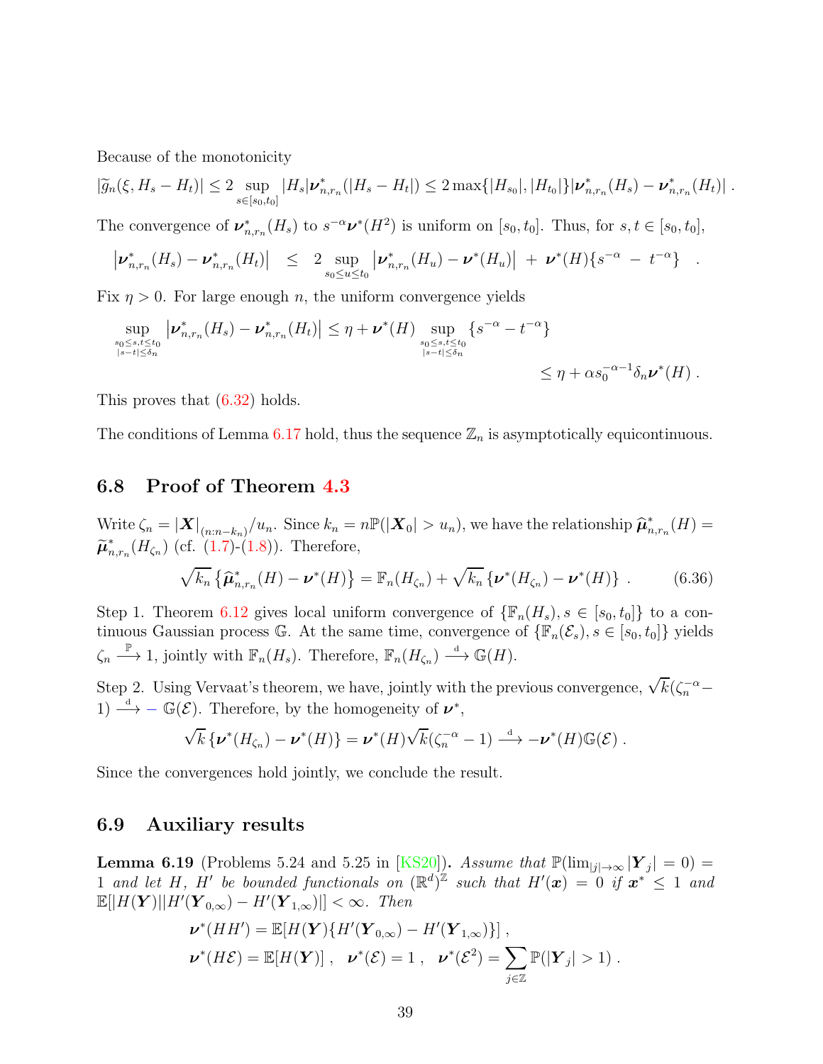Because of the monotonicity

$$|\widetilde{g}_n(\xi, H_s - H_t)| \le 2 \sup_{s\in[s_0,t_0]} |H_s| \boldsymbol{\nu}^*_{n,r_n}(|H_s - H_t|) \le 2\max\{|H_{s_0}|, |H_{t_0}|\} |\boldsymbol{\nu}^*_{n,r_n}(H_s) - \boldsymbol{\nu}^*_{n,r_n}(H_t)| \ .$$

The convergence of $\boldsymbol{\nu}^*_{n,r_n}(H_s)$ to $s^{-\alpha}\boldsymbol{\nu}^*(H^2)$ is uniform on $[s_0, t_0]$. Thus, for $s, t \in [s_0, t_0]$,

$$\left|\boldsymbol{\nu}^*_{n,r_n}(H_s) - \boldsymbol{\nu}^*_{n,r_n}(H_t)\right| \le 2 \sup_{s_0 \le u \le t_0} \left|\boldsymbol{\nu}^*_{n,r_n}(H_u) - \boldsymbol{\nu}^*(H_u)\right| + \boldsymbol{\nu}^*(H)\{s^{-\alpha} - t^{-\alpha}\} \ .$$

Fix $\eta > 0$. For large enough $n$, the uniform convergence yields

$$\begin{aligned}\sup_{\substack{s_0 \le s,t \le t_0 \\ |s-t| \le \delta_n}} \left|\boldsymbol{\nu}^*_{n,r_n}(H_s) - \boldsymbol{\nu}^*_{n,r_n}(H_t)\right| &\le \eta + \boldsymbol{\nu}^*(H) \sup_{\substack{s_0 \le s,t \le t_0 \\ |s-t| \le \delta_n}} \{s^{-\alpha} - t^{-\alpha}\} \\ &\le \eta + \alpha s_0^{-\alpha-1}\delta_n \boldsymbol{\nu}^*(H) \ .\end{aligned}$$

This proves that (6.32) holds.

The conditions of Lemma 6.17 hold, thus the sequence $\mathbb{Z}_n$ is asymptotically equicontinuous.

## 6.8 Proof of Theorem 4.3

Write $\zeta_n = |\boldsymbol{X}|_{(n:n-k_n)}/u_n$. Since $k_n = n\mathbb{P}(|\boldsymbol{X}_0| > u_n)$, we have the relationship $\widehat{\boldsymbol{\mu}}^*_{n,r_n}(H) = \widetilde{\boldsymbol{\mu}}^*_{n,r_n}(H_{\zeta_n})$ (cf. (1.7)-(1.8)). Therefore,

$$\sqrt{k_n}\left\{\widehat{\boldsymbol{\mu}}^*_{n,r_n}(H) - \boldsymbol{\nu}^*(H)\right\} = \mathbb{F}_n(H_{\zeta_n}) + \sqrt{k_n}\left\{\boldsymbol{\nu}^*(H_{\zeta_n}) - \boldsymbol{\nu}^*(H)\right\} \ . \tag{6.36}$$

Step 1. Theorem 6.12 gives local uniform convergence of $\{\mathbb{F}_n(H_s), s \in [s_0, t_0]\}$ to a continuous Gaussian process $\mathbb{G}$. At the same time, convergence of $\{\mathbb{F}_n(\mathcal{E}_s), s \in [s_0, t_0]\}$ yields $\zeta_n \xrightarrow{\mathbb{P}} 1$, jointly with $\mathbb{F}_n(H_s)$. Therefore, $\mathbb{F}_n(H_{\zeta_n}) \xrightarrow{\mathrm{d}} \mathbb{G}(H)$.

Step 2. Using Vervaat's theorem, we have, jointly with the previous convergence, $\sqrt{k}(\zeta_n^{-\alpha} - 1) \xrightarrow{\mathrm{d}} -\ \mathbb{G}(\mathcal{E})$. Therefore, by the homogeneity of $\boldsymbol{\nu}^*$,

$$\sqrt{k}\left\{\boldsymbol{\nu}^*(H_{\zeta_n}) - \boldsymbol{\nu}^*(H)\right\} = \boldsymbol{\nu}^*(H)\sqrt{k}(\zeta_n^{-\alpha} - 1) \xrightarrow{\mathrm{d}} -\boldsymbol{\nu}^*(H)\mathbb{G}(\mathcal{E}) \ .$$

Since the convergences hold jointly, we conclude the result.

## 6.9 Auxiliary results

**Lemma 6.19** (Problems 5.24 and 5.25 in [KS20]). *Assume that $\mathbb{P}(\lim_{|j|\to\infty} |\boldsymbol{Y}_j| = 0) = 1$ and let $H$, $H'$ be bounded functionals on $(\mathbb{R}^d)^{\mathbb{Z}}$ such that $H'(\boldsymbol{x}) = 0$ if $\boldsymbol{x}^* \le 1$ and $\mathbb{E}[|H(\boldsymbol{Y})||H'(\boldsymbol{Y}_{0,\infty}) - H'(\boldsymbol{Y}_{1,\infty})|] < \infty$. Then*

$$\begin{aligned}&\boldsymbol{\nu}^*(HH') = \mathbb{E}[H(\boldsymbol{Y})\{H'(\boldsymbol{Y}_{0,\infty}) - H'(\boldsymbol{Y}_{1,\infty})\}] \ , \\ &\boldsymbol{\nu}^*(H\mathcal{E}) = \mathbb{E}[H(\boldsymbol{Y})] \ , \quad \boldsymbol{\nu}^*(\mathcal{E}) = 1 \ , \quad \boldsymbol{\nu}^*(\mathcal{E}^2) = \sum_{j\in\mathbb{Z}} \mathbb{P}(|\boldsymbol{Y}_j| > 1) \ .\end{aligned}$$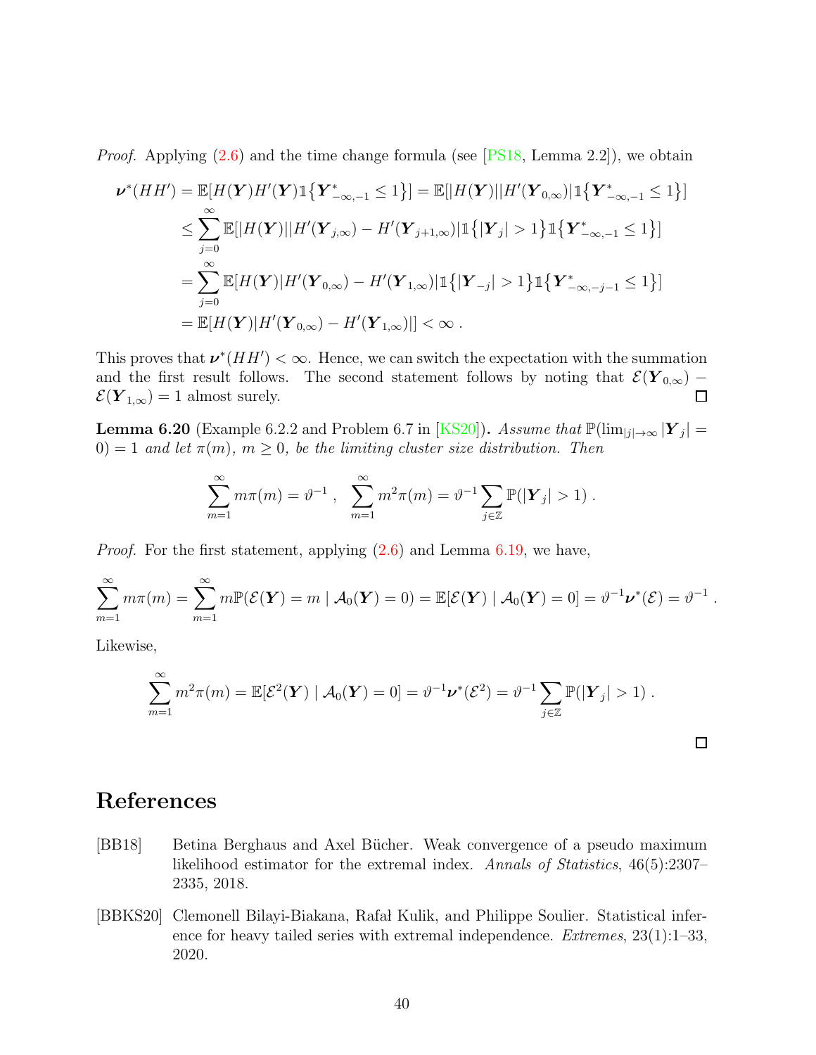*Proof.* Applying (2.6) and the time change formula (see [PS18, Lemma 2.2]), we obtain

$$
\begin{aligned}
\boldsymbol{\nu}^*(HH') &= \mathbb{E}[H(\boldsymbol{Y})H'(\boldsymbol{Y})\mathbb{1}\{\boldsymbol{Y}^*_{-\infty,-1} \le 1\}] = \mathbb{E}[|H(\boldsymbol{Y})||H'(\boldsymbol{Y}_{0,\infty})|\mathbb{1}\{\boldsymbol{Y}^*_{-\infty,-1} \le 1\}] \\
&\le \sum_{j=0}^{\infty} \mathbb{E}[|H(\boldsymbol{Y})||H'(\boldsymbol{Y}_{j,\infty}) - H'(\boldsymbol{Y}_{j+1,\infty})|\mathbb{1}\{|\boldsymbol{Y}_j| > 1\}\mathbb{1}\{\boldsymbol{Y}^*_{-\infty,-1} \le 1\}] \\
&= \sum_{j=0}^{\infty} \mathbb{E}[H(\boldsymbol{Y})|H'(\boldsymbol{Y}_{0,\infty}) - H'(\boldsymbol{Y}_{1,\infty})|\mathbb{1}\{|\boldsymbol{Y}_{-j}| > 1\}\mathbb{1}\{\boldsymbol{Y}^*_{-\infty,-j-1} \le 1\}] \\
&= \mathbb{E}[H(\boldsymbol{Y})|H'(\boldsymbol{Y}_{0,\infty}) - H'(\boldsymbol{Y}_{1,\infty})|] < \infty \; .
\end{aligned}
$$

This proves that $\boldsymbol{\nu}^*(HH') < \infty$. Hence, we can switch the expectation with the summation and the first result follows. The second statement follows by noting that $\mathcal{E}(\boldsymbol{Y}_{0,\infty}) - \mathcal{E}(\boldsymbol{Y}_{1,\infty}) = 1$ almost surely. ◻

**Lemma 6.20** (Example 6.2.2 and Problem 6.7 in [KS20])**.** *Assume that $\mathbb{P}(\lim_{|j|\to\infty} |\boldsymbol{Y}_j| = 0) = 1$ and let $\pi(m)$, $m \ge 0$, be the limiting cluster size distribution. Then*

$$
\sum_{m=1}^{\infty} m\pi(m) = \vartheta^{-1} \; , \quad \sum_{m=1}^{\infty} m^2\pi(m) = \vartheta^{-1} \sum_{j\in\mathbb{Z}} \mathbb{P}(|\boldsymbol{Y}_j| > 1) \; .
$$

*Proof.* For the first statement, applying (2.6) and Lemma 6.19, we have,

$$
\sum_{m=1}^{\infty} m\pi(m) = \sum_{m=1}^{\infty} m\mathbb{P}(\mathcal{E}(\boldsymbol{Y}) = m \mid \mathcal{A}_0(\boldsymbol{Y}) = 0) = \mathbb{E}[\mathcal{E}(\boldsymbol{Y}) \mid \mathcal{A}_0(\boldsymbol{Y}) = 0] = \vartheta^{-1}\boldsymbol{\nu}^*(\mathcal{E}) = \vartheta^{-1} \; .
$$

Likewise,

$$
\sum_{m=1}^{\infty} m^2\pi(m) = \mathbb{E}[\mathcal{E}^2(\boldsymbol{Y}) \mid \mathcal{A}_0(\boldsymbol{Y}) = 0] = \vartheta^{-1}\boldsymbol{\nu}^*(\mathcal{E}^2) = \vartheta^{-1} \sum_{j\in\mathbb{Z}} \mathbb{P}(|\boldsymbol{Y}_j| > 1) \; .
$$

◻

# References

[BB18] Betina Berghaus and Axel Bücher. Weak convergence of a pseudo maximum likelihood estimator for the extremal index. *Annals of Statistics*, 46(5):2307–2335, 2018.

[BBKS20] Clemonell Bilayi-Biakana, Rafał Kulik, and Philippe Soulier. Statistical inference for heavy tailed series with extremal independence. *Extremes*, 23(1):1–33, 2020.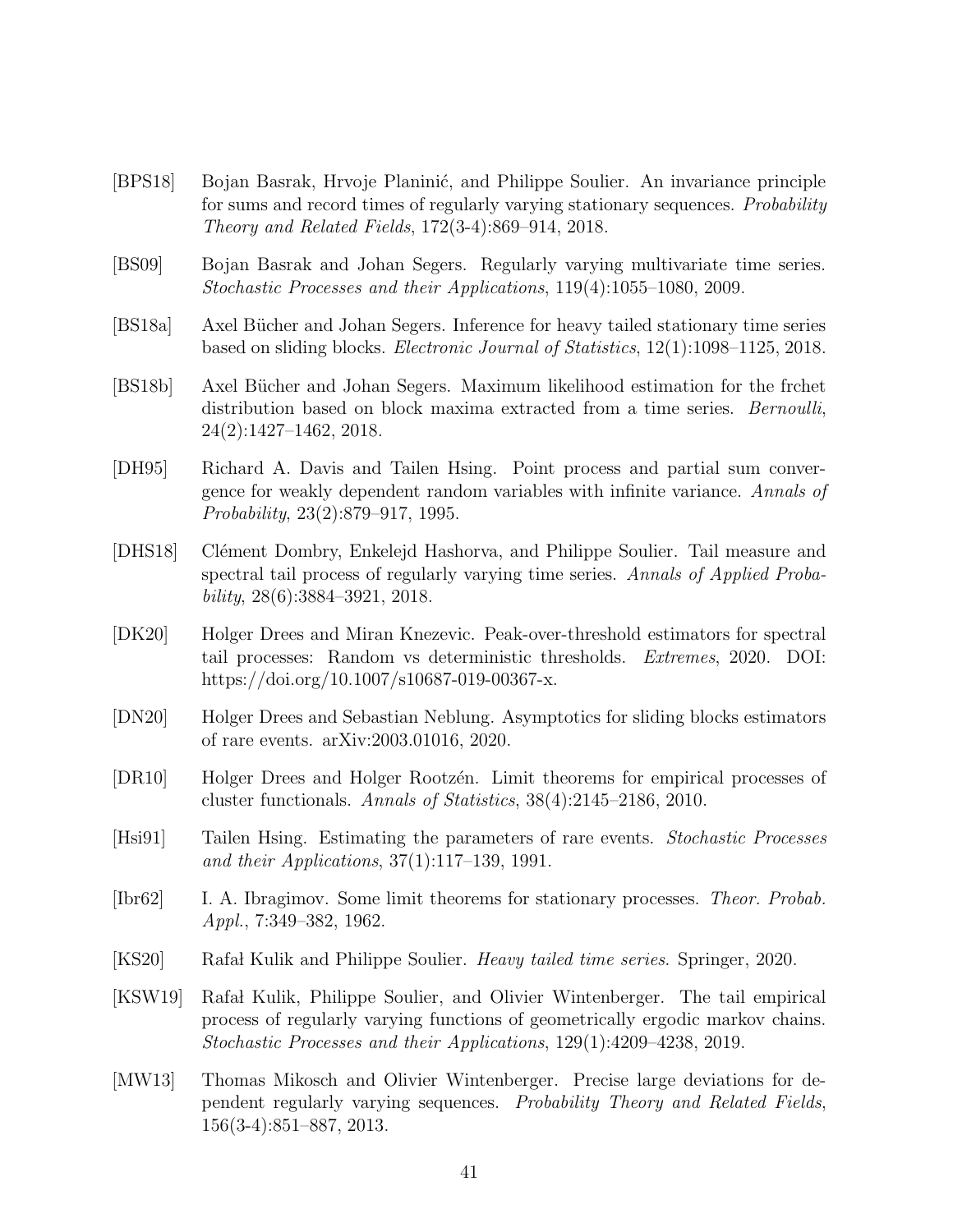[BPS18] Bojan Basrak, Hrvoje Planinić, and Philippe Soulier. An invariance principle for sums and record times of regularly varying stationary sequences. *Probability Theory and Related Fields*, 172(3-4):869–914, 2018.

[BS09] Bojan Basrak and Johan Segers. Regularly varying multivariate time series. *Stochastic Processes and their Applications*, 119(4):1055–1080, 2009.

[BS18a] Axel Bücher and Johan Segers. Inference for heavy tailed stationary time series based on sliding blocks. *Electronic Journal of Statistics*, 12(1):1098–1125, 2018.

[BS18b] Axel Bücher and Johan Segers. Maximum likelihood estimation for the frchet distribution based on block maxima extracted from a time series. *Bernoulli*, 24(2):1427–1462, 2018.

[DH95] Richard A. Davis and Tailen Hsing. Point process and partial sum convergence for weakly dependent random variables with infinite variance. *Annals of Probability*, 23(2):879–917, 1995.

[DHS18] Clément Dombry, Enkelejd Hashorva, and Philippe Soulier. Tail measure and spectral tail process of regularly varying time series. *Annals of Applied Probability*, 28(6):3884–3921, 2018.

[DK20] Holger Drees and Miran Knezevic. Peak-over-threshold estimators for spectral tail processes: Random vs deterministic thresholds. *Extremes*, 2020. DOI: https://doi.org/10.1007/s10687-019-00367-x.

[DN20] Holger Drees and Sebastian Neblung. Asymptotics for sliding blocks estimators of rare events. arXiv:2003.01016, 2020.

[DR10] Holger Drees and Holger Rootzén. Limit theorems for empirical processes of cluster functionals. *Annals of Statistics*, 38(4):2145–2186, 2010.

[Hsi91] Tailen Hsing. Estimating the parameters of rare events. *Stochastic Processes and their Applications*, 37(1):117–139, 1991.

[Ibr62] I. A. Ibragimov. Some limit theorems for stationary processes. *Theor. Probab. Appl.*, 7:349–382, 1962.

[KS20] Rafał Kulik and Philippe Soulier. *Heavy tailed time series*. Springer, 2020.

[KSW19] Rafał Kulik, Philippe Soulier, and Olivier Wintenberger. The tail empirical process of regularly varying functions of geometrically ergodic markov chains. *Stochastic Processes and their Applications*, 129(1):4209–4238, 2019.

[MW13] Thomas Mikosch and Olivier Wintenberger. Precise large deviations for dependent regularly varying sequences. *Probability Theory and Related Fields*, 156(3-4):851–887, 2013.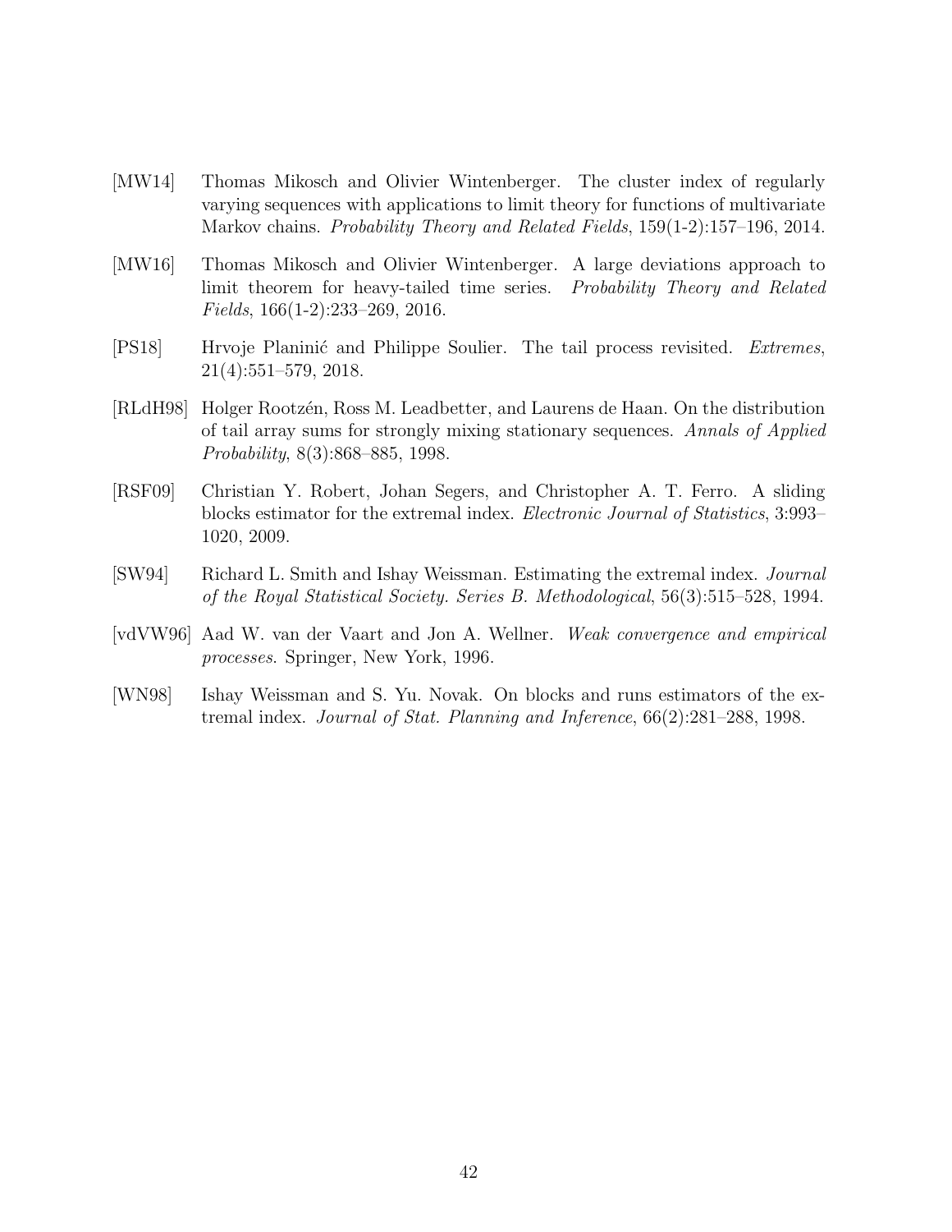[MW14] Thomas Mikosch and Olivier Wintenberger. The cluster index of regularly varying sequences with applications to limit theory for functions of multivariate Markov chains. *Probability Theory and Related Fields*, 159(1-2):157–196, 2014.

[MW16] Thomas Mikosch and Olivier Wintenberger. A large deviations approach to limit theorem for heavy-tailed time series. *Probability Theory and Related Fields*, 166(1-2):233–269, 2016.

[PS18] Hrvoje Planinić and Philippe Soulier. The tail process revisited. *Extremes*, 21(4):551–579, 2018.

[RLdH98] Holger Rootzén, Ross M. Leadbetter, and Laurens de Haan. On the distribution of tail array sums for strongly mixing stationary sequences. *Annals of Applied Probability*, 8(3):868–885, 1998.

[RSF09] Christian Y. Robert, Johan Segers, and Christopher A. T. Ferro. A sliding blocks estimator for the extremal index. *Electronic Journal of Statistics*, 3:993–1020, 2009.

[SW94] Richard L. Smith and Ishay Weissman. Estimating the extremal index. *Journal of the Royal Statistical Society. Series B. Methodological*, 56(3):515–528, 1994.

[vdVW96] Aad W. van der Vaart and Jon A. Wellner. *Weak convergence and empirical processes*. Springer, New York, 1996.

[WN98] Ishay Weissman and S. Yu. Novak. On blocks and runs estimators of the extremal index. *Journal of Stat. Planning and Inference*, 66(2):281–288, 1998.